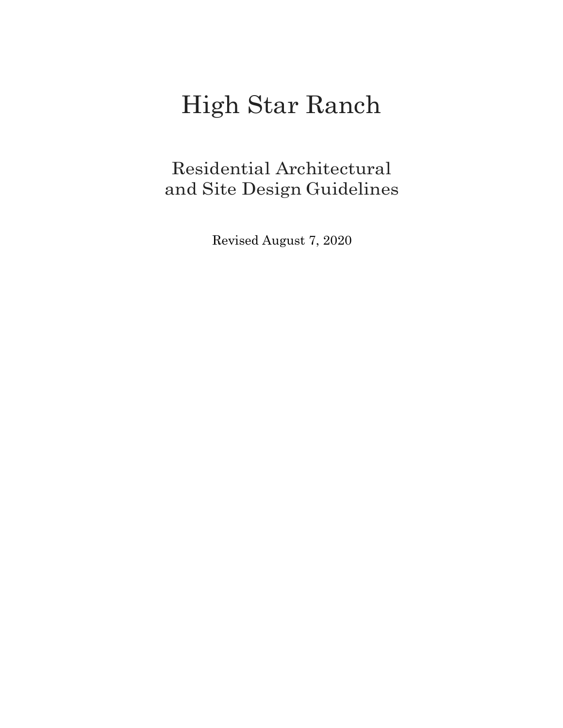# High Star Ranch

## Residential Architectural and Site Design Guidelines

Revised August 7, 2020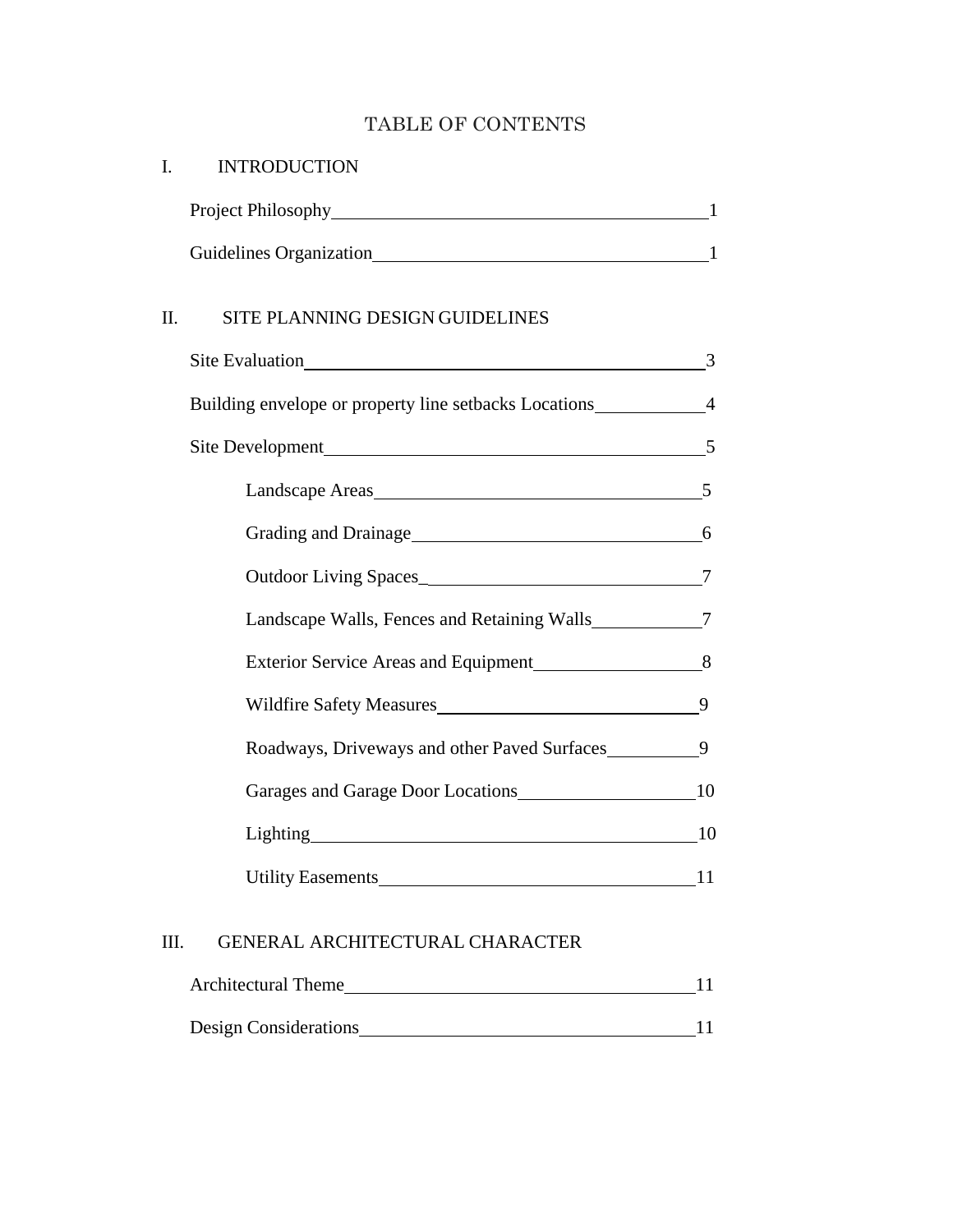# TABLE OF CONTENTS

## I. INTRODUCTION

| | |
|---|---|
| Project Philosophy | 1 |
| Guidelines Organization | 1 |

## II. SITE PLANNING DESIGN GUIDELINES

| | |
|---|---|
| Site Evaluation | 3 |
| Building envelope or property line setbacks Locations | 4 |
| Site Development | 5 |
| &nbsp;&nbsp;&nbsp;&nbsp;Landscape Areas | 5 |
| &nbsp;&nbsp;&nbsp;&nbsp;Grading and Drainage | 6 |
| &nbsp;&nbsp;&nbsp;&nbsp;Outdoor Living Spaces | 7 |
| &nbsp;&nbsp;&nbsp;&nbsp;Landscape Walls, Fences and Retaining Walls | 7 |
| &nbsp;&nbsp;&nbsp;&nbsp;Exterior Service Areas and Equipment | 8 |
| &nbsp;&nbsp;&nbsp;&nbsp;Wildfire Safety Measures | 9 |
| &nbsp;&nbsp;&nbsp;&nbsp;Roadways, Driveways and other Paved Surfaces | 9 |
| &nbsp;&nbsp;&nbsp;&nbsp;Garages and Garage Door Locations | 10 |
| &nbsp;&nbsp;&nbsp;&nbsp;Lighting | 10 |
| &nbsp;&nbsp;&nbsp;&nbsp;Utility Easements | 11 |

## III. GENERAL ARCHITECTURAL CHARACTER

| | |
|---|---|
| Architectural Theme | 11 |
| Design Considerations | 11 |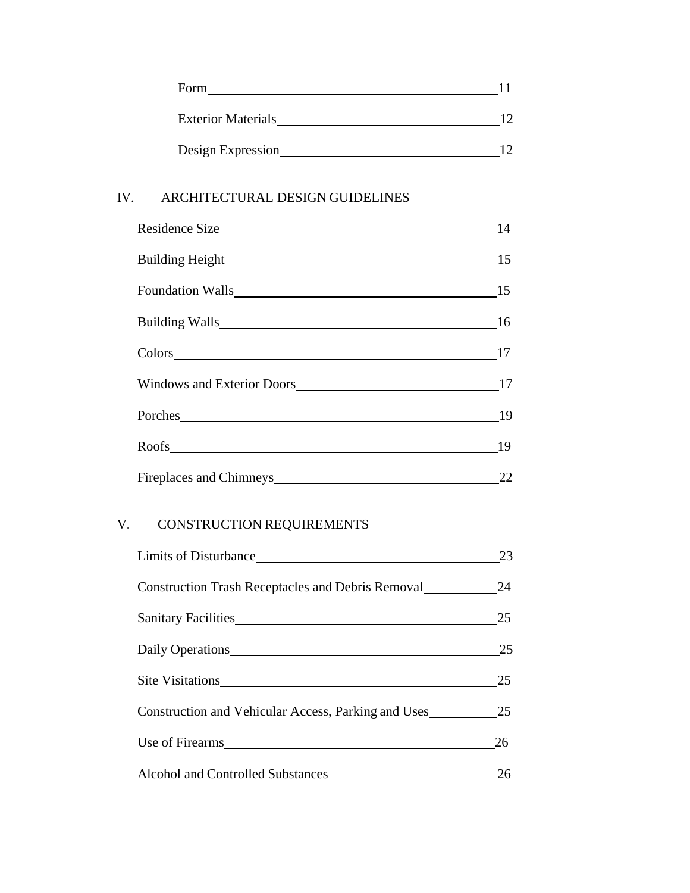Form 11

Exterior Materials 12

Design Expression 12

IV. ARCHITECTURAL DESIGN GUIDELINES

Residence Size 14

Building Height 15

Foundation Walls 15

Building Walls 16

Colors 17

Windows and Exterior Doors 17

Porches 19

Roofs 19

Fireplaces and Chimneys 22

V. CONSTRUCTION REQUIREMENTS

Limits of Disturbance 23

Construction Trash Receptacles and Debris Removal 24

Sanitary Facilities 25

Daily Operations 25

Site Visitations 25

Construction and Vehicular Access, Parking and Uses 25

Use of Firearms 26

Alcohol and Controlled Substances 26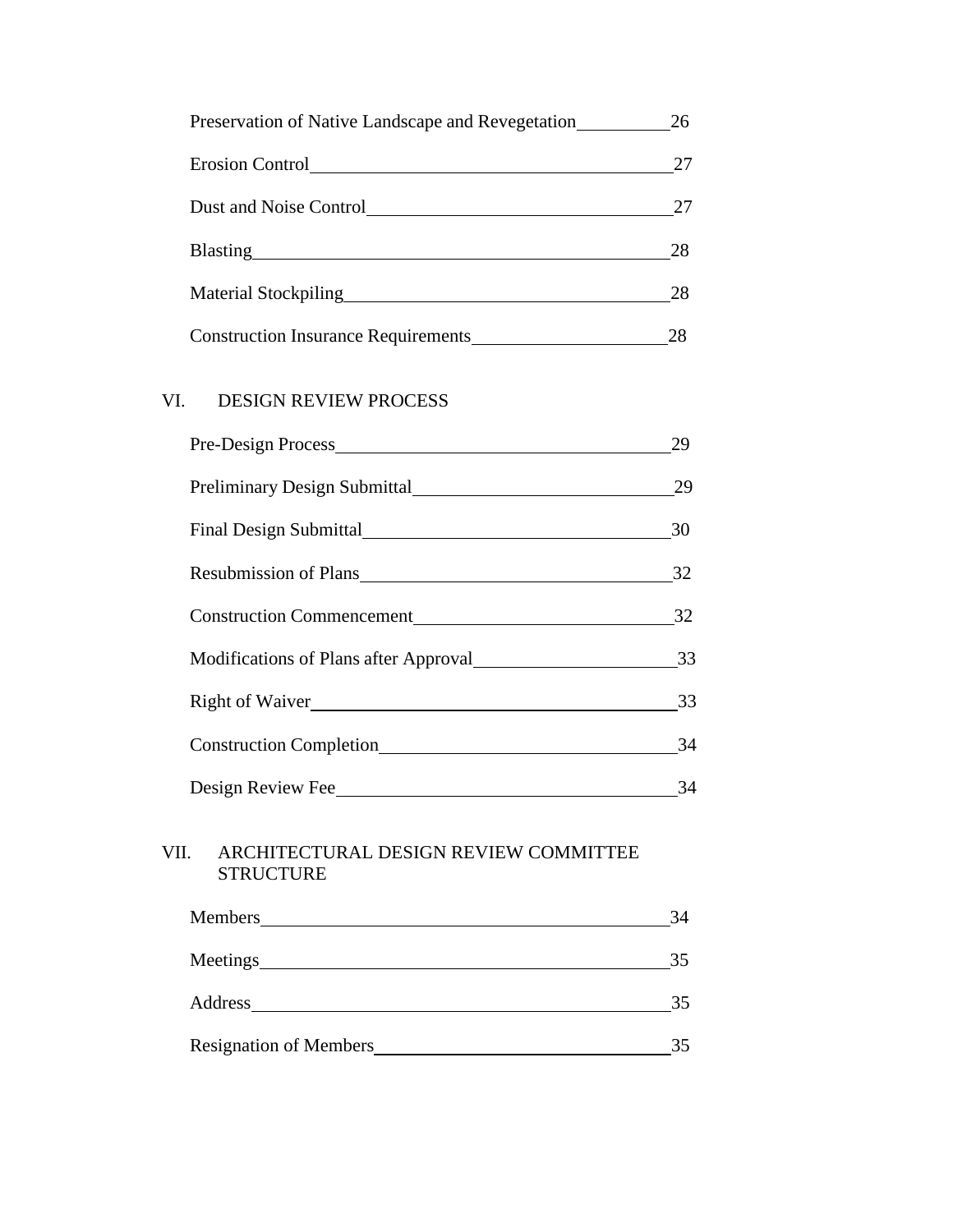Preservation of Native Landscape and Revegetation 26

Erosion Control 27

Dust and Noise Control 27

Blasting 28

Material Stockpiling 28

Construction Insurance Requirements 28

## VI. DESIGN REVIEW PROCESS

Pre-Design Process 29

Preliminary Design Submittal 29

Final Design Submittal 30

Resubmission of Plans 32

Construction Commencement 32

Modifications of Plans after Approval 33

Right of Waiver 33

Construction Completion 34

Design Review Fee 34

## VII. ARCHITECTURAL DESIGN REVIEW COMMITTEE STRUCTURE

Members 34

Meetings 35

Address 35

Resignation of Members 35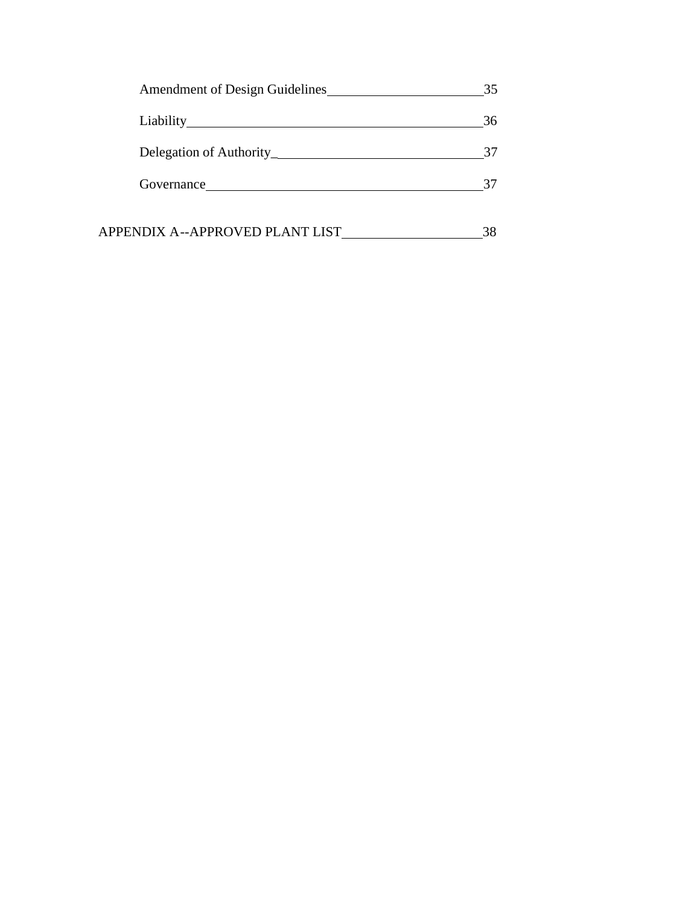Amendment of Design Guidelines 35

Liability 36

Delegation of Authority 37

Governance 37

APPENDIX A--APPROVED PLANT LIST 38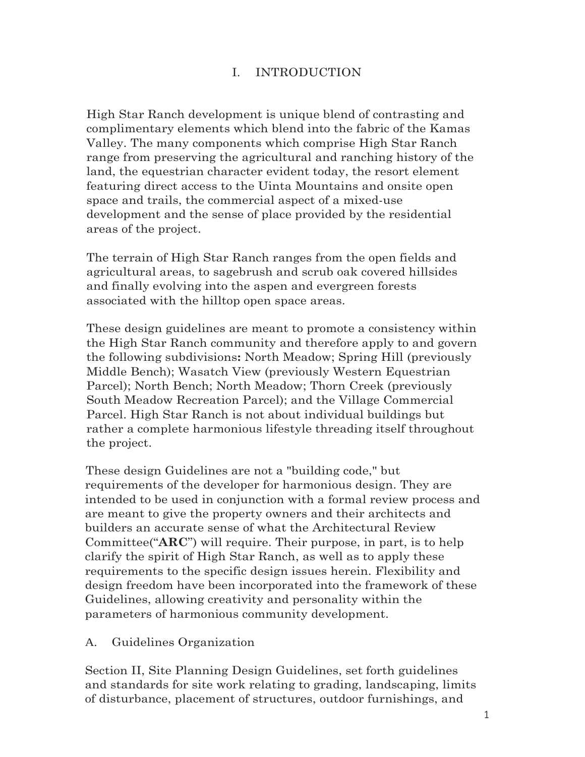# I. INTRODUCTION

High Star Ranch development is unique blend of contrasting and complimentary elements which blend into the fabric of the Kamas Valley. The many components which comprise High Star Ranch range from preserving the agricultural and ranching history of the land, the equestrian character evident today, the resort element featuring direct access to the Uinta Mountains and onsite open space and trails, the commercial aspect of a mixed-use development and the sense of place provided by the residential areas of the project.

The terrain of High Star Ranch ranges from the open fields and agricultural areas, to sagebrush and scrub oak covered hillsides and finally evolving into the aspen and evergreen forests associated with the hilltop open space areas.

These design guidelines are meant to promote a consistency within the High Star Ranch community and therefore apply to and govern the following subdivisions**:** North Meadow; Spring Hill (previously Middle Bench); Wasatch View (previously Western Equestrian Parcel); North Bench; North Meadow; Thorn Creek (previously South Meadow Recreation Parcel); and the Village Commercial Parcel. High Star Ranch is not about individual buildings but rather a complete harmonious lifestyle threading itself throughout the project.

These design Guidelines are not a "building code," but requirements of the developer for harmonious design. They are intended to be used in conjunction with a formal review process and are meant to give the property owners and their architects and builders an accurate sense of what the Architectural Review Committee("**ARC**") will require. Their purpose, in part, is to help clarify the spirit of High Star Ranch, as well as to apply these requirements to the specific design issues herein. Flexibility and design freedom have been incorporated into the framework of these Guidelines, allowing creativity and personality within the parameters of harmonious community development.

## A. Guidelines Organization

Section II, Site Planning Design Guidelines, set forth guidelines and standards for site work relating to grading, landscaping, limits of disturbance, placement of structures, outdoor furnishings, and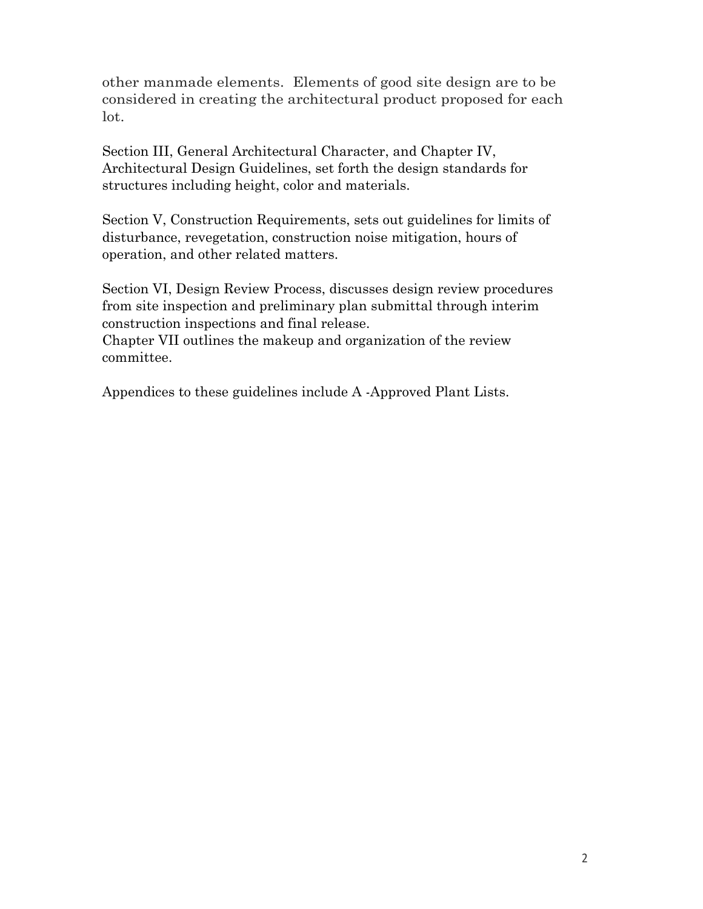other manmade elements. Elements of good site design are to be considered in creating the architectural product proposed for each lot.

Section III, General Architectural Character, and Chapter IV, Architectural Design Guidelines, set forth the design standards for structures including height, color and materials.

Section V, Construction Requirements, sets out guidelines for limits of disturbance, revegetation, construction noise mitigation, hours of operation, and other related matters.

Section VI, Design Review Process, discusses design review procedures from site inspection and preliminary plan submittal through interim construction inspections and final release.
Chapter VII outlines the makeup and organization of the review committee.

Appendices to these guidelines include A -Approved Plant Lists.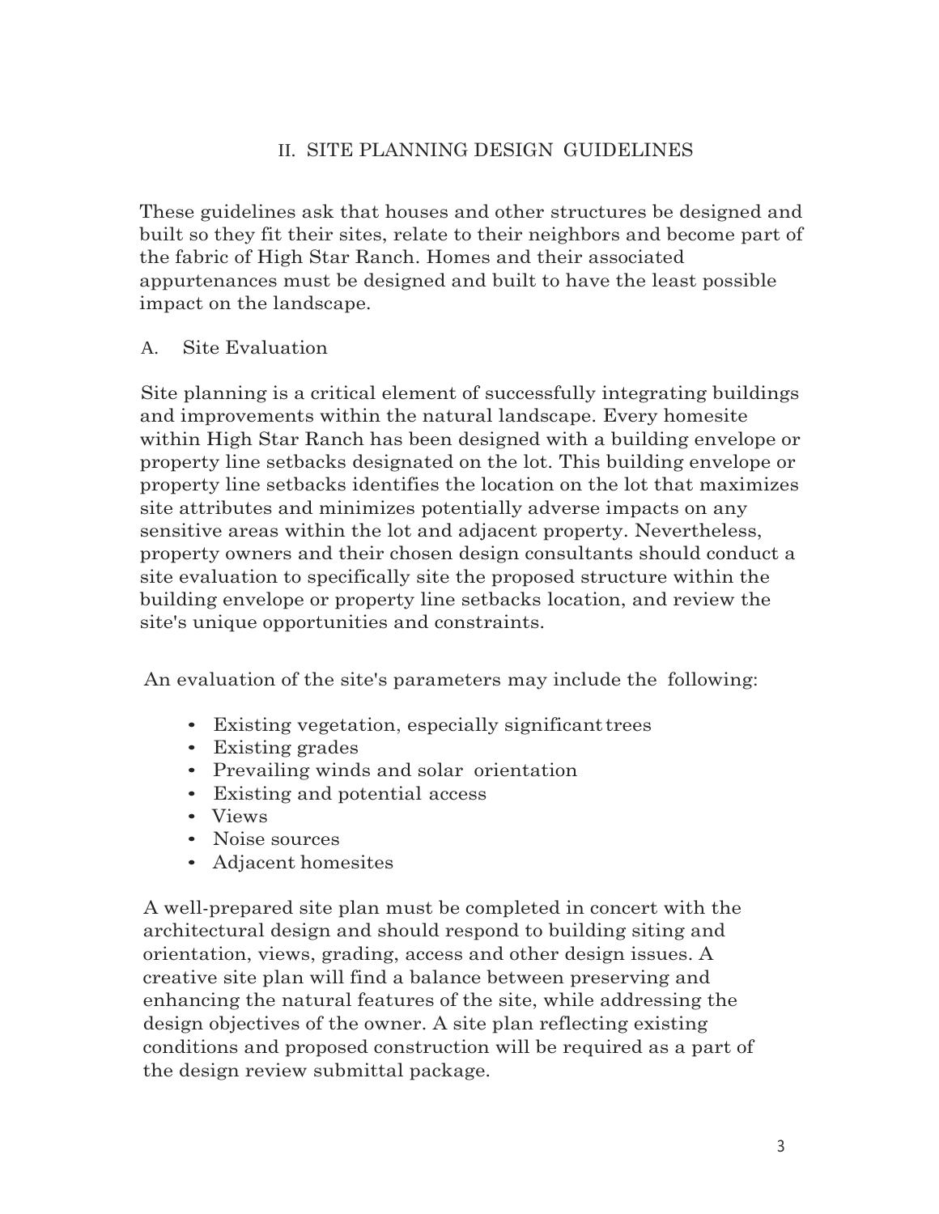## II. SITE PLANNING DESIGN GUIDELINES

These guidelines ask that houses and other structures be designed and built so they fit their sites, relate to their neighbors and become part of the fabric of High Star Ranch. Homes and their associated appurtenances must be designed and built to have the least possible impact on the landscape.

### A. Site Evaluation

Site planning is a critical element of successfully integrating buildings and improvements within the natural landscape. Every homesite within High Star Ranch has been designed with a building envelope or property line setbacks designated on the lot. This building envelope or property line setbacks identifies the location on the lot that maximizes site attributes and minimizes potentially adverse impacts on any sensitive areas within the lot and adjacent property. Nevertheless, property owners and their chosen design consultants should conduct a site evaluation to specifically site the proposed structure within the building envelope or property line setbacks location, and review the site's unique opportunities and constraints.

An evaluation of the site's parameters may include the following:

- Existing vegetation, especially significant trees
- Existing grades
- Prevailing winds and solar orientation
- Existing and potential access
- Views
- Noise sources
- Adjacent homesites

A well-prepared site plan must be completed in concert with the architectural design and should respond to building siting and orientation, views, grading, access and other design issues. A creative site plan will find a balance between preserving and enhancing the natural features of the site, while addressing the design objectives of the owner. A site plan reflecting existing conditions and proposed construction will be required as a part of the design review submittal package.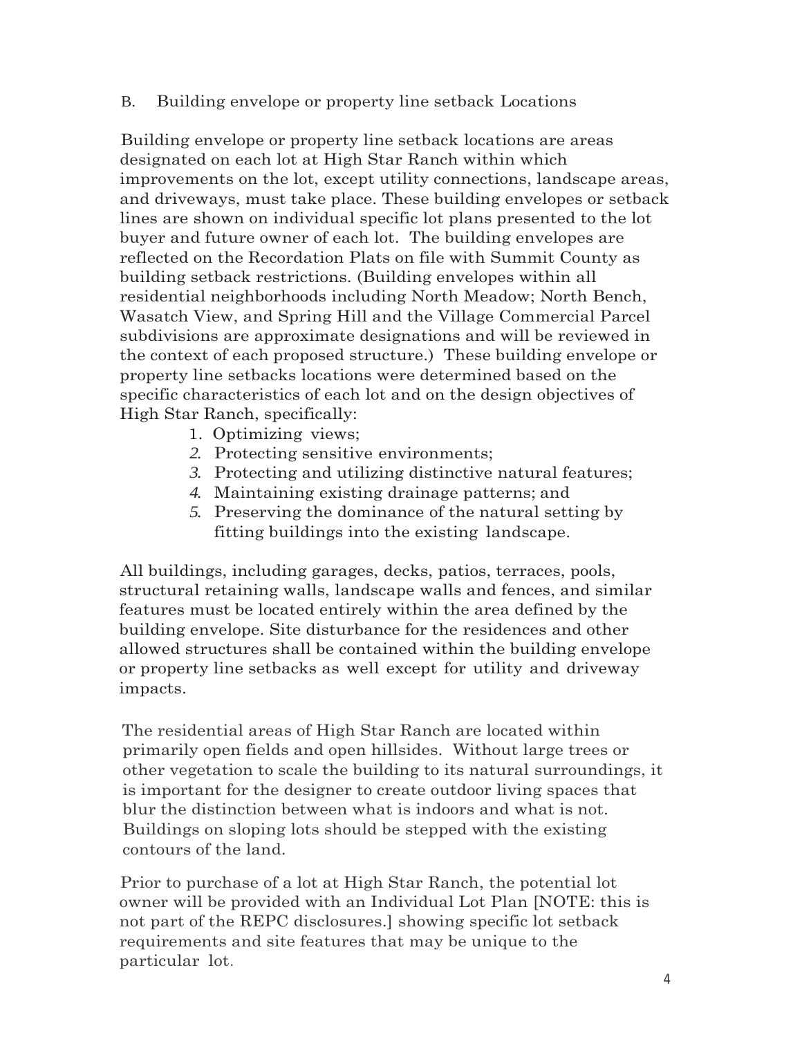B. Building envelope or property line setback Locations

Building envelope or property line setback locations are areas designated on each lot at High Star Ranch within which improvements on the lot, except utility connections, landscape areas, and driveways, must take place. These building envelopes or setback lines are shown on individual specific lot plans presented to the lot buyer and future owner of each lot. The building envelopes are reflected on the Recordation Plats on file with Summit County as building setback restrictions. (Building envelopes within all residential neighborhoods including North Meadow; North Bench, Wasatch View, and Spring Hill and the Village Commercial Parcel subdivisions are approximate designations and will be reviewed in the context of each proposed structure.) These building envelope or property line setbacks locations were determined based on the specific characteristics of each lot and on the design objectives of High Star Ranch, specifically:

1. Optimizing views;
2. Protecting sensitive environments;
3. Protecting and utilizing distinctive natural features;
4. Maintaining existing drainage patterns; and
5. Preserving the dominance of the natural setting by fitting buildings into the existing landscape.

All buildings, including garages, decks, patios, terraces, pools, structural retaining walls, landscape walls and fences, and similar features must be located entirely within the area defined by the building envelope. Site disturbance for the residences and other allowed structures shall be contained within the building envelope or property line setbacks as well except for utility and driveway impacts.

The residential areas of High Star Ranch are located within primarily open fields and open hillsides. Without large trees or other vegetation to scale the building to its natural surroundings, it is important for the designer to create outdoor living spaces that blur the distinction between what is indoors and what is not. Buildings on sloping lots should be stepped with the existing contours of the land.

Prior to purchase of a lot at High Star Ranch, the potential lot owner will be provided with an Individual Lot Plan [NOTE: this is not part of the REPC disclosures.] showing specific lot setback requirements and site features that may be unique to the particular lot.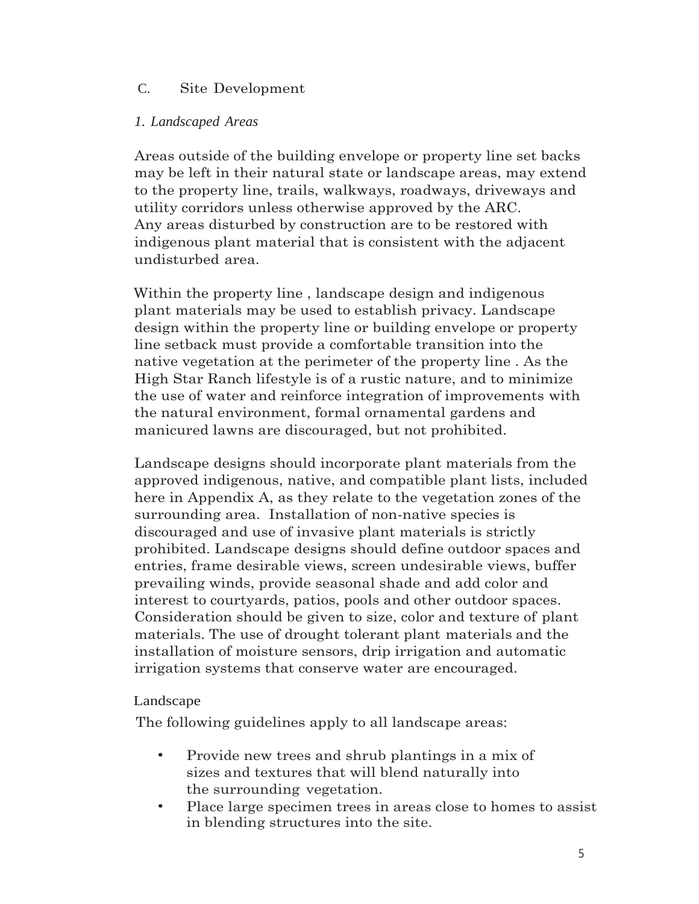## C. Site Development

### *1. Landscaped Areas*

Areas outside of the building envelope or property line set backs may be left in their natural state or landscape areas, may extend to the property line, trails, walkways, roadways, driveways and utility corridors unless otherwise approved by the ARC. Any areas disturbed by construction are to be restored with indigenous plant material that is consistent with the adjacent undisturbed area.

Within the property line , landscape design and indigenous plant materials may be used to establish privacy. Landscape design within the property line or building envelope or property line setback must provide a comfortable transition into the native vegetation at the perimeter of the property line . As the High Star Ranch lifestyle is of a rustic nature, and to minimize the use of water and reinforce integration of improvements with the natural environment, formal ornamental gardens and manicured lawns are discouraged, but not prohibited.

Landscape designs should incorporate plant materials from the approved indigenous, native, and compatible plant lists, included here in Appendix A, as they relate to the vegetation zones of the surrounding area. Installation of non-native species is discouraged and use of invasive plant materials is strictly prohibited. Landscape designs should define outdoor spaces and entries, frame desirable views, screen undesirable views, buffer prevailing winds, provide seasonal shade and add color and interest to courtyards, patios, pools and other outdoor spaces. Consideration should be given to size, color and texture of plant materials. The use of drought tolerant plant materials and the installation of moisture sensors, drip irrigation and automatic irrigation systems that conserve water are encouraged.

Landscape

The following guidelines apply to all landscape areas:

- Provide new trees and shrub plantings in a mix of sizes and textures that will blend naturally into the surrounding vegetation.
- Place large specimen trees in areas close to homes to assist in blending structures into the site.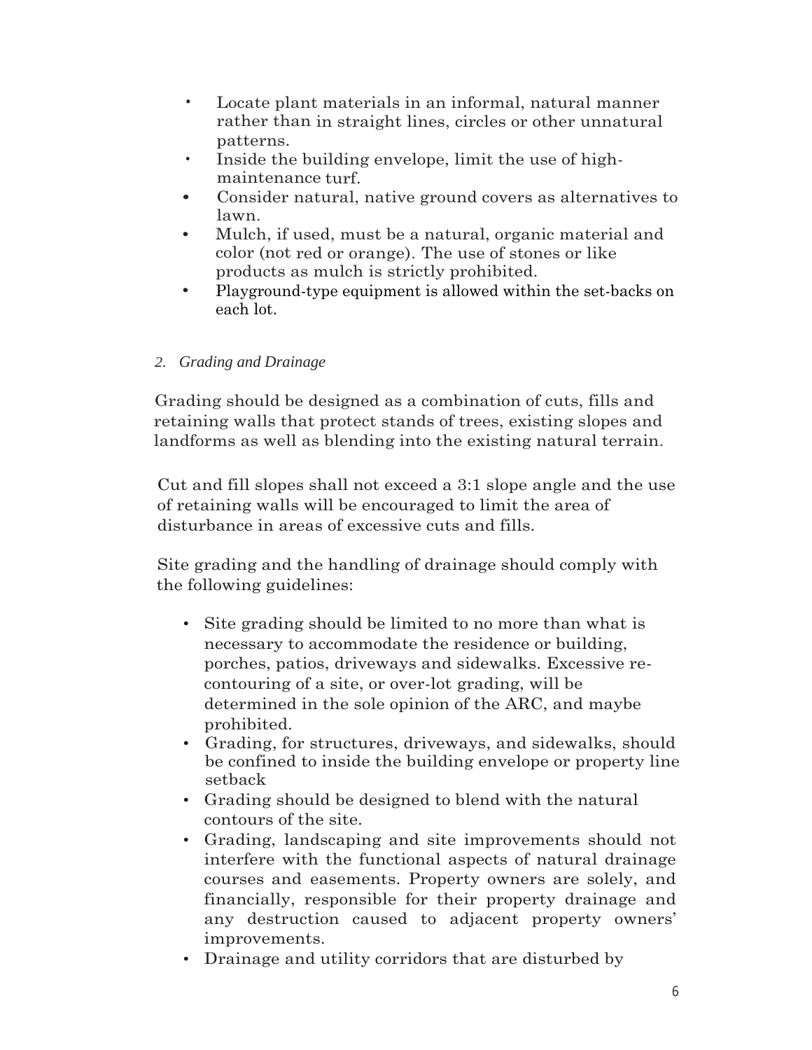- Locate plant materials in an informal, natural manner rather than in straight lines, circles or other unnatural patterns.
- Inside the building envelope, limit the use of high-maintenance turf.
- Consider natural, native ground covers as alternatives to lawn.
- Mulch, if used, must be a natural, organic material and color (not red or orange). The use of stones or like products as mulch is strictly prohibited.
- Playground-type equipment is allowed within the set-backs on each lot.

*2. Grading and Drainage*

Grading should be designed as a combination of cuts, fills and retaining walls that protect stands of trees, existing slopes and landforms as well as blending into the existing natural terrain.

Cut and fill slopes shall not exceed a 3:1 slope angle and the use of retaining walls will be encouraged to limit the area of disturbance in areas of excessive cuts and fills.

Site grading and the handling of drainage should comply with the following guidelines:

- Site grading should be limited to no more than what is necessary to accommodate the residence or building, porches, patios, driveways and sidewalks. Excessive re-contouring of a site, or over-lot grading, will be determined in the sole opinion of the ARC, and maybe prohibited.
- Grading, for structures, driveways, and sidewalks, should be confined to inside the building envelope or property line setback
- Grading should be designed to blend with the natural contours of the site.
- Grading, landscaping and site improvements should not interfere with the functional aspects of natural drainage courses and easements. Property owners are solely, and financially, responsible for their property drainage and any destruction caused to adjacent property owners' improvements.
- Drainage and utility corridors that are disturbed by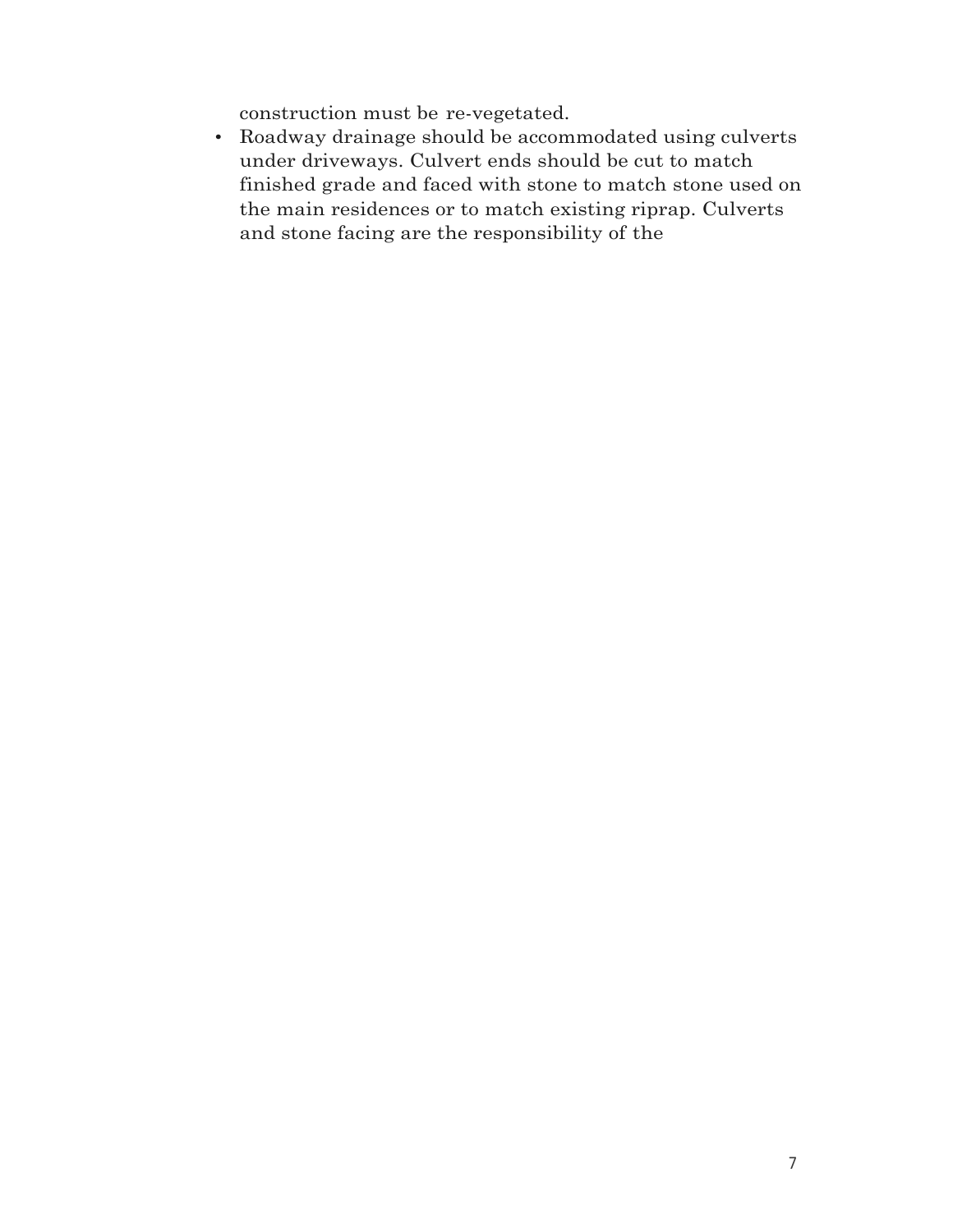construction must be re-vegetated.

- Roadway drainage should be accommodated using culverts under driveways. Culvert ends should be cut to match finished grade and faced with stone to match stone used on the main residences or to match existing riprap. Culverts and stone facing are the responsibility of the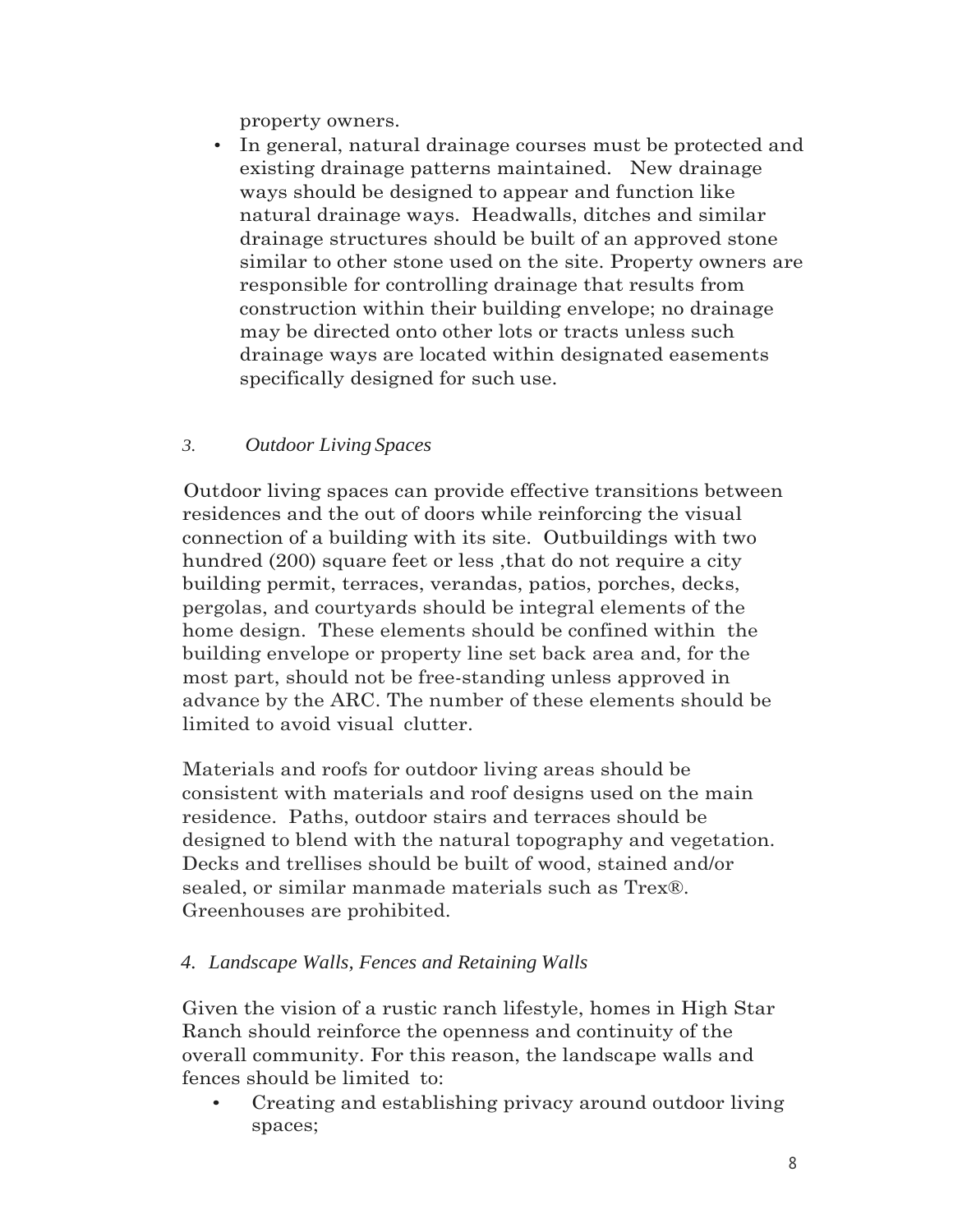property owners.

- In general, natural drainage courses must be protected and existing drainage patterns maintained. New drainage ways should be designed to appear and function like natural drainage ways. Headwalls, ditches and similar drainage structures should be built of an approved stone similar to other stone used on the site. Property owners are responsible for controlling drainage that results from construction within their building envelope; no drainage may be directed onto other lots or tracts unless such drainage ways are located within designated easements specifically designed for such use.

### *3. Outdoor Living Spaces*

Outdoor living spaces can provide effective transitions between residences and the out of doors while reinforcing the visual connection of a building with its site. Outbuildings with two hundred (200) square feet or less ,that do not require a city building permit, terraces, verandas, patios, porches, decks, pergolas, and courtyards should be integral elements of the home design. These elements should be confined within the building envelope or property line set back area and, for the most part, should not be free-standing unless approved in advance by the ARC. The number of these elements should be limited to avoid visual clutter.

Materials and roofs for outdoor living areas should be consistent with materials and roof designs used on the main residence. Paths, outdoor stairs and terraces should be designed to blend with the natural topography and vegetation. Decks and trellises should be built of wood, stained and/or sealed, or similar manmade materials such as Trex®. Greenhouses are prohibited.

### *4. Landscape Walls, Fences and Retaining Walls*

Given the vision of a rustic ranch lifestyle, homes in High Star Ranch should reinforce the openness and continuity of the overall community. For this reason, the landscape walls and fences should be limited to:

- Creating and establishing privacy around outdoor living spaces;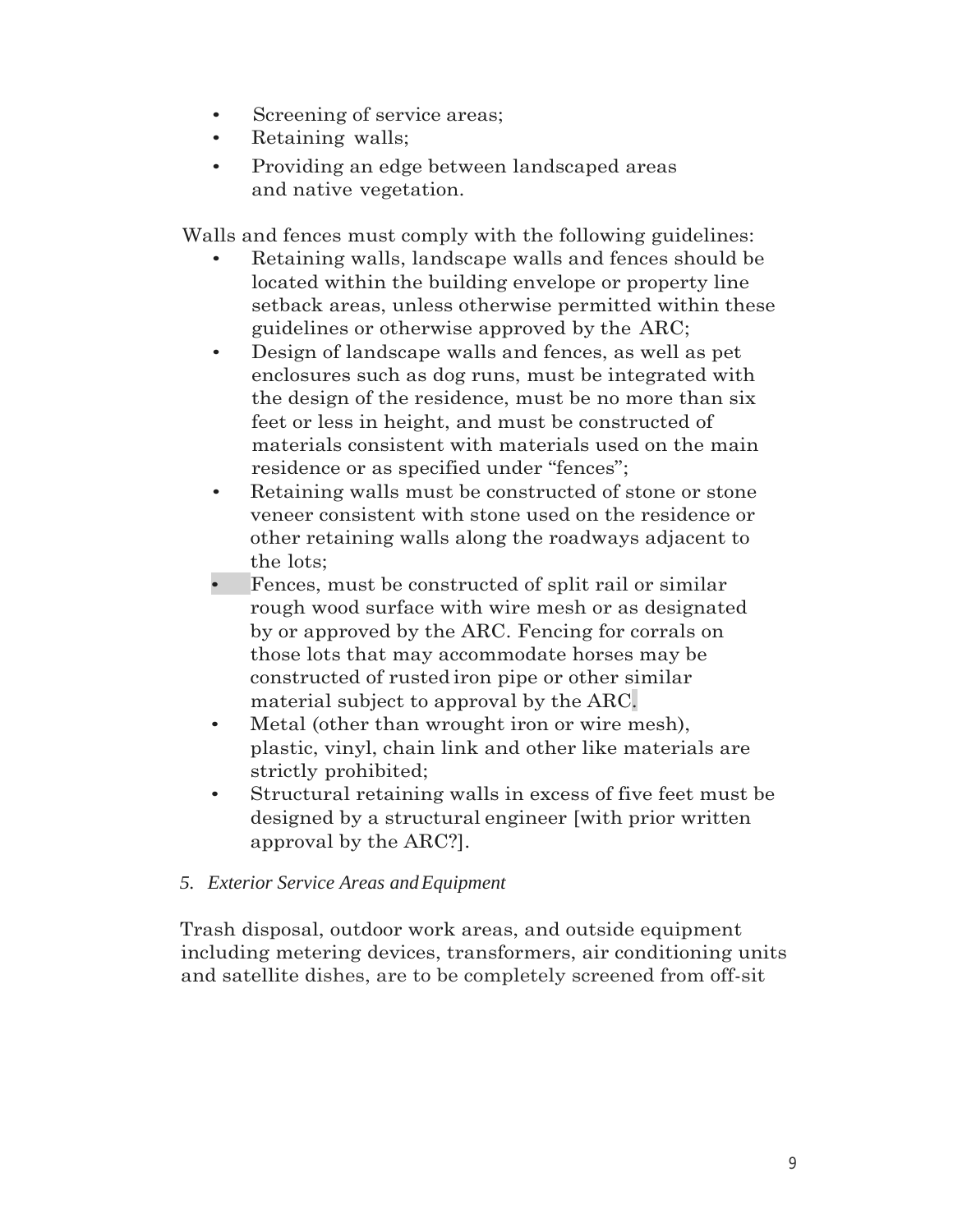- Screening of service areas;
- Retaining walls;
- Providing an edge between landscaped areas and native vegetation.

Walls and fences must comply with the following guidelines:

- Retaining walls, landscape walls and fences should be located within the building envelope or property line setback areas, unless otherwise permitted within these guidelines or otherwise approved by the ARC;
- Design of landscape walls and fences, as well as pet enclosures such as dog runs, must be integrated with the design of the residence, must be no more than six feet or less in height, and must be constructed of materials consistent with materials used on the main residence or as specified under "fences";
- Retaining walls must be constructed of stone or stone veneer consistent with stone used on the residence or other retaining walls along the roadways adjacent to the lots;
- Fences, must be constructed of split rail or similar rough wood surface with wire mesh or as designated by or approved by the ARC. Fencing for corrals on those lots that may accommodate horses may be constructed of rusted iron pipe or other similar material subject to approval by the ARC.
- Metal (other than wrought iron or wire mesh), plastic, vinyl, chain link and other like materials are strictly prohibited;
- Structural retaining walls in excess of five feet must be designed by a structural engineer [with prior written approval by the ARC?].

*5. Exterior Service Areas and Equipment*

Trash disposal, outdoor work areas, and outside equipment including metering devices, transformers, air conditioning units and satellite dishes, are to be completely screened from off-sit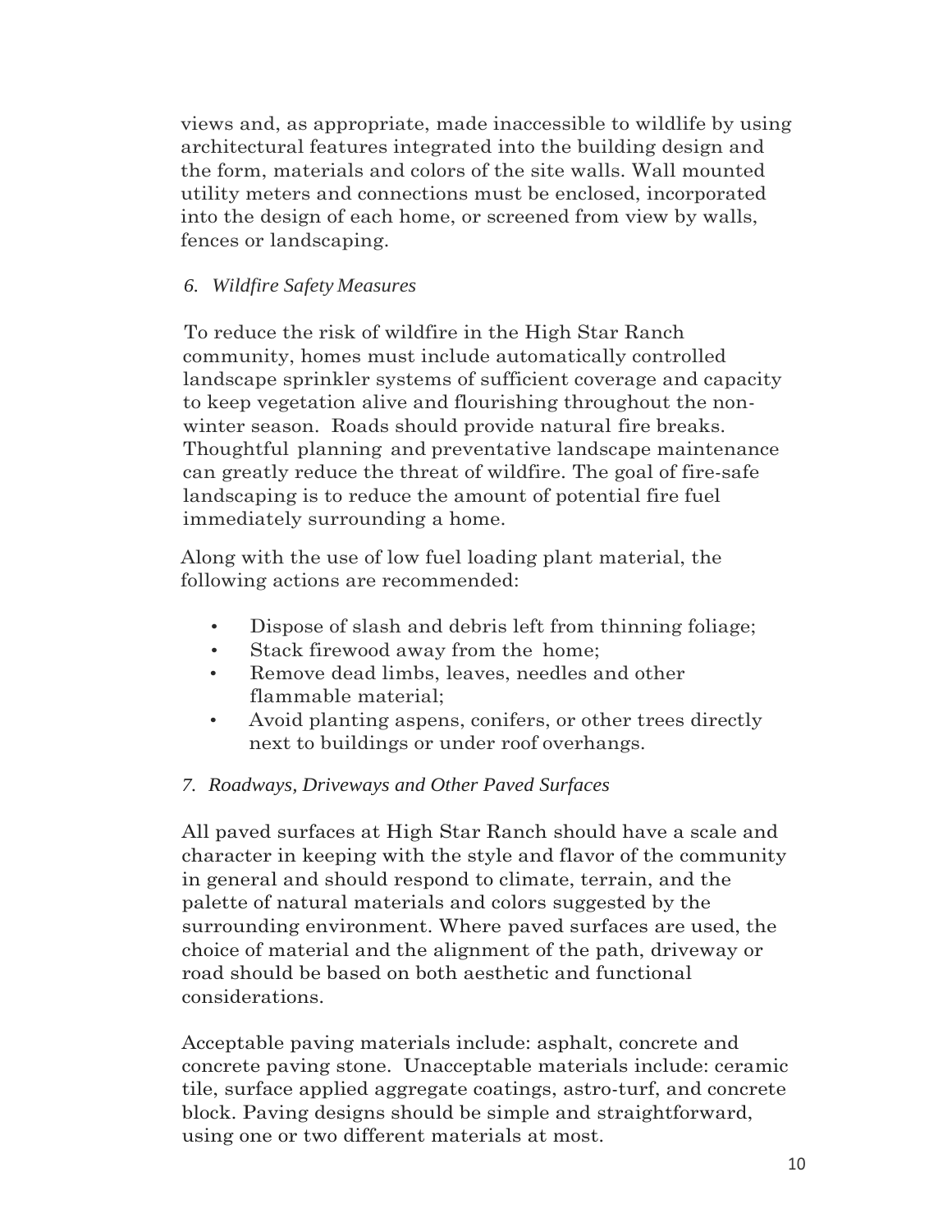views and, as appropriate, made inaccessible to wildlife by using architectural features integrated into the building design and the form, materials and colors of the site walls. Wall mounted utility meters and connections must be enclosed, incorporated into the design of each home, or screened from view by walls, fences or landscaping.

### *6. Wildfire Safety Measures*

To reduce the risk of wildfire in the High Star Ranch community, homes must include automatically controlled landscape sprinkler systems of sufficient coverage and capacity to keep vegetation alive and flourishing throughout the non-winter season. Roads should provide natural fire breaks. Thoughtful planning and preventative landscape maintenance can greatly reduce the threat of wildfire. The goal of fire-safe landscaping is to reduce the amount of potential fire fuel immediately surrounding a home.

Along with the use of low fuel loading plant material, the following actions are recommended:

- Dispose of slash and debris left from thinning foliage;
- Stack firewood away from the home;
- Remove dead limbs, leaves, needles and other flammable material;
- Avoid planting aspens, conifers, or other trees directly next to buildings or under roof overhangs.

### *7. Roadways, Driveways and Other Paved Surfaces*

All paved surfaces at High Star Ranch should have a scale and character in keeping with the style and flavor of the community in general and should respond to climate, terrain, and the palette of natural materials and colors suggested by the surrounding environment. Where paved surfaces are used, the choice of material and the alignment of the path, driveway or road should be based on both aesthetic and functional considerations.

Acceptable paving materials include: asphalt, concrete and concrete paving stone. Unacceptable materials include: ceramic tile, surface applied aggregate coatings, astro-turf, and concrete block. Paving designs should be simple and straightforward, using one or two different materials at most.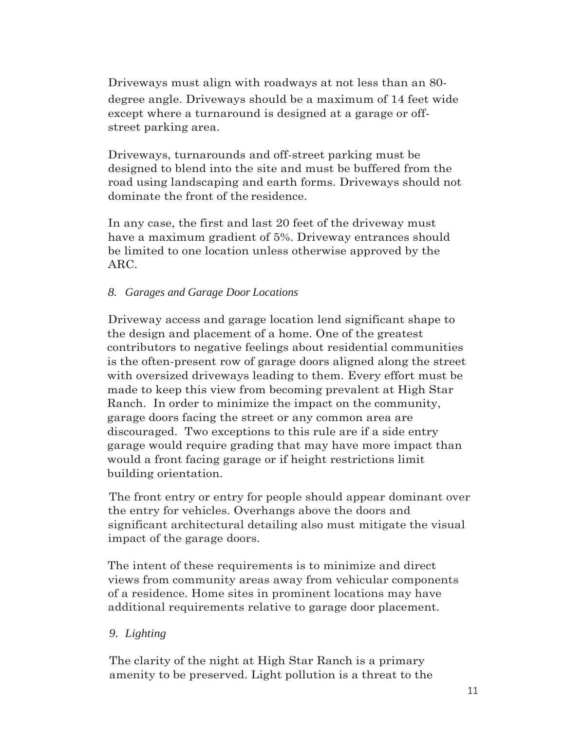Driveways must align with roadways at not less than an 80-degree angle. Driveways should be a maximum of 14 feet wide except where a turnaround is designed at a garage or off-street parking area.

Driveways, turnarounds and off-street parking must be designed to blend into the site and must be buffered from the road using landscaping and earth forms. Driveways should not dominate the front of the residence.

In any case, the first and last 20 feet of the driveway must have a maximum gradient of 5%. Driveway entrances should be limited to one location unless otherwise approved by the ARC.

### *8. Garages and Garage Door Locations*

Driveway access and garage location lend significant shape to the design and placement of a home. One of the greatest contributors to negative feelings about residential communities is the often-present row of garage doors aligned along the street with oversized driveways leading to them. Every effort must be made to keep this view from becoming prevalent at High Star Ranch. In order to minimize the impact on the community, garage doors facing the street or any common area are discouraged. Two exceptions to this rule are if a side entry garage would require grading that may have more impact than would a front facing garage or if height restrictions limit building orientation.

The front entry or entry for people should appear dominant over the entry for vehicles. Overhangs above the doors and significant architectural detailing also must mitigate the visual impact of the garage doors.

The intent of these requirements is to minimize and direct views from community areas away from vehicular components of a residence. Home sites in prominent locations may have additional requirements relative to garage door placement.

### *9. Lighting*

The clarity of the night at High Star Ranch is a primary amenity to be preserved. Light pollution is a threat to the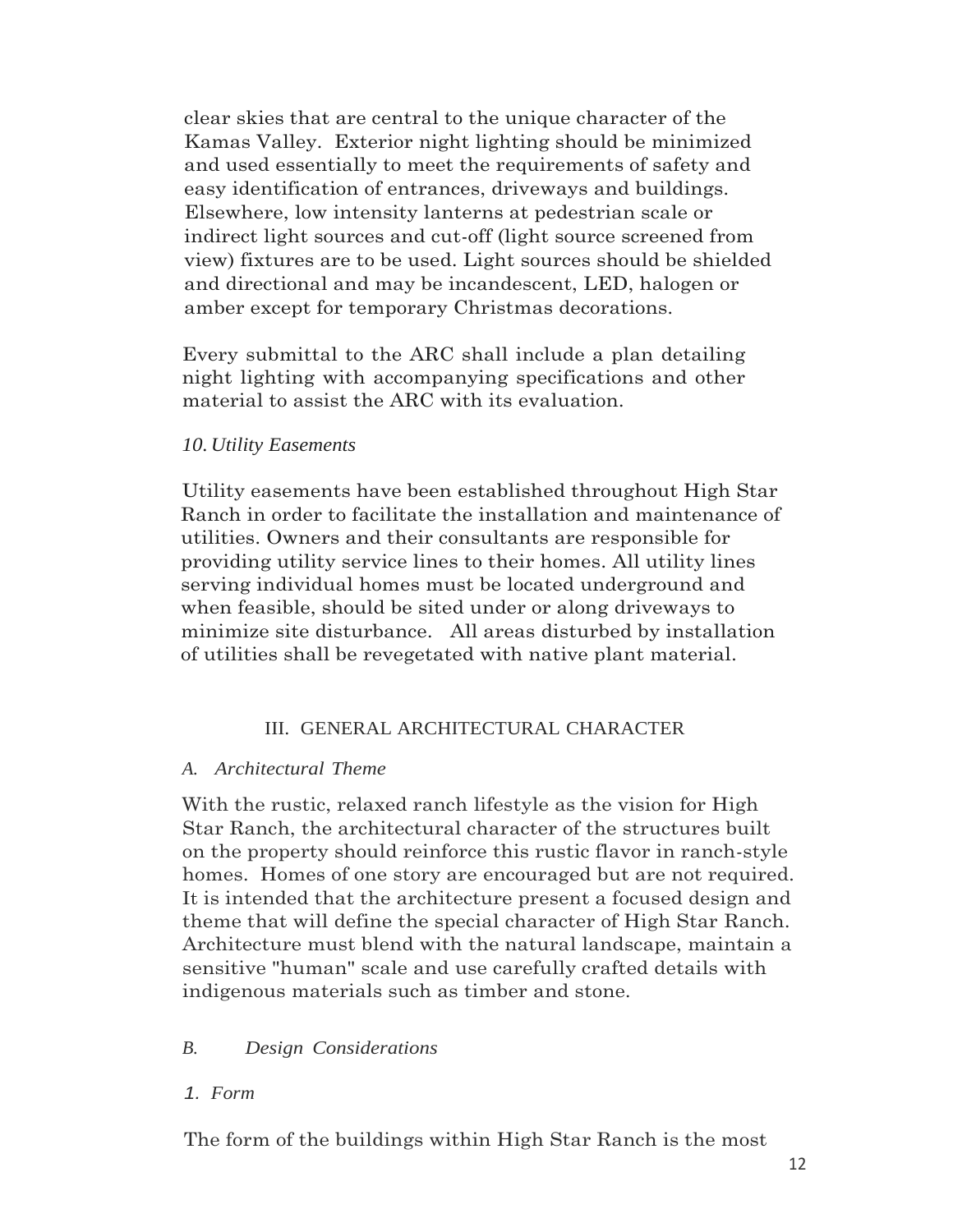clear skies that are central to the unique character of the Kamas Valley. Exterior night lighting should be minimized and used essentially to meet the requirements of safety and easy identification of entrances, driveways and buildings. Elsewhere, low intensity lanterns at pedestrian scale or indirect light sources and cut-off (light source screened from view) fixtures are to be used. Light sources should be shielded and directional and may be incandescent, LED, halogen or amber except for temporary Christmas decorations.

Every submittal to the ARC shall include a plan detailing night lighting with accompanying specifications and other material to assist the ARC with its evaluation.

*10. Utility Easements*

Utility easements have been established throughout High Star Ranch in order to facilitate the installation and maintenance of utilities. Owners and their consultants are responsible for providing utility service lines to their homes. All utility lines serving individual homes must be located underground and when feasible, should be sited under or along driveways to minimize site disturbance. All areas disturbed by installation of utilities shall be revegetated with native plant material.

## III. GENERAL ARCHITECTURAL CHARACTER

*A. Architectural Theme*

With the rustic, relaxed ranch lifestyle as the vision for High Star Ranch, the architectural character of the structures built on the property should reinforce this rustic flavor in ranch-style homes. Homes of one story are encouraged but are not required. It is intended that the architecture present a focused design and theme that will define the special character of High Star Ranch. Architecture must blend with the natural landscape, maintain a sensitive "human" scale and use carefully crafted details with indigenous materials such as timber and stone.

*B. Design Considerations*

*1. Form*

The form of the buildings within High Star Ranch is the most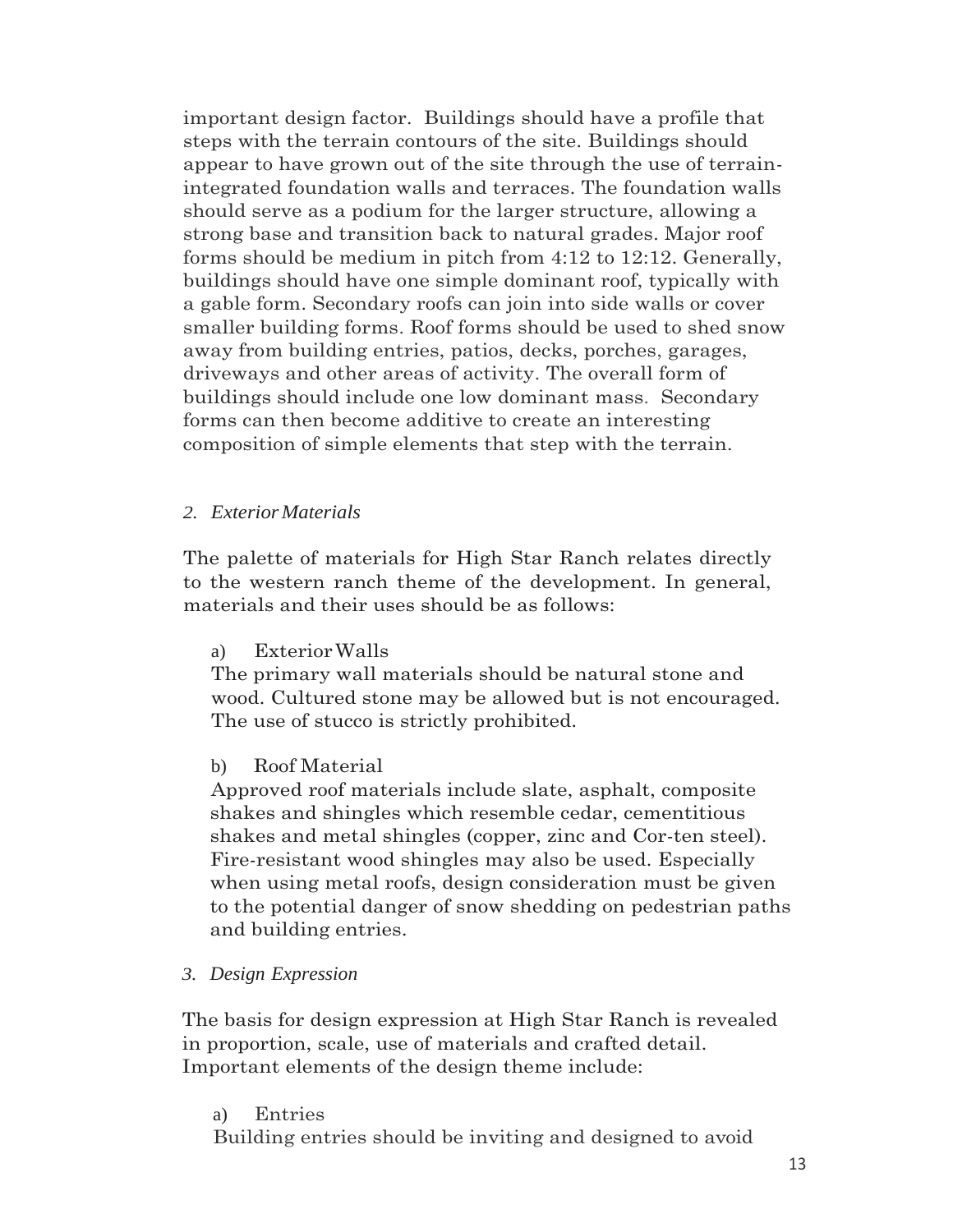important design factor. Buildings should have a profile that steps with the terrain contours of the site. Buildings should appear to have grown out of the site through the use of terrain-integrated foundation walls and terraces. The foundation walls should serve as a podium for the larger structure, allowing a strong base and transition back to natural grades. Major roof forms should be medium in pitch from 4:12 to 12:12. Generally, buildings should have one simple dominant roof, typically with a gable form. Secondary roofs can join into side walls or cover smaller building forms. Roof forms should be used to shed snow away from building entries, patios, decks, porches, garages, driveways and other areas of activity. The overall form of buildings should include one low dominant mass. Secondary forms can then become additive to create an interesting composition of simple elements that step with the terrain.

*2. Exterior Materials*

The palette of materials for High Star Ranch relates directly to the western ranch theme of the development. In general, materials and their uses should be as follows:

a) Exterior Walls

The primary wall materials should be natural stone and wood. Cultured stone may be allowed but is not encouraged. The use of stucco is strictly prohibited.

b) Roof Material

Approved roof materials include slate, asphalt, composite shakes and shingles which resemble cedar, cementitious shakes and metal shingles (copper, zinc and Cor-ten steel). Fire-resistant wood shingles may also be used. Especially when using metal roofs, design consideration must be given to the potential danger of snow shedding on pedestrian paths and building entries.

*3. Design Expression*

The basis for design expression at High Star Ranch is revealed in proportion, scale, use of materials and crafted detail. Important elements of the design theme include:

a) Entries

Building entries should be inviting and designed to avoid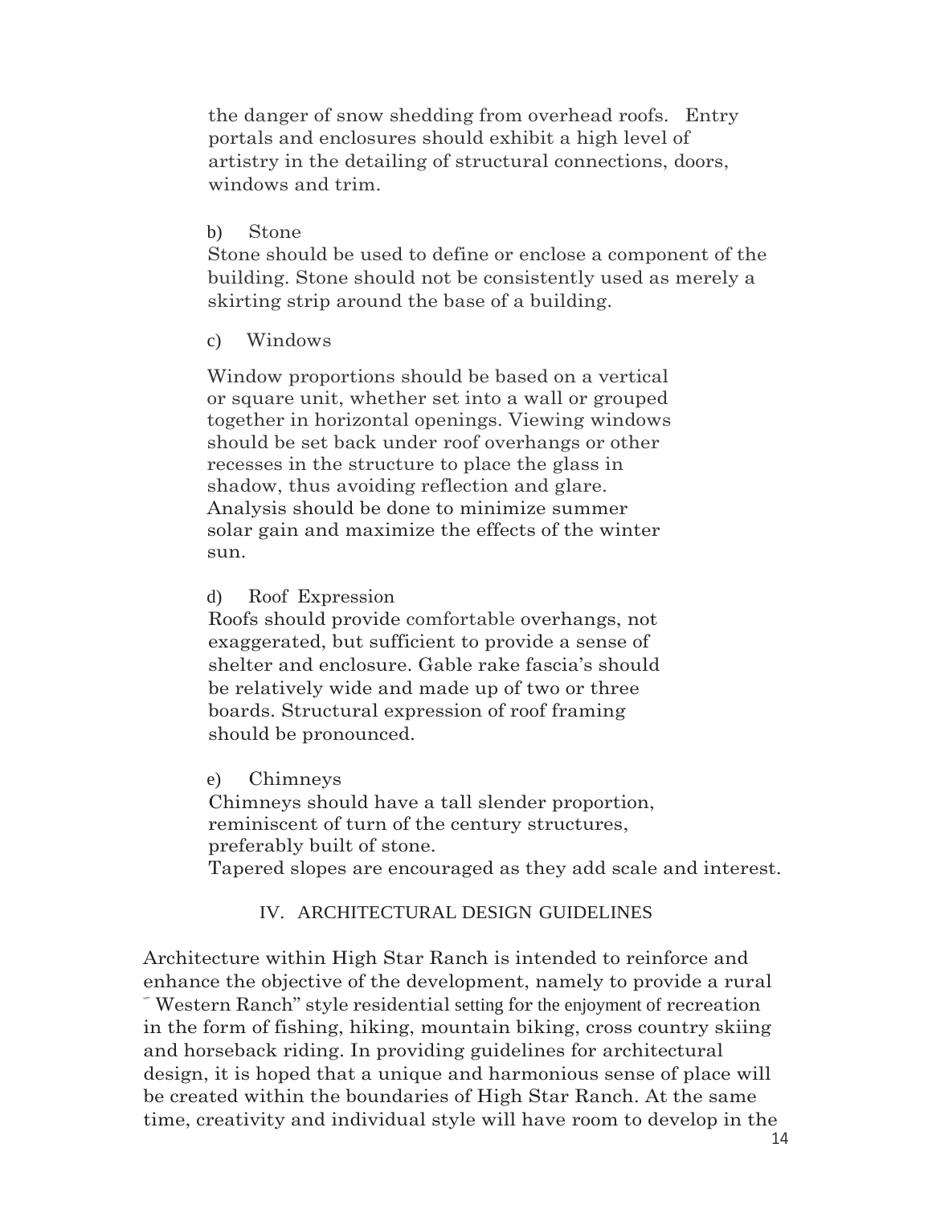the danger of snow shedding from overhead roofs. Entry portals and enclosures should exhibit a high level of artistry in the detailing of structural connections, doors, windows and trim.

b) Stone

Stone should be used to define or enclose a component of the building. Stone should not be consistently used as merely a skirting strip around the base of a building.

c) Windows

Window proportions should be based on a vertical or square unit, whether set into a wall or grouped together in horizontal openings. Viewing windows should be set back under roof overhangs or other recesses in the structure to place the glass in shadow, thus avoiding reflection and glare. Analysis should be done to minimize summer solar gain and maximize the effects of the winter sun.

d) Roof Expression

Roofs should provide comfortable overhangs, not exaggerated, but sufficient to provide a sense of shelter and enclosure. Gable rake fascia's should be relatively wide and made up of two or three boards. Structural expression of roof framing should be pronounced.

e) Chimneys

Chimneys should have a tall slender proportion, reminiscent of turn of the century structures, preferably built of stone.
Tapered slopes are encouraged as they add scale and interest.

## IV. ARCHITECTURAL DESIGN GUIDELINES

Architecture within High Star Ranch is intended to reinforce and enhance the objective of the development, namely to provide a rural " Western Ranch" style residential setting for the enjoyment of recreation in the form of fishing, hiking, mountain biking, cross country skiing and horseback riding. In providing guidelines for architectural design, it is hoped that a unique and harmonious sense of place will be created within the boundaries of High Star Ranch. At the same time, creativity and individual style will have room to develop in the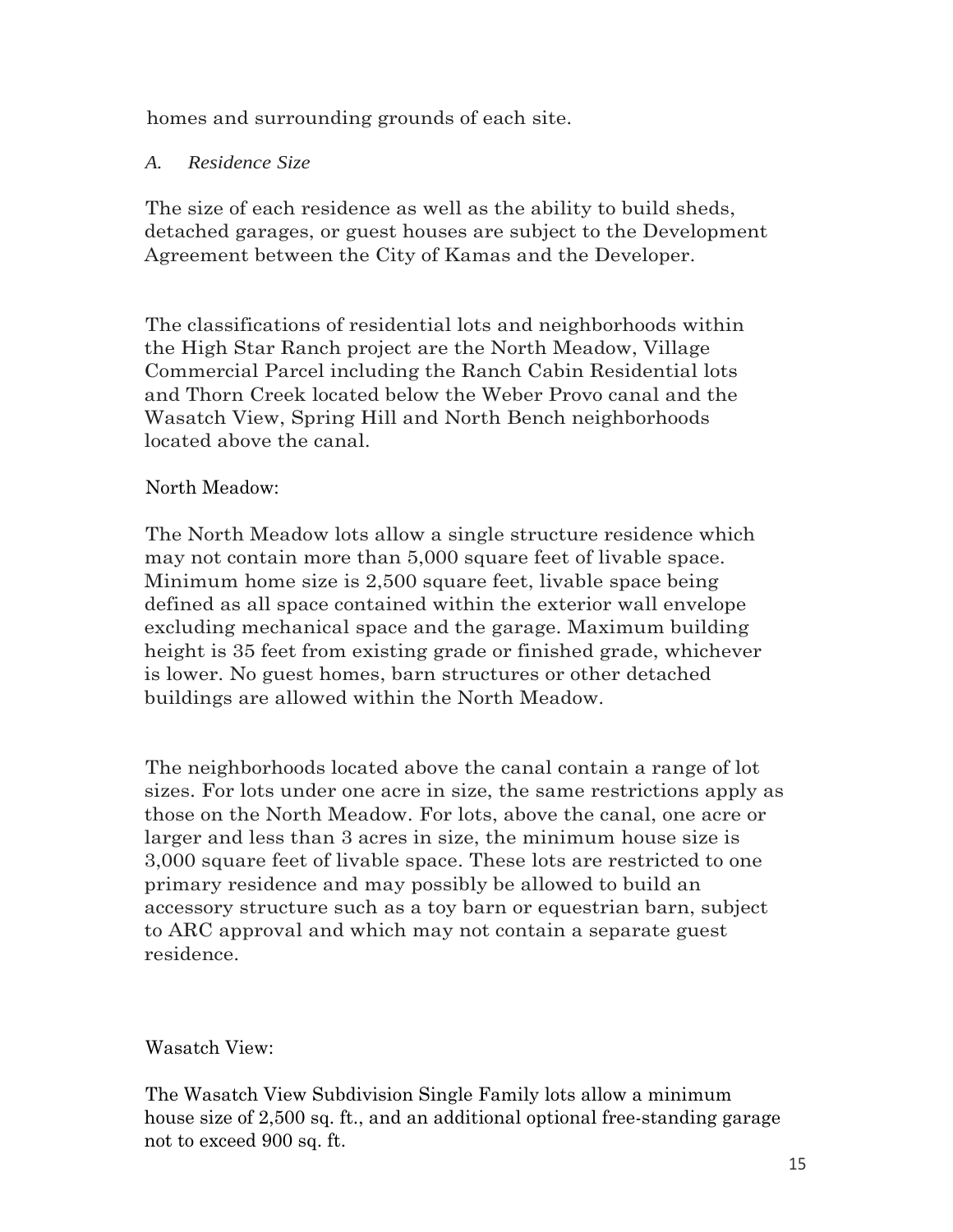homes and surrounding grounds of each site.

### *A. Residence Size*

The size of each residence as well as the ability to build sheds, detached garages, or guest houses are subject to the Development Agreement between the City of Kamas and the Developer.

The classifications of residential lots and neighborhoods within the High Star Ranch project are the North Meadow, Village Commercial Parcel including the Ranch Cabin Residential lots and Thorn Creek located below the Weber Provo canal and the Wasatch View, Spring Hill and North Bench neighborhoods located above the canal.

North Meadow:

The North Meadow lots allow a single structure residence which may not contain more than 5,000 square feet of livable space. Minimum home size is 2,500 square feet, livable space being defined as all space contained within the exterior wall envelope excluding mechanical space and the garage. Maximum building height is 35 feet from existing grade or finished grade, whichever is lower. No guest homes, barn structures or other detached buildings are allowed within the North Meadow.

The neighborhoods located above the canal contain a range of lot sizes. For lots under one acre in size, the same restrictions apply as those on the North Meadow. For lots, above the canal, one acre or larger and less than 3 acres in size, the minimum house size is 3,000 square feet of livable space. These lots are restricted to one primary residence and may possibly be allowed to build an accessory structure such as a toy barn or equestrian barn, subject to ARC approval and which may not contain a separate guest residence.

Wasatch View:

The Wasatch View Subdivision Single Family lots allow a minimum house size of 2,500 sq. ft., and an additional optional free-standing garage not to exceed 900 sq. ft.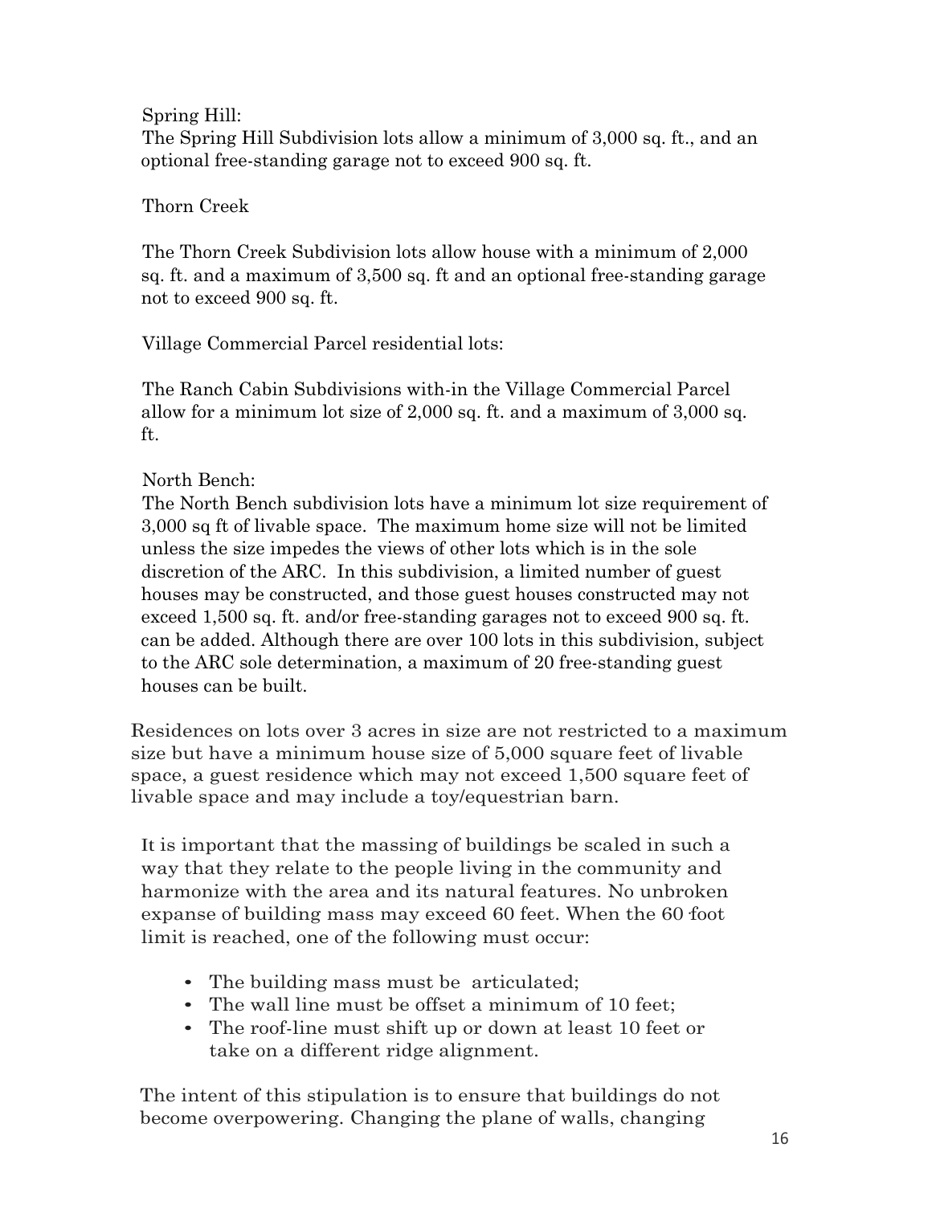Spring Hill:

The Spring Hill Subdivision lots allow a minimum of 3,000 sq. ft., and an optional free-standing garage not to exceed 900 sq. ft.

Thorn Creek

The Thorn Creek Subdivision lots allow house with a minimum of 2,000 sq. ft. and a maximum of 3,500 sq. ft and an optional free-standing garage not to exceed 900 sq. ft.

Village Commercial Parcel residential lots:

The Ranch Cabin Subdivisions with-in the Village Commercial Parcel allow for a minimum lot size of 2,000 sq. ft. and a maximum of 3,000 sq. ft.

North Bench:

The North Bench subdivision lots have a minimum lot size requirement of 3,000 sq ft of livable space. The maximum home size will not be limited unless the size impedes the views of other lots which is in the sole discretion of the ARC. In this subdivision, a limited number of guest houses may be constructed, and those guest houses constructed may not exceed 1,500 sq. ft. and/or free-standing garages not to exceed 900 sq. ft. can be added. Although there are over 100 lots in this subdivision, subject to the ARC sole determination, a maximum of 20 free-standing guest houses can be built.

Residences on lots over 3 acres in size are not restricted to a maximum size but have a minimum house size of 5,000 square feet of livable space, a guest residence which may not exceed 1,500 square feet of livable space and may include a toy/equestrian barn.

It is important that the massing of buildings be scaled in such a way that they relate to the people living in the community and harmonize with the area and its natural features. No unbroken expanse of building mass may exceed 60 feet. When the 60 foot limit is reached, one of the following must occur:

- The building mass must be articulated;
- The wall line must be offset a minimum of 10 feet;
- The roof-line must shift up or down at least 10 feet or take on a different ridge alignment.

The intent of this stipulation is to ensure that buildings do not become overpowering. Changing the plane of walls, changing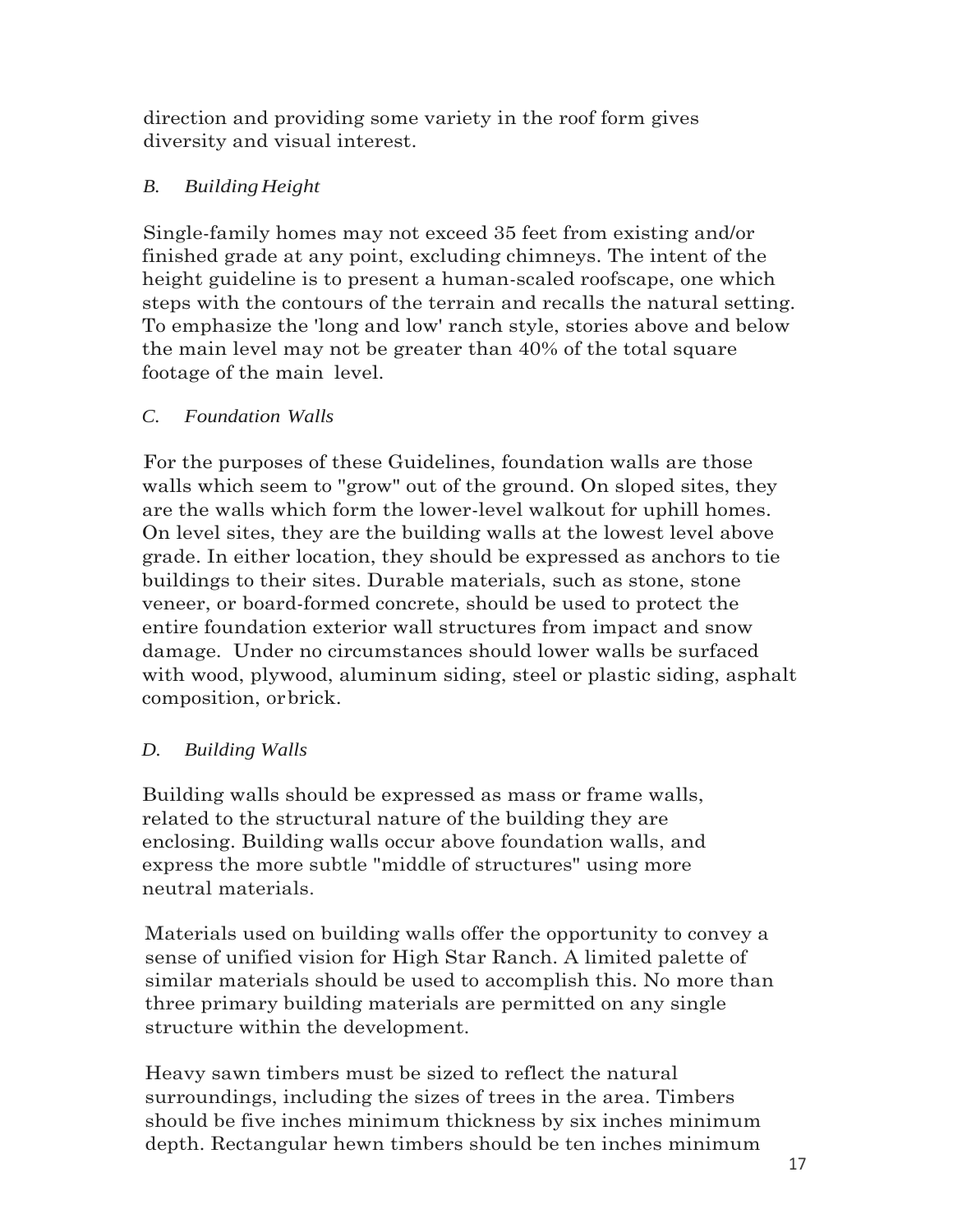direction and providing some variety in the roof form gives diversity and visual interest.

### *B. Building Height*

Single-family homes may not exceed 35 feet from existing and/or finished grade at any point, excluding chimneys. The intent of the height guideline is to present a human-scaled roofscape, one which steps with the contours of the terrain and recalls the natural setting. To emphasize the 'long and low' ranch style, stories above and below the main level may not be greater than 40% of the total square footage of the main level.

### *C. Foundation Walls*

For the purposes of these Guidelines, foundation walls are those walls which seem to "grow" out of the ground. On sloped sites, they are the walls which form the lower-level walkout for uphill homes. On level sites, they are the building walls at the lowest level above grade. In either location, they should be expressed as anchors to tie buildings to their sites. Durable materials, such as stone, stone veneer, or board-formed concrete, should be used to protect the entire foundation exterior wall structures from impact and snow damage. Under no circumstances should lower walls be surfaced with wood, plywood, aluminum siding, steel or plastic siding, asphalt composition, or brick.

### *D. Building Walls*

Building walls should be expressed as mass or frame walls, related to the structural nature of the building they are enclosing. Building walls occur above foundation walls, and express the more subtle "middle of structures" using more neutral materials.

Materials used on building walls offer the opportunity to convey a sense of unified vision for High Star Ranch. A limited palette of similar materials should be used to accomplish this. No more than three primary building materials are permitted on any single structure within the development.

Heavy sawn timbers must be sized to reflect the natural surroundings, including the sizes of trees in the area. Timbers should be five inches minimum thickness by six inches minimum depth. Rectangular hewn timbers should be ten inches minimum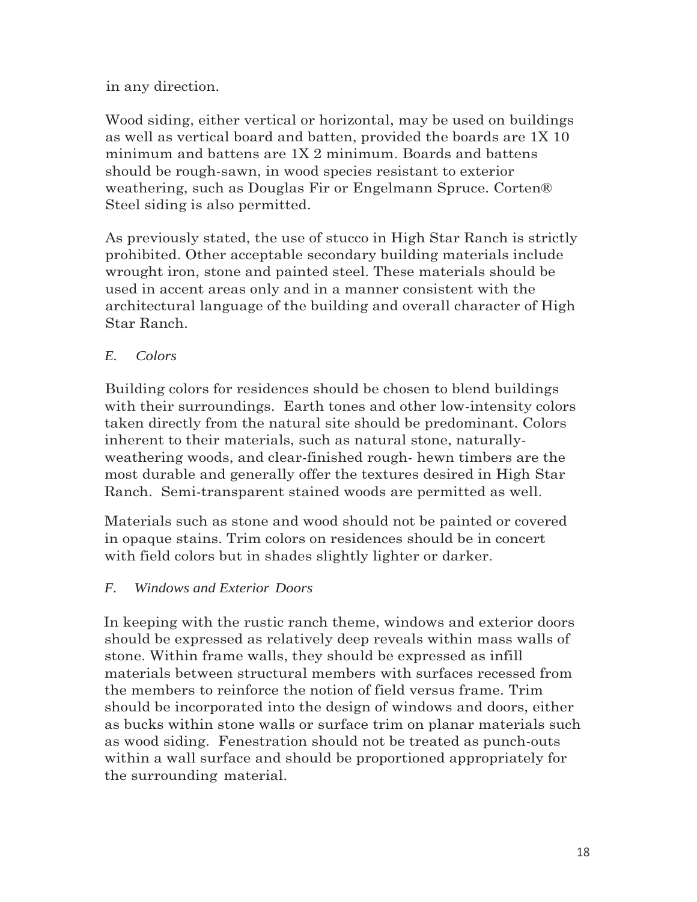in any direction.

Wood siding, either vertical or horizontal, may be used on buildings as well as vertical board and batten, provided the boards are 1X 10 minimum and battens are 1X 2 minimum. Boards and battens should be rough-sawn, in wood species resistant to exterior weathering, such as Douglas Fir or Engelmann Spruce. Corten® Steel siding is also permitted.

As previously stated, the use of stucco in High Star Ranch is strictly prohibited. Other acceptable secondary building materials include wrought iron, stone and painted steel. These materials should be used in accent areas only and in a manner consistent with the architectural language of the building and overall character of High Star Ranch.

*E. Colors*

Building colors for residences should be chosen to blend buildings with their surroundings. Earth tones and other low-intensity colors taken directly from the natural site should be predominant. Colors inherent to their materials, such as natural stone, naturally-weathering woods, and clear-finished rough- hewn timbers are the most durable and generally offer the textures desired in High Star Ranch. Semi-transparent stained woods are permitted as well.

Materials such as stone and wood should not be painted or covered in opaque stains. Trim colors on residences should be in concert with field colors but in shades slightly lighter or darker.

*F. Windows and Exterior Doors*

In keeping with the rustic ranch theme, windows and exterior doors should be expressed as relatively deep reveals within mass walls of stone. Within frame walls, they should be expressed as infill materials between structural members with surfaces recessed from the members to reinforce the notion of field versus frame. Trim should be incorporated into the design of windows and doors, either as bucks within stone walls or surface trim on planar materials such as wood siding. Fenestration should not be treated as punch-outs within a wall surface and should be proportioned appropriately for the surrounding material.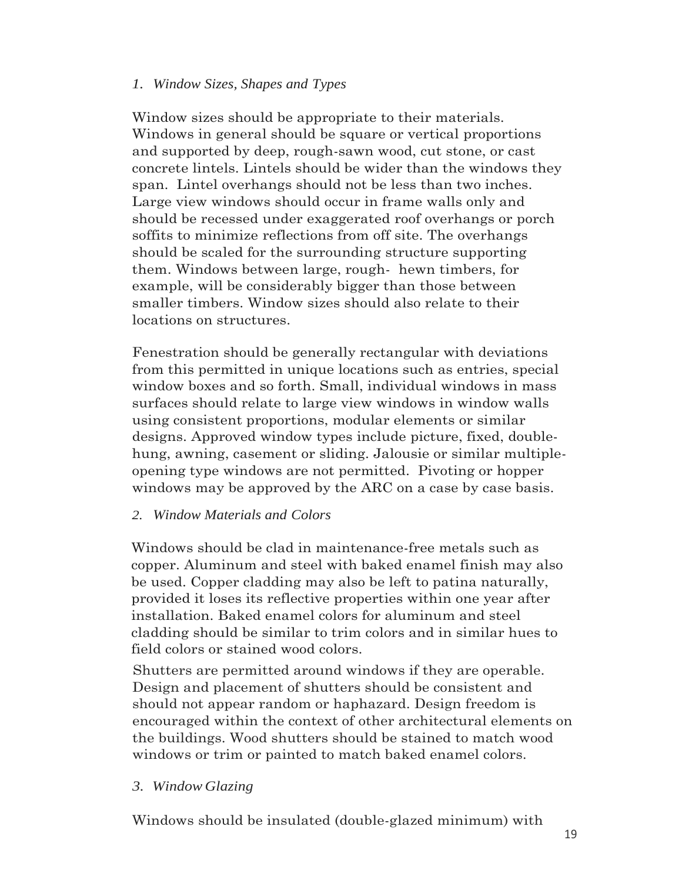### *1. Window Sizes, Shapes and Types*

Window sizes should be appropriate to their materials. Windows in general should be square or vertical proportions and supported by deep, rough-sawn wood, cut stone, or cast concrete lintels. Lintels should be wider than the windows they span. Lintel overhangs should not be less than two inches. Large view windows should occur in frame walls only and should be recessed under exaggerated roof overhangs or porch soffits to minimize reflections from off site. The overhangs should be scaled for the surrounding structure supporting them. Windows between large, rough- hewn timbers, for example, will be considerably bigger than those between smaller timbers. Window sizes should also relate to their locations on structures.

Fenestration should be generally rectangular with deviations from this permitted in unique locations such as entries, special window boxes and so forth. Small, individual windows in mass surfaces should relate to large view windows in window walls using consistent proportions, modular elements or similar designs. Approved window types include picture, fixed, double-hung, awning, casement or sliding. Jalousie or similar multiple-opening type windows are not permitted. Pivoting or hopper windows may be approved by the ARC on a case by case basis.

### *2. Window Materials and Colors*

Windows should be clad in maintenance-free metals such as copper. Aluminum and steel with baked enamel finish may also be used. Copper cladding may also be left to patina naturally, provided it loses its reflective properties within one year after installation. Baked enamel colors for aluminum and steel cladding should be similar to trim colors and in similar hues to field colors or stained wood colors.

Shutters are permitted around windows if they are operable. Design and placement of shutters should be consistent and should not appear random or haphazard. Design freedom is encouraged within the context of other architectural elements on the buildings. Wood shutters should be stained to match wood windows or trim or painted to match baked enamel colors.

### *3. Window Glazing*

Windows should be insulated (double-glazed minimum) with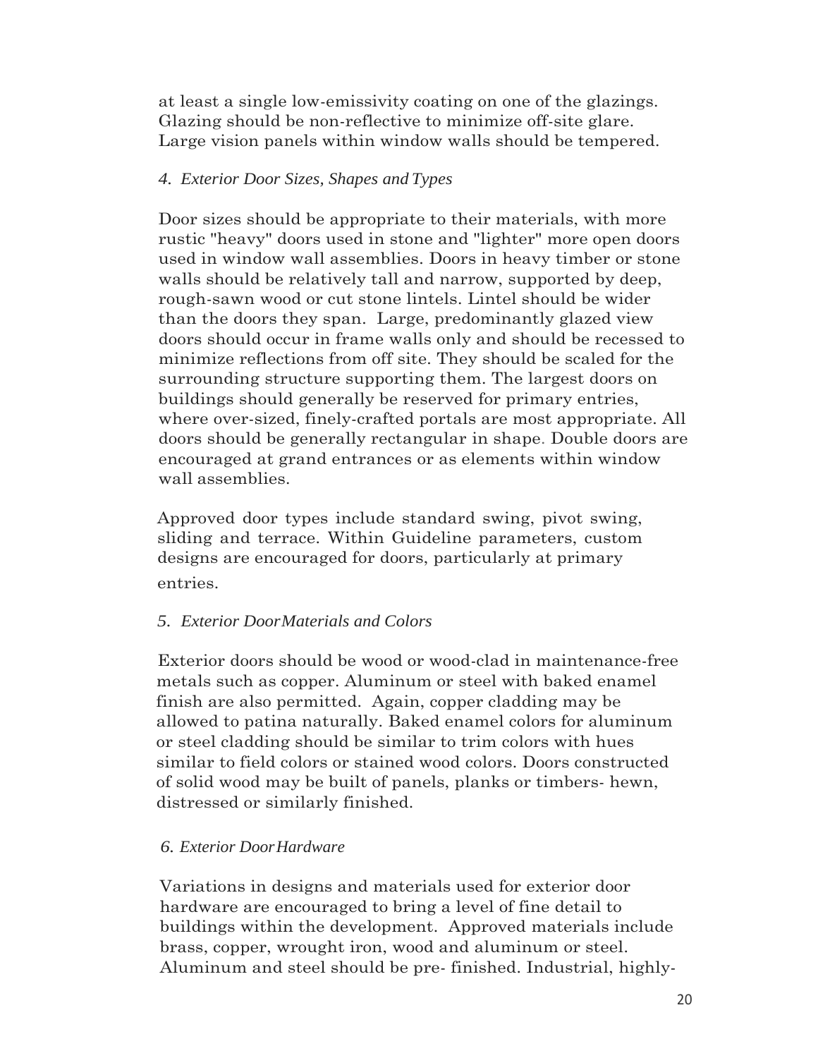at least a single low-emissivity coating on one of the glazings. Glazing should be non-reflective to minimize off-site glare. Large vision panels within window walls should be tempered.

### *4. Exterior Door Sizes, Shapes and Types*

Door sizes should be appropriate to their materials, with more rustic "heavy" doors used in stone and "lighter" more open doors used in window wall assemblies. Doors in heavy timber or stone walls should be relatively tall and narrow, supported by deep, rough-sawn wood or cut stone lintels. Lintel should be wider than the doors they span. Large, predominantly glazed view doors should occur in frame walls only and should be recessed to minimize reflections from off site. They should be scaled for the surrounding structure supporting them. The largest doors on buildings should generally be reserved for primary entries, where over-sized, finely-crafted portals are most appropriate. All doors should be generally rectangular in shape. Double doors are encouraged at grand entrances or as elements within window wall assemblies.

Approved door types include standard swing, pivot swing, sliding and terrace. Within Guideline parameters, custom designs are encouraged for doors, particularly at primary entries.

### *5. Exterior Door Materials and Colors*

Exterior doors should be wood or wood-clad in maintenance-free metals such as copper. Aluminum or steel with baked enamel finish are also permitted. Again, copper cladding may be allowed to patina naturally. Baked enamel colors for aluminum or steel cladding should be similar to trim colors with hues similar to field colors or stained wood colors. Doors constructed of solid wood may be built of panels, planks or timbers- hewn, distressed or similarly finished.

### *6. Exterior Door Hardware*

Variations in designs and materials used for exterior door hardware are encouraged to bring a level of fine detail to buildings within the development. Approved materials include brass, copper, wrought iron, wood and aluminum or steel. Aluminum and steel should be pre- finished. Industrial, highly-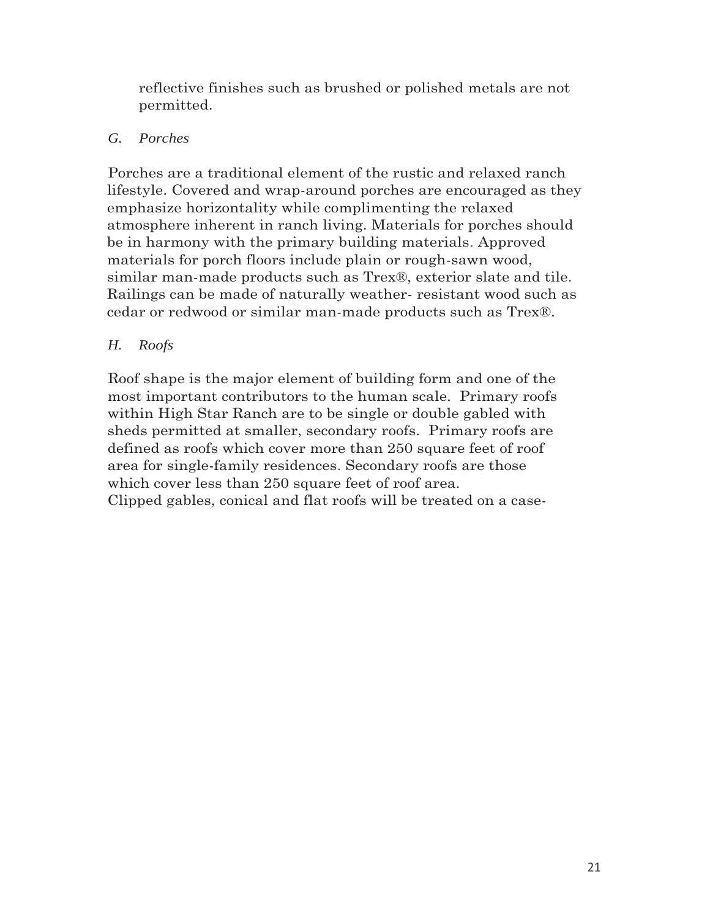reflective finishes such as brushed or polished metals are not permitted.

### *G. Porches*

Porches are a traditional element of the rustic and relaxed ranch lifestyle. Covered and wrap-around porches are encouraged as they emphasize horizontality while complimenting the relaxed atmosphere inherent in ranch living. Materials for porches should be in harmony with the primary building materials. Approved materials for porch floors include plain or rough-sawn wood, similar man-made products such as Trex®, exterior slate and tile. Railings can be made of naturally weather- resistant wood such as cedar or redwood or similar man-made products such as Trex®.

### *H. Roofs*

Roof shape is the major element of building form and one of the most important contributors to the human scale. Primary roofs within High Star Ranch are to be single or double gabled with sheds permitted at smaller, secondary roofs. Primary roofs are defined as roofs which cover more than 250 square feet of roof area for single-family residences. Secondary roofs are those which cover less than 250 square feet of roof area.
Clipped gables, conical and flat roofs will be treated on a case-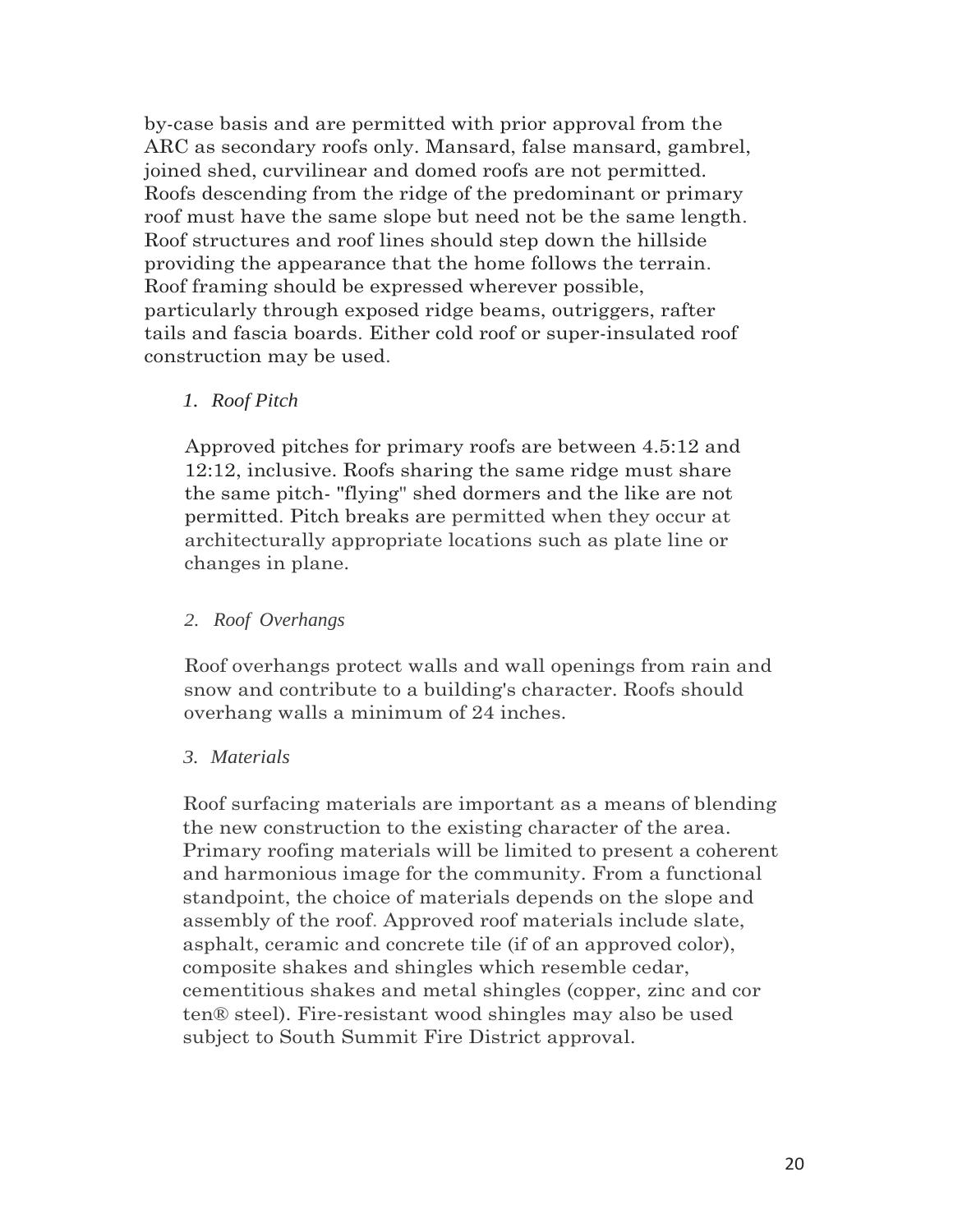by-case basis and are permitted with prior approval from the ARC as secondary roofs only. Mansard, false mansard, gambrel, joined shed, curvilinear and domed roofs are not permitted. Roofs descending from the ridge of the predominant or primary roof must have the same slope but need not be the same length. Roof structures and roof lines should step down the hillside providing the appearance that the home follows the terrain. Roof framing should be expressed wherever possible, particularly through exposed ridge beams, outriggers, rafter tails and fascia boards. Either cold roof or super-insulated roof construction may be used.

*1. Roof Pitch*

Approved pitches for primary roofs are between 4.5:12 and 12:12, inclusive. Roofs sharing the same ridge must share the same pitch- "flying" shed dormers and the like are not permitted. Pitch breaks are permitted when they occur at architecturally appropriate locations such as plate line or changes in plane.

*2. Roof Overhangs*

Roof overhangs protect walls and wall openings from rain and snow and contribute to a building's character. Roofs should overhang walls a minimum of 24 inches.

*3. Materials*

Roof surfacing materials are important as a means of blending the new construction to the existing character of the area. Primary roofing materials will be limited to present a coherent and harmonious image for the community. From a functional standpoint, the choice of materials depends on the slope and assembly of the roof. Approved roof materials include slate, asphalt, ceramic and concrete tile (if of an approved color), composite shakes and shingles which resemble cedar, cementitious shakes and metal shingles (copper, zinc and cor ten® steel). Fire-resistant wood shingles may also be used subject to South Summit Fire District approval.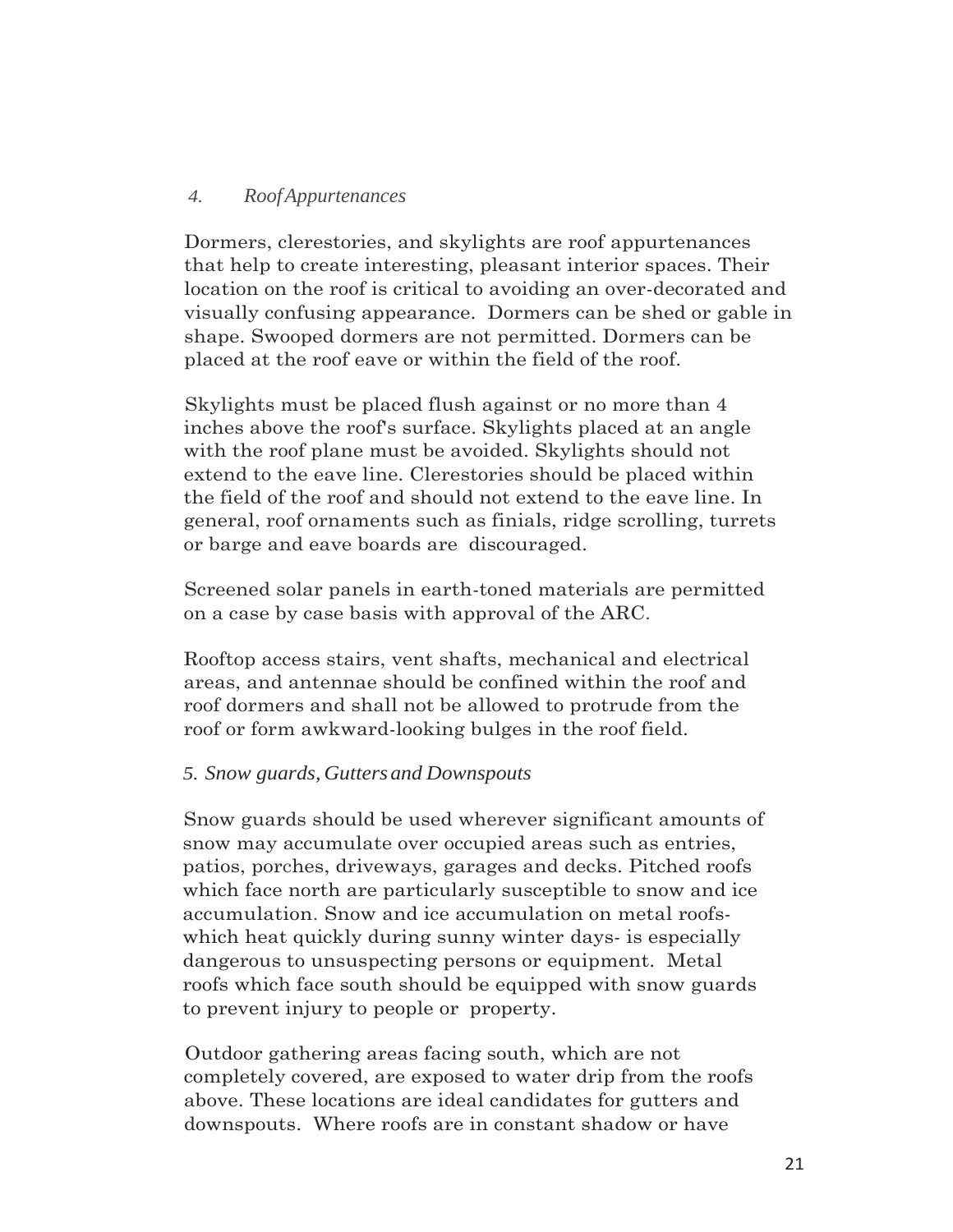*4. Roof Appurtenances*

Dormers, clerestories, and skylights are roof appurtenances that help to create interesting, pleasant interior spaces. Their location on the roof is critical to avoiding an over-decorated and visually confusing appearance. Dormers can be shed or gable in shape. Swooped dormers are not permitted. Dormers can be placed at the roof eave or within the field of the roof.

Skylights must be placed flush against or no more than 4 inches above the roof's surface. Skylights placed at an angle with the roof plane must be avoided. Skylights should not extend to the eave line. Clerestories should be placed within the field of the roof and should not extend to the eave line. In general, roof ornaments such as finials, ridge scrolling, turrets or barge and eave boards are discouraged.

Screened solar panels in earth-toned materials are permitted on a case by case basis with approval of the ARC.

Rooftop access stairs, vent shafts, mechanical and electrical areas, and antennae should be confined within the roof and roof dormers and shall not be allowed to protrude from the roof or form awkward-looking bulges in the roof field.

*5. Snow guards, Gutters and Downspouts*

Snow guards should be used wherever significant amounts of snow may accumulate over occupied areas such as entries, patios, porches, driveways, garages and decks. Pitched roofs which face north are particularly susceptible to snow and ice accumulation. Snow and ice accumulation on metal roofs- which heat quickly during sunny winter days- is especially dangerous to unsuspecting persons or equipment. Metal roofs which face south should be equipped with snow guards to prevent injury to people or property.

Outdoor gathering areas facing south, which are not completely covered, are exposed to water drip from the roofs above. These locations are ideal candidates for gutters and downspouts. Where roofs are in constant shadow or have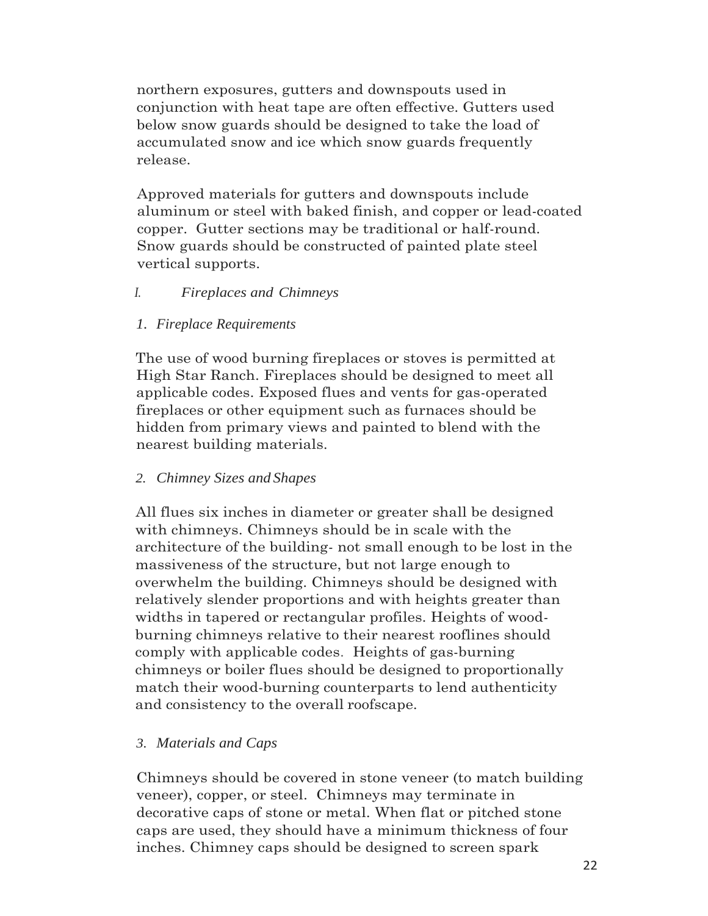northern exposures, gutters and downspouts used in conjunction with heat tape are often effective. Gutters used below snow guards should be designed to take the load of accumulated snow and ice which snow guards frequently release.

Approved materials for gutters and downspouts include aluminum or steel with baked finish, and copper or lead-coated copper. Gutter sections may be traditional or half-round. Snow guards should be constructed of painted plate steel vertical supports.

### *I. Fireplaces and Chimneys*

#### *1. Fireplace Requirements*

The use of wood burning fireplaces or stoves is permitted at High Star Ranch. Fireplaces should be designed to meet all applicable codes. Exposed flues and vents for gas-operated fireplaces or other equipment such as furnaces should be hidden from primary views and painted to blend with the nearest building materials.

#### *2. Chimney Sizes and Shapes*

All flues six inches in diameter or greater shall be designed with chimneys. Chimneys should be in scale with the architecture of the building- not small enough to be lost in the massiveness of the structure, but not large enough to overwhelm the building. Chimneys should be designed with relatively slender proportions and with heights greater than widths in tapered or rectangular profiles. Heights of wood-burning chimneys relative to their nearest rooflines should comply with applicable codes. Heights of gas-burning chimneys or boiler flues should be designed to proportionally match their wood-burning counterparts to lend authenticity and consistency to the overall roofscape.

#### *3. Materials and Caps*

Chimneys should be covered in stone veneer (to match building veneer), copper, or steel. Chimneys may terminate in decorative caps of stone or metal. When flat or pitched stone caps are used, they should have a minimum thickness of four inches. Chimney caps should be designed to screen spark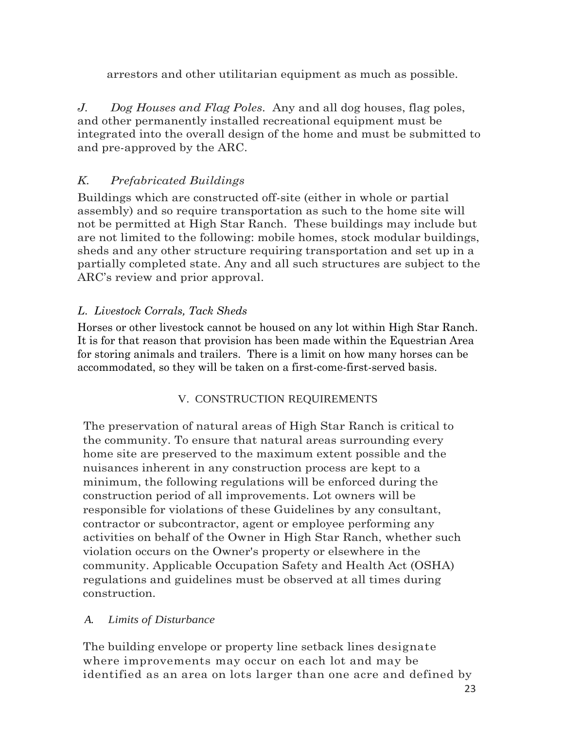arrestors and other utilitarian equipment as much as possible.

*J. Dog Houses and Flag Poles.* Any and all dog houses, flag poles, and other permanently installed recreational equipment must be integrated into the overall design of the home and must be submitted to and pre-approved by the ARC.

*K. Prefabricated Buildings*

Buildings which are constructed off-site (either in whole or partial assembly) and so require transportation as such to the home site will not be permitted at High Star Ranch. These buildings may include but are not limited to the following: mobile homes, stock modular buildings, sheds and any other structure requiring transportation and set up in a partially completed state. Any and all such structures are subject to the ARC's review and prior approval.

*L. Livestock Corrals, Tack Sheds*

Horses or other livestock cannot be housed on any lot within High Star Ranch. It is for that reason that provision has been made within the Equestrian Area for storing animals and trailers. There is a limit on how many horses can be accommodated, so they will be taken on a first-come-first-served basis.

## V. CONSTRUCTION REQUIREMENTS

The preservation of natural areas of High Star Ranch is critical to the community. To ensure that natural areas surrounding every home site are preserved to the maximum extent possible and the nuisances inherent in any construction process are kept to a minimum, the following regulations will be enforced during the construction period of all improvements. Lot owners will be responsible for violations of these Guidelines by any consultant, contractor or subcontractor, agent or employee performing any activities on behalf of the Owner in High Star Ranch, whether such violation occurs on the Owner's property or elsewhere in the community. Applicable Occupation Safety and Health Act (OSHA) regulations and guidelines must be observed at all times during construction.

*A. Limits of Disturbance*

The building envelope or property line setback lines designate where improvements may occur on each lot and may be identified as an area on lots larger than one acre and defined by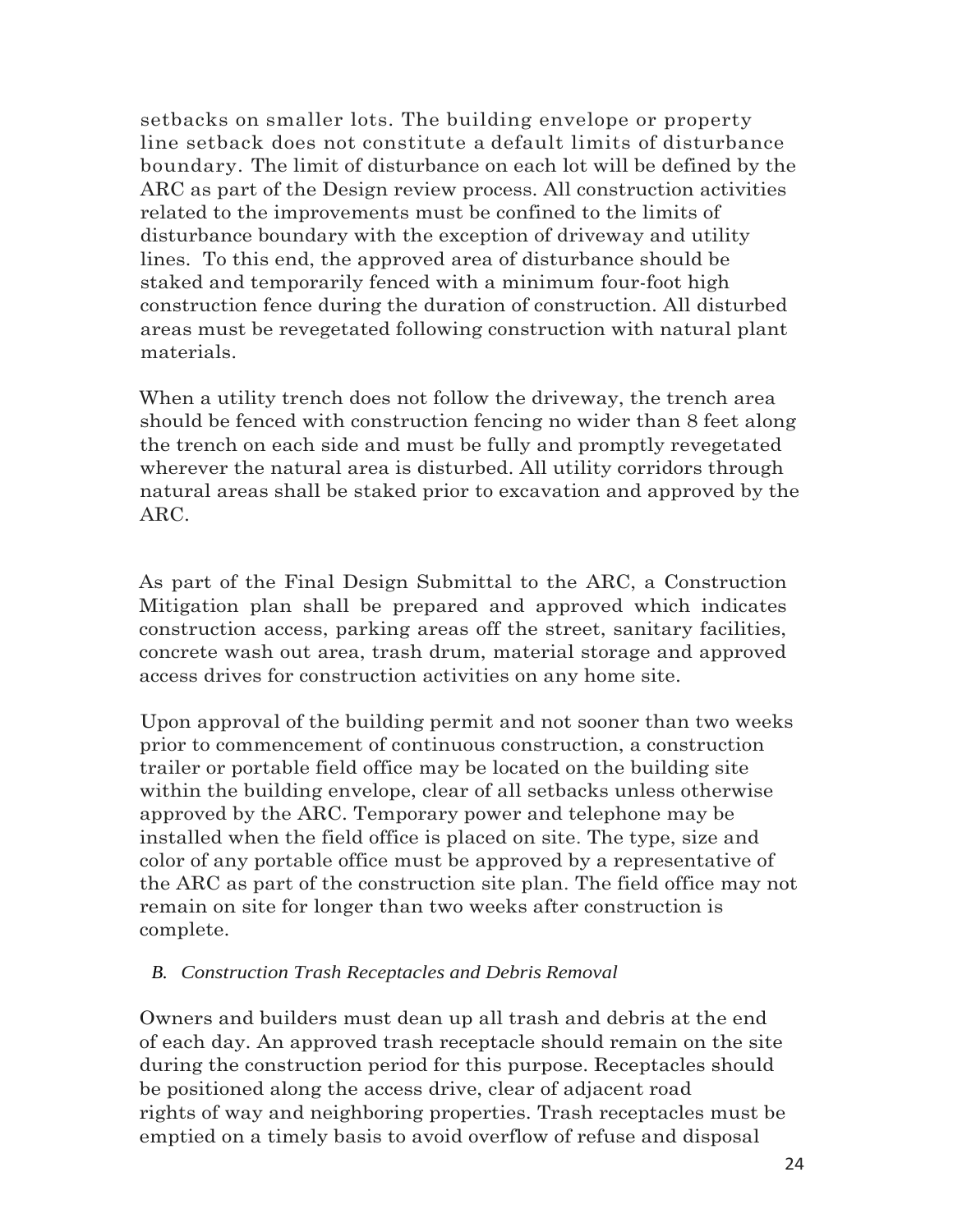setbacks on smaller lots. The building envelope or property line setback does not constitute a default limits of disturbance boundary. The limit of disturbance on each lot will be defined by the ARC as part of the Design review process. All construction activities related to the improvements must be confined to the limits of disturbance boundary with the exception of driveway and utility lines. To this end, the approved area of disturbance should be staked and temporarily fenced with a minimum four-foot high construction fence during the duration of construction. All disturbed areas must be revegetated following construction with natural plant materials.

When a utility trench does not follow the driveway, the trench area should be fenced with construction fencing no wider than 8 feet along the trench on each side and must be fully and promptly revegetated wherever the natural area is disturbed. All utility corridors through natural areas shall be staked prior to excavation and approved by the ARC.

As part of the Final Design Submittal to the ARC, a Construction Mitigation plan shall be prepared and approved which indicates construction access, parking areas off the street, sanitary facilities, concrete wash out area, trash drum, material storage and approved access drives for construction activities on any home site.

Upon approval of the building permit and not sooner than two weeks prior to commencement of continuous construction, a construction trailer or portable field office may be located on the building site within the building envelope, clear of all setbacks unless otherwise approved by the ARC. Temporary power and telephone may be installed when the field office is placed on site. The type, size and color of any portable office must be approved by a representative of the ARC as part of the construction site plan. The field office may not remain on site for longer than two weeks after construction is complete.

### *B. Construction Trash Receptacles and Debris Removal*

Owners and builders must dean up all trash and debris at the end of each day. An approved trash receptacle should remain on the site during the construction period for this purpose. Receptacles should be positioned along the access drive, clear of adjacent road rights of way and neighboring properties. Trash receptacles must be emptied on a timely basis to avoid overflow of refuse and disposal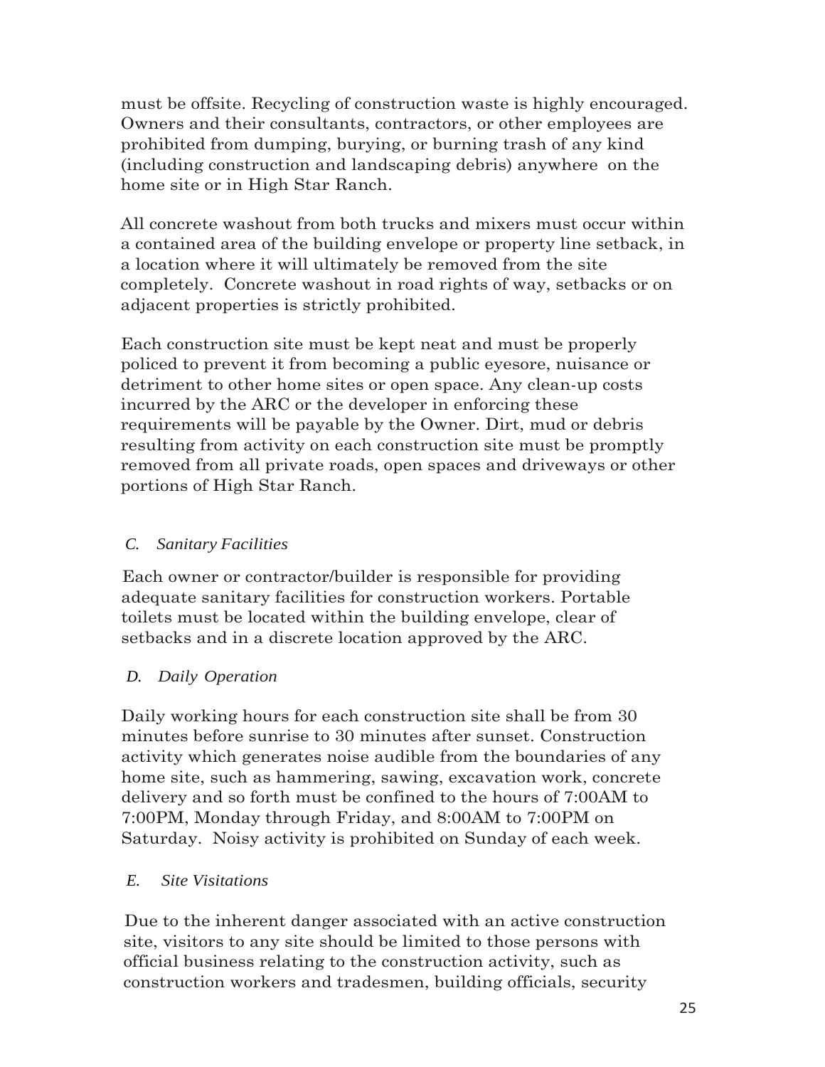must be offsite. Recycling of construction waste is highly encouraged. Owners and their consultants, contractors, or other employees are prohibited from dumping, burying, or burning trash of any kind (including construction and landscaping debris) anywhere on the home site or in High Star Ranch.

All concrete washout from both trucks and mixers must occur within a contained area of the building envelope or property line setback, in a location where it will ultimately be removed from the site completely. Concrete washout in road rights of way, setbacks or on adjacent properties is strictly prohibited.

Each construction site must be kept neat and must be properly policed to prevent it from becoming a public eyesore, nuisance or detriment to other home sites or open space. Any clean-up costs incurred by the ARC or the developer in enforcing these requirements will be payable by the Owner. Dirt, mud or debris resulting from activity on each construction site must be promptly removed from all private roads, open spaces and driveways or other portions of High Star Ranch.

*C. Sanitary Facilities*

Each owner or contractor/builder is responsible for providing adequate sanitary facilities for construction workers. Portable toilets must be located within the building envelope, clear of setbacks and in a discrete location approved by the ARC.

*D. Daily Operation*

Daily working hours for each construction site shall be from 30 minutes before sunrise to 30 minutes after sunset. Construction activity which generates noise audible from the boundaries of any home site, such as hammering, sawing, excavation work, concrete delivery and so forth must be confined to the hours of 7:00AM to 7:00PM, Monday through Friday, and 8:00AM to 7:00PM on Saturday. Noisy activity is prohibited on Sunday of each week.

*E. Site Visitations*

Due to the inherent danger associated with an active construction site, visitors to any site should be limited to those persons with official business relating to the construction activity, such as construction workers and tradesmen, building officials, security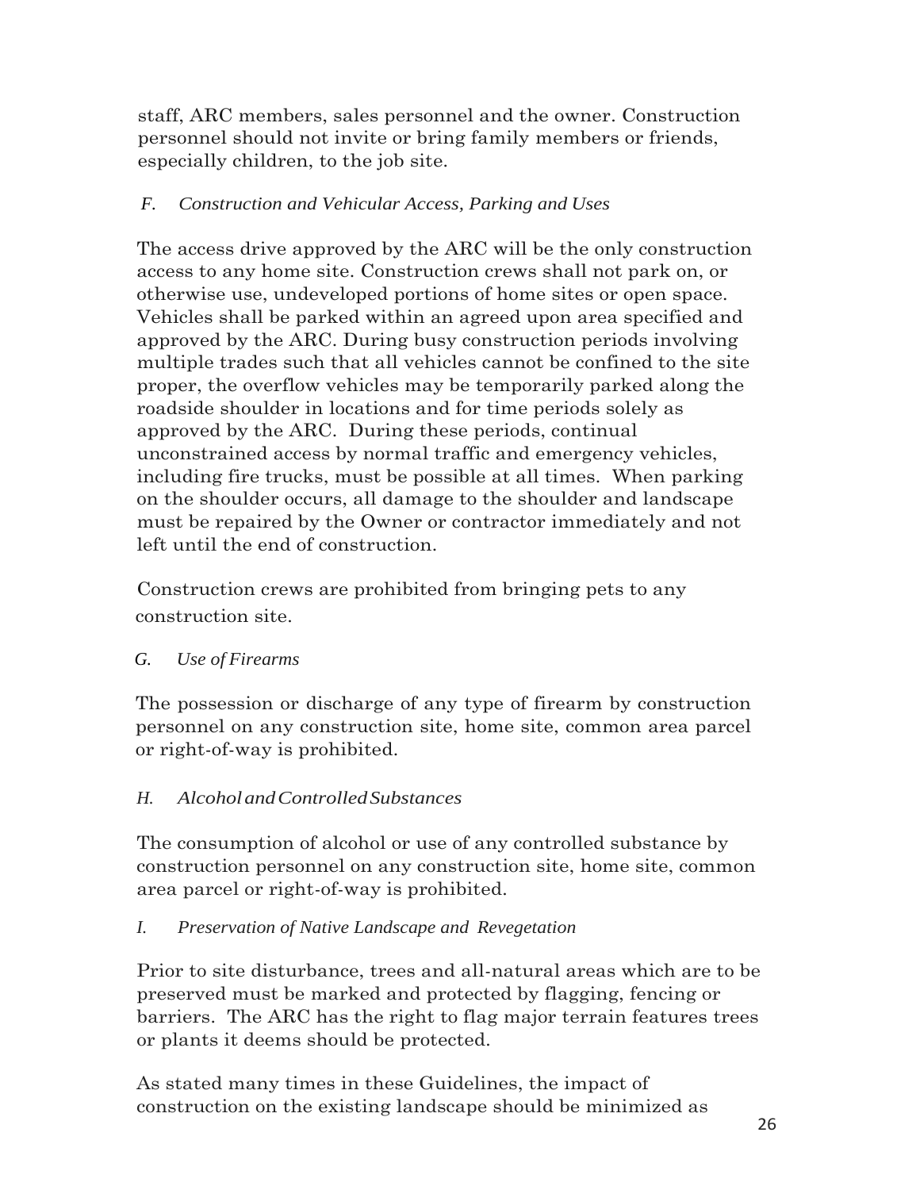staff, ARC members, sales personnel and the owner. Construction personnel should not invite or bring family members or friends, especially children, to the job site.

### *F. Construction and Vehicular Access, Parking and Uses*

The access drive approved by the ARC will be the only construction access to any home site. Construction crews shall not park on, or otherwise use, undeveloped portions of home sites or open space. Vehicles shall be parked within an agreed upon area specified and approved by the ARC. During busy construction periods involving multiple trades such that all vehicles cannot be confined to the site proper, the overflow vehicles may be temporarily parked along the roadside shoulder in locations and for time periods solely as approved by the ARC. During these periods, continual unconstrained access by normal traffic and emergency vehicles, including fire trucks, must be possible at all times. When parking on the shoulder occurs, all damage to the shoulder and landscape must be repaired by the Owner or contractor immediately and not left until the end of construction.

Construction crews are prohibited from bringing pets to any construction site.

### *G. Use of Firearms*

The possession or discharge of any type of firearm by construction personnel on any construction site, home site, common area parcel or right-of-way is prohibited.

### *H. Alcohol and Controlled Substances*

The consumption of alcohol or use of any controlled substance by construction personnel on any construction site, home site, common area parcel or right-of-way is prohibited.

### *I. Preservation of Native Landscape and Revegetation*

Prior to site disturbance, trees and all-natural areas which are to be preserved must be marked and protected by flagging, fencing or barriers. The ARC has the right to flag major terrain features trees or plants it deems should be protected.

As stated many times in these Guidelines, the impact of construction on the existing landscape should be minimized as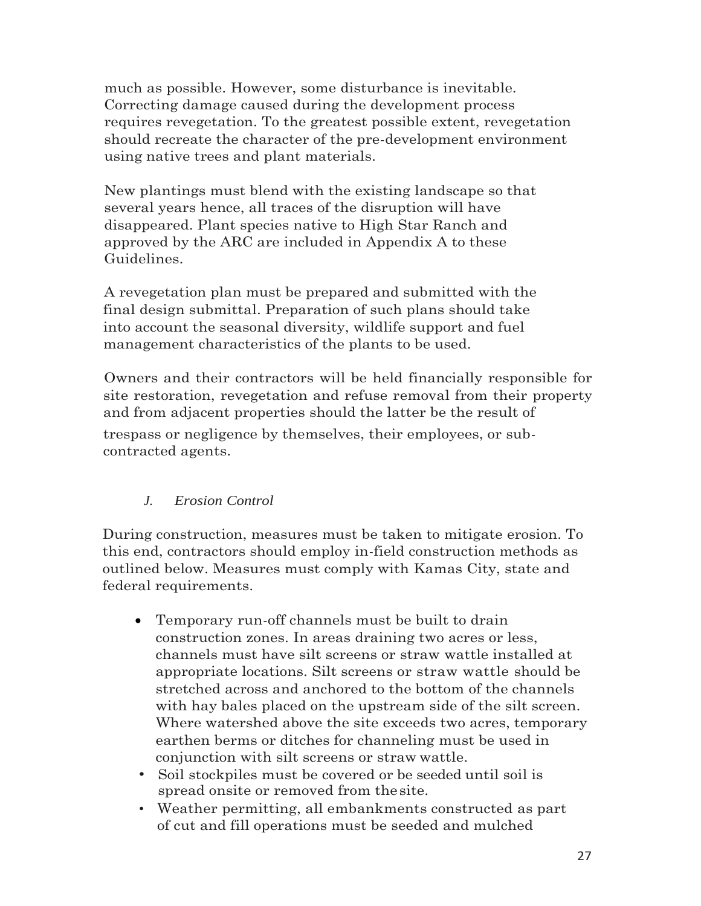much as possible. However, some disturbance is inevitable. Correcting damage caused during the development process requires revegetation. To the greatest possible extent, revegetation should recreate the character of the pre-development environment using native trees and plant materials.

New plantings must blend with the existing landscape so that several years hence, all traces of the disruption will have disappeared. Plant species native to High Star Ranch and approved by the ARC are included in Appendix A to these Guidelines.

A revegetation plan must be prepared and submitted with the final design submittal. Preparation of such plans should take into account the seasonal diversity, wildlife support and fuel management characteristics of the plants to be used.

Owners and their contractors will be held financially responsible for site restoration, revegetation and refuse removal from their property and from adjacent properties should the latter be the result of trespass or negligence by themselves, their employees, or sub-contracted agents.

### *J. Erosion Control*

During construction, measures must be taken to mitigate erosion. To this end, contractors should employ in-field construction methods as outlined below. Measures must comply with Kamas City, state and federal requirements.

- Temporary run-off channels must be built to drain construction zones. In areas draining two acres or less, channels must have silt screens or straw wattle installed at appropriate locations. Silt screens or straw wattle should be stretched across and anchored to the bottom of the channels with hay bales placed on the upstream side of the silt screen. Where watershed above the site exceeds two acres, temporary earthen berms or ditches for channeling must be used in conjunction with silt screens or straw wattle.
- Soil stockpiles must be covered or be seeded until soil is spread onsite or removed from the site.
- Weather permitting, all embankments constructed as part of cut and fill operations must be seeded and mulched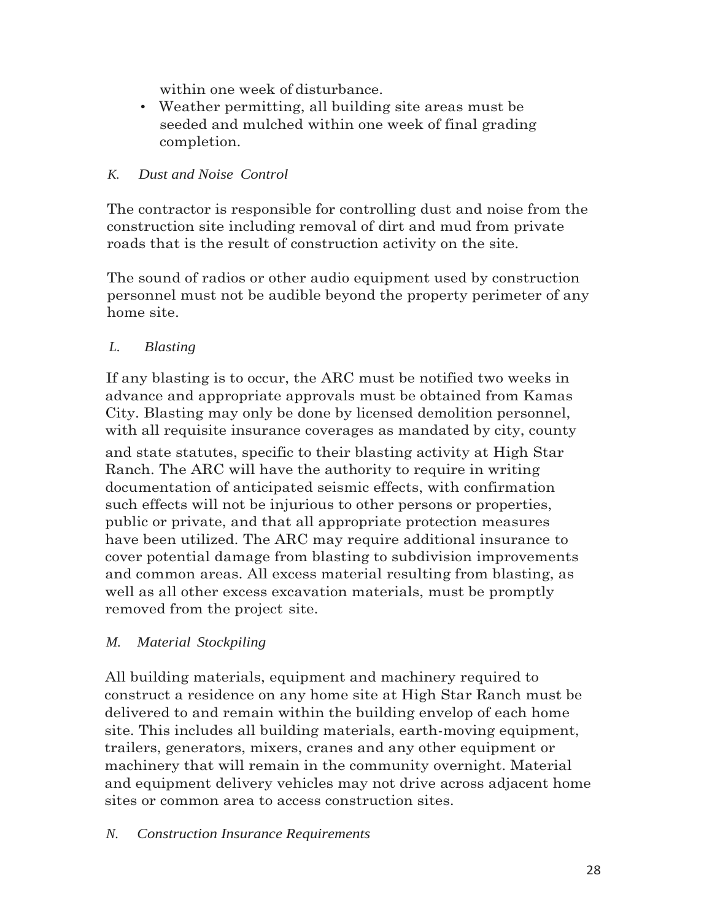within one week of disturbance.

- Weather permitting, all building site areas must be seeded and mulched within one week of final grading completion.

### *K. Dust and Noise Control*

The contractor is responsible for controlling dust and noise from the construction site including removal of dirt and mud from private roads that is the result of construction activity on the site.

The sound of radios or other audio equipment used by construction personnel must not be audible beyond the property perimeter of any home site.

### *L. Blasting*

If any blasting is to occur, the ARC must be notified two weeks in advance and appropriate approvals must be obtained from Kamas City. Blasting may only be done by licensed demolition personnel, with all requisite insurance coverages as mandated by city, county and state statutes, specific to their blasting activity at High Star Ranch. The ARC will have the authority to require in writing documentation of anticipated seismic effects, with confirmation such effects will not be injurious to other persons or properties, public or private, and that all appropriate protection measures have been utilized. The ARC may require additional insurance to cover potential damage from blasting to subdivision improvements and common areas. All excess material resulting from blasting, as well as all other excess excavation materials, must be promptly removed from the project site.

### *M. Material Stockpiling*

All building materials, equipment and machinery required to construct a residence on any home site at High Star Ranch must be delivered to and remain within the building envelop of each home site. This includes all building materials, earth-moving equipment, trailers, generators, mixers, cranes and any other equipment or machinery that will remain in the community overnight. Material and equipment delivery vehicles may not drive across adjacent home sites or common area to access construction sites.

### *N. Construction Insurance Requirements*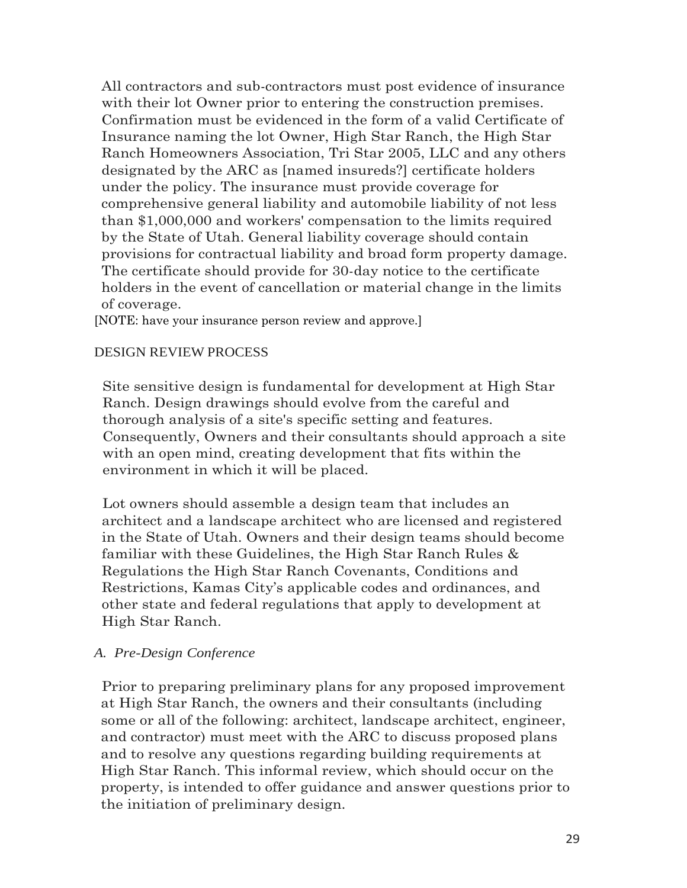All contractors and sub-contractors must post evidence of insurance with their lot Owner prior to entering the construction premises. Confirmation must be evidenced in the form of a valid Certificate of Insurance naming the lot Owner, High Star Ranch, the High Star Ranch Homeowners Association, Tri Star 2005, LLC and any others designated by the ARC as [named insureds?] certificate holders under the policy. The insurance must provide coverage for comprehensive general liability and automobile liability of not less than $1,000,000 and workers' compensation to the limits required by the State of Utah. General liability coverage should contain provisions for contractual liability and broad form property damage. The certificate should provide for 30-day notice to the certificate holders in the event of cancellation or material change in the limits of coverage.

[NOTE: have your insurance person review and approve.]

## DESIGN REVIEW PROCESS

Site sensitive design is fundamental for development at High Star Ranch. Design drawings should evolve from the careful and thorough analysis of a site's specific setting and features. Consequently, Owners and their consultants should approach a site with an open mind, creating development that fits within the environment in which it will be placed.

Lot owners should assemble a design team that includes an architect and a landscape architect who are licensed and registered in the State of Utah. Owners and their design teams should become familiar with these Guidelines, the High Star Ranch Rules & Regulations the High Star Ranch Covenants, Conditions and Restrictions, Kamas City's applicable codes and ordinances, and other state and federal regulations that apply to development at High Star Ranch.

### *A. Pre-Design Conference*

Prior to preparing preliminary plans for any proposed improvement at High Star Ranch, the owners and their consultants (including some or all of the following: architect, landscape architect, engineer, and contractor) must meet with the ARC to discuss proposed plans and to resolve any questions regarding building requirements at High Star Ranch. This informal review, which should occur on the property, is intended to offer guidance and answer questions prior to the initiation of preliminary design.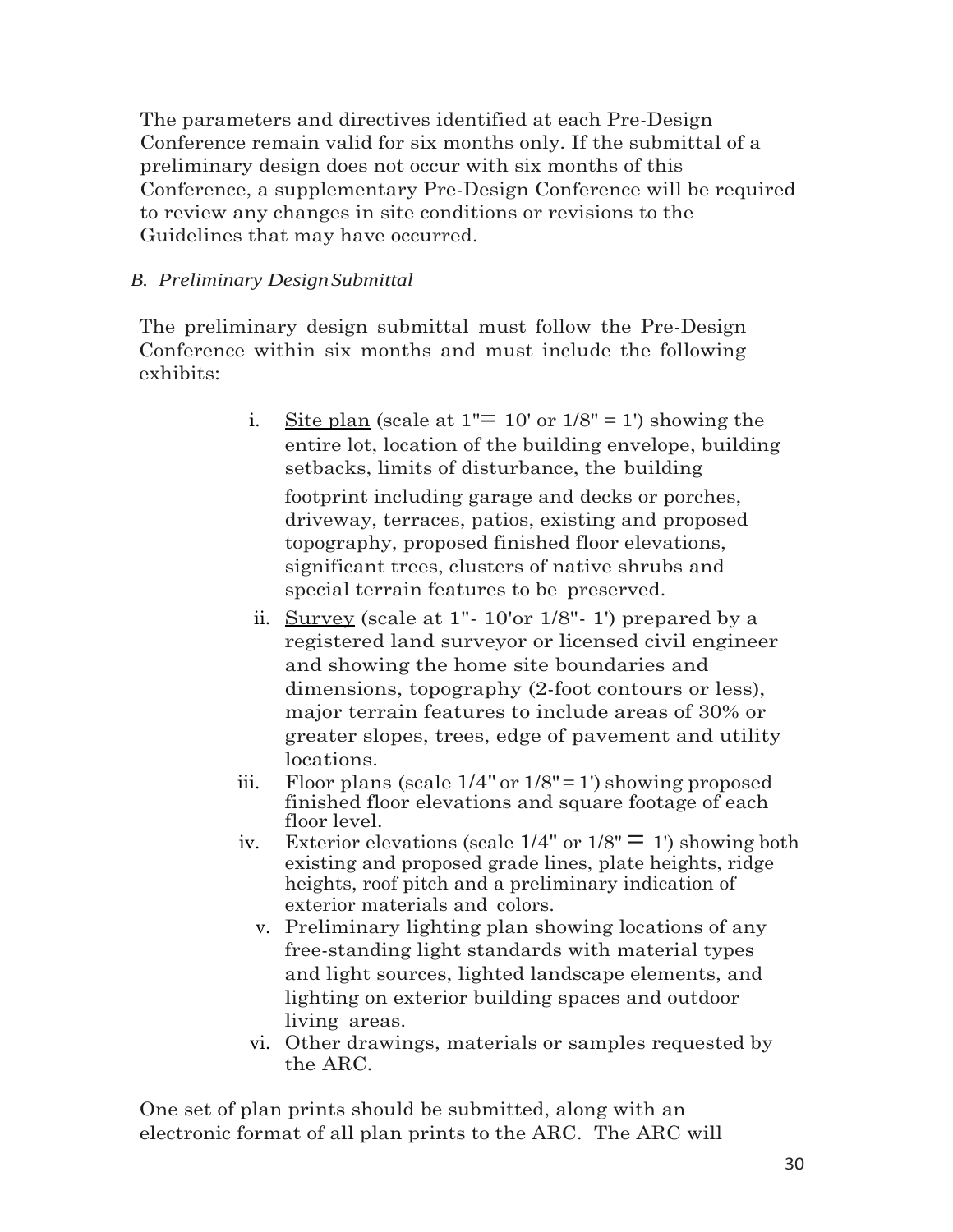The parameters and directives identified at each Pre-Design Conference remain valid for six months only. If the submittal of a preliminary design does not occur with six months of this Conference, a supplementary Pre-Design Conference will be required to review any changes in site conditions or revisions to the Guidelines that may have occurred.

*B. Preliminary Design Submittal*

The preliminary design submittal must follow the Pre-Design Conference within six months and must include the following exhibits:

i. Site plan (scale at 1"= 10' or 1/8" = 1') showing the entire lot, location of the building envelope, building setbacks, limits of disturbance, the building footprint including garage and decks or porches, driveway, terraces, patios, existing and proposed topography, proposed finished floor elevations, significant trees, clusters of native shrubs and special terrain features to be preserved.

ii. Survey (scale at 1"- 10'or 1/8"- 1') prepared by a registered land surveyor or licensed civil engineer and showing the home site boundaries and dimensions, topography (2-foot contours or less), major terrain features to include areas of 30% or greater slopes, trees, edge of pavement and utility locations.

iii. Floor plans (scale 1/4" or 1/8" = 1') showing proposed finished floor elevations and square footage of each floor level.

iv. Exterior elevations (scale 1/4" or 1/8" = 1') showing both existing and proposed grade lines, plate heights, ridge heights, roof pitch and a preliminary indication of exterior materials and colors.

v. Preliminary lighting plan showing locations of any free-standing light standards with material types and light sources, lighted landscape elements, and lighting on exterior building spaces and outdoor living areas.

vi. Other drawings, materials or samples requested by the ARC.

One set of plan prints should be submitted, along with an electronic format of all plan prints to the ARC. The ARC will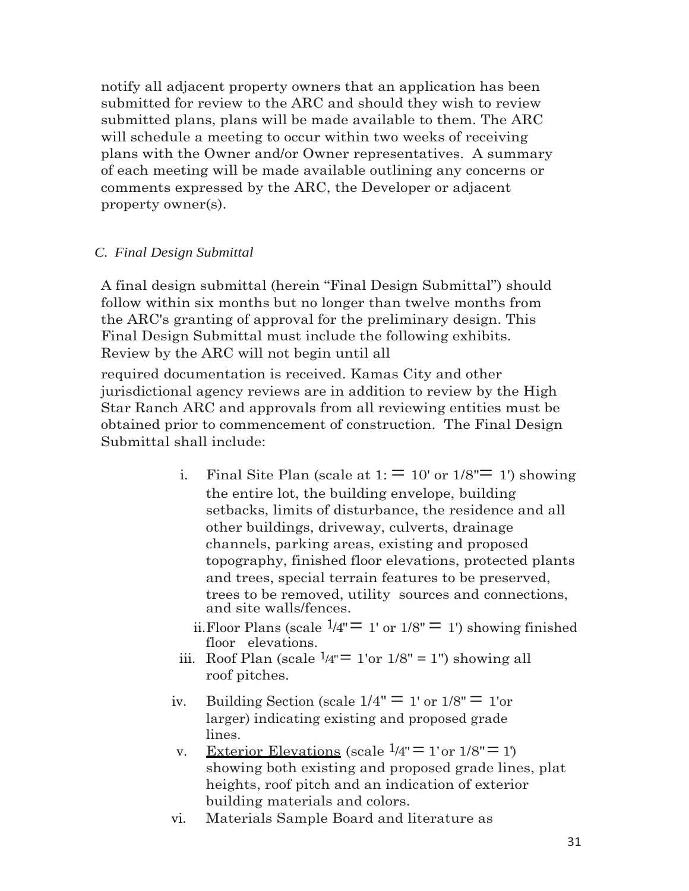notify all adjacent property owners that an application has been submitted for review to the ARC and should they wish to review submitted plans, plans will be made available to them. The ARC will schedule a meeting to occur within two weeks of receiving plans with the Owner and/or Owner representatives. A summary of each meeting will be made available outlining any concerns or comments expressed by the ARC, the Developer or adjacent property owner(s).

*C. Final Design Submittal*

A final design submittal (herein "Final Design Submittal") should follow within six months but no longer than twelve months from the ARC's granting of approval for the preliminary design. This Final Design Submittal must include the following exhibits. Review by the ARC will not begin until all required documentation is received. Kamas City and other jurisdictional agency reviews are in addition to review by the High Star Ranch ARC and approvals from all reviewing entities must be obtained prior to commencement of construction. The Final Design Submittal shall include:

i. Final Site Plan (scale at 1: = 10' or 1/8"= 1') showing the entire lot, the building envelope, building setbacks, limits of disturbance, the residence and all other buildings, driveway, culverts, drainage channels, parking areas, existing and proposed topography, finished floor elevations, protected plants and trees, special terrain features to be preserved, trees to be removed, utility sources and connections, and site walls/fences.

ii. Floor Plans (scale 1/4" = 1' or 1/8" = 1') showing finished floor elevations.

iii. Roof Plan (scale 1/4" = 1'or 1/8" = 1") showing all roof pitches.

iv. Building Section (scale 1/4" = 1' or 1/8" = 1'or larger) indicating existing and proposed grade lines.

v. <u>Exterior Elevations</u> (scale 1/4" = 1'or 1/8" = 1') showing both existing and proposed grade lines, plat heights, roof pitch and an indication of exterior building materials and colors.

vi. Materials Sample Board and literature as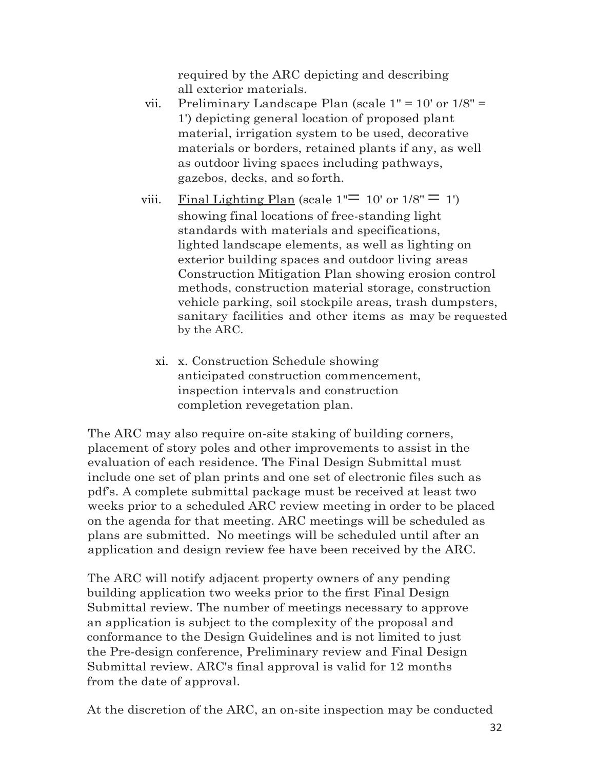required by the ARC depicting and describing all exterior materials.

vii. Preliminary Landscape Plan (scale 1" = 10' or 1/8" = 1') depicting general location of proposed plant material, irrigation system to be used, decorative materials or borders, retained plants if any, as well as outdoor living spaces including pathways, gazebos, decks, and so forth.

viii. <u>Final Lighting Plan</u> (scale 1"= 10' or 1/8" = 1') showing final locations of free-standing light standards with materials and specifications, lighted landscape elements, as well as lighting on exterior building spaces and outdoor living areas Construction Mitigation Plan showing erosion control methods, construction material storage, construction vehicle parking, soil stockpile areas, trash dumpsters, sanitary facilities and other items as may be requested by the ARC.

xi. x. Construction Schedule showing anticipated construction commencement, inspection intervals and construction completion revegetation plan.

The ARC may also require on-site staking of building corners, placement of story poles and other improvements to assist in the evaluation of each residence. The Final Design Submittal must include one set of plan prints and one set of electronic files such as pdf's. A complete submittal package must be received at least two weeks prior to a scheduled ARC review meeting in order to be placed on the agenda for that meeting. ARC meetings will be scheduled as plans are submitted. No meetings will be scheduled until after an application and design review fee have been received by the ARC.

The ARC will notify adjacent property owners of any pending building application two weeks prior to the first Final Design Submittal review. The number of meetings necessary to approve an application is subject to the complexity of the proposal and conformance to the Design Guidelines and is not limited to just the Pre-design conference, Preliminary review and Final Design Submittal review. ARC's final approval is valid for 12 months from the date of approval.

At the discretion of the ARC, an on-site inspection may be conducted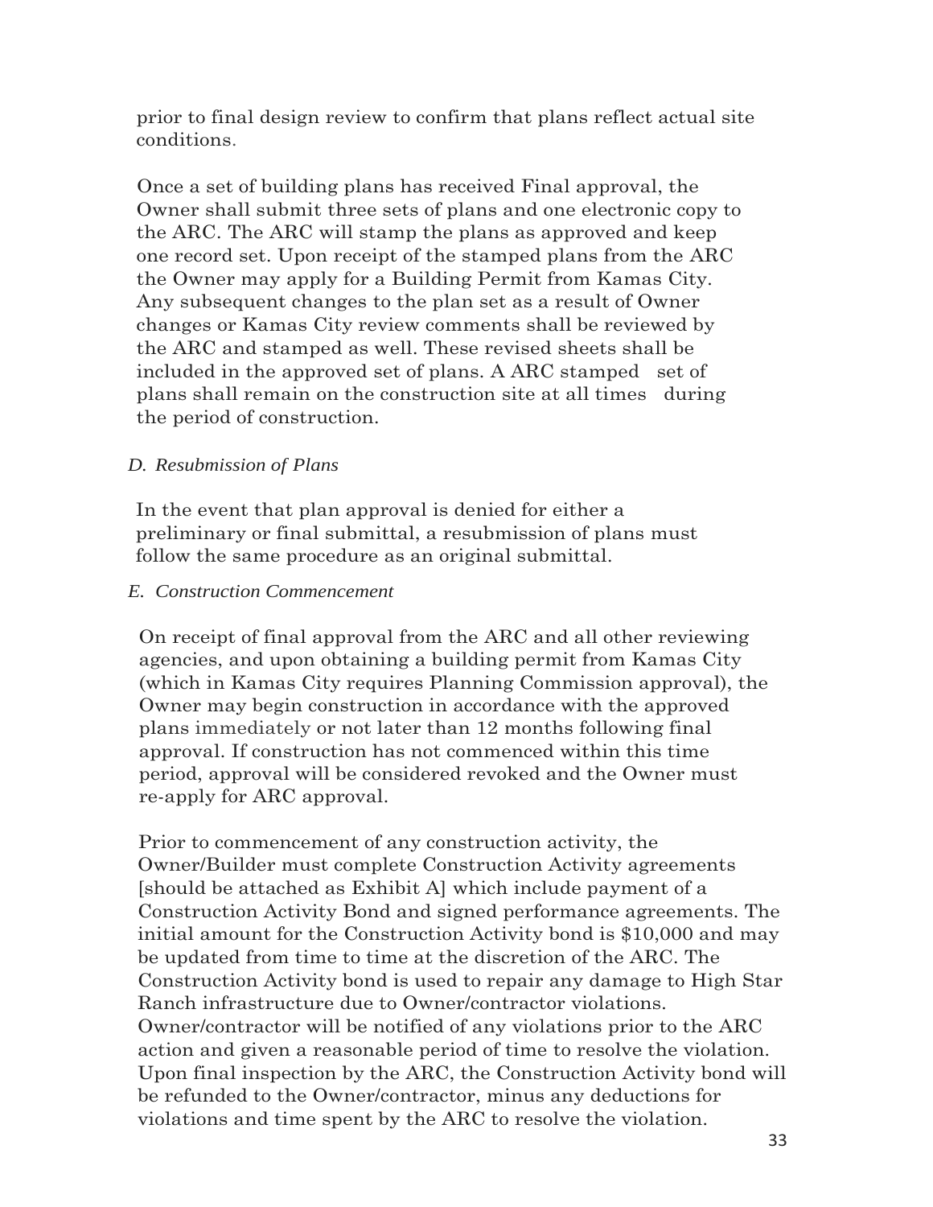prior to final design review to confirm that plans reflect actual site conditions.

Once a set of building plans has received Final approval, the Owner shall submit three sets of plans and one electronic copy to the ARC. The ARC will stamp the plans as approved and keep one record set. Upon receipt of the stamped plans from the ARC the Owner may apply for a Building Permit from Kamas City. Any subsequent changes to the plan set as a result of Owner changes or Kamas City review comments shall be reviewed by the ARC and stamped as well. These revised sheets shall be included in the approved set of plans. A ARC stamped set of plans shall remain on the construction site at all times during the period of construction.

*D. Resubmission of Plans*

In the event that plan approval is denied for either a preliminary or final submittal, a resubmission of plans must follow the same procedure as an original submittal.

*E. Construction Commencement*

On receipt of final approval from the ARC and all other reviewing agencies, and upon obtaining a building permit from Kamas City (which in Kamas City requires Planning Commission approval), the Owner may begin construction in accordance with the approved plans immediately or not later than 12 months following final approval. If construction has not commenced within this time period, approval will be considered revoked and the Owner must re-apply for ARC approval.

Prior to commencement of any construction activity, the Owner/Builder must complete Construction Activity agreements [should be attached as Exhibit A] which include payment of a Construction Activity Bond and signed performance agreements. The initial amount for the Construction Activity bond is $10,000 and may be updated from time to time at the discretion of the ARC. The Construction Activity bond is used to repair any damage to High Star Ranch infrastructure due to Owner/contractor violations. Owner/contractor will be notified of any violations prior to the ARC action and given a reasonable period of time to resolve the violation. Upon final inspection by the ARC, the Construction Activity bond will be refunded to the Owner/contractor, minus any deductions for violations and time spent by the ARC to resolve the violation.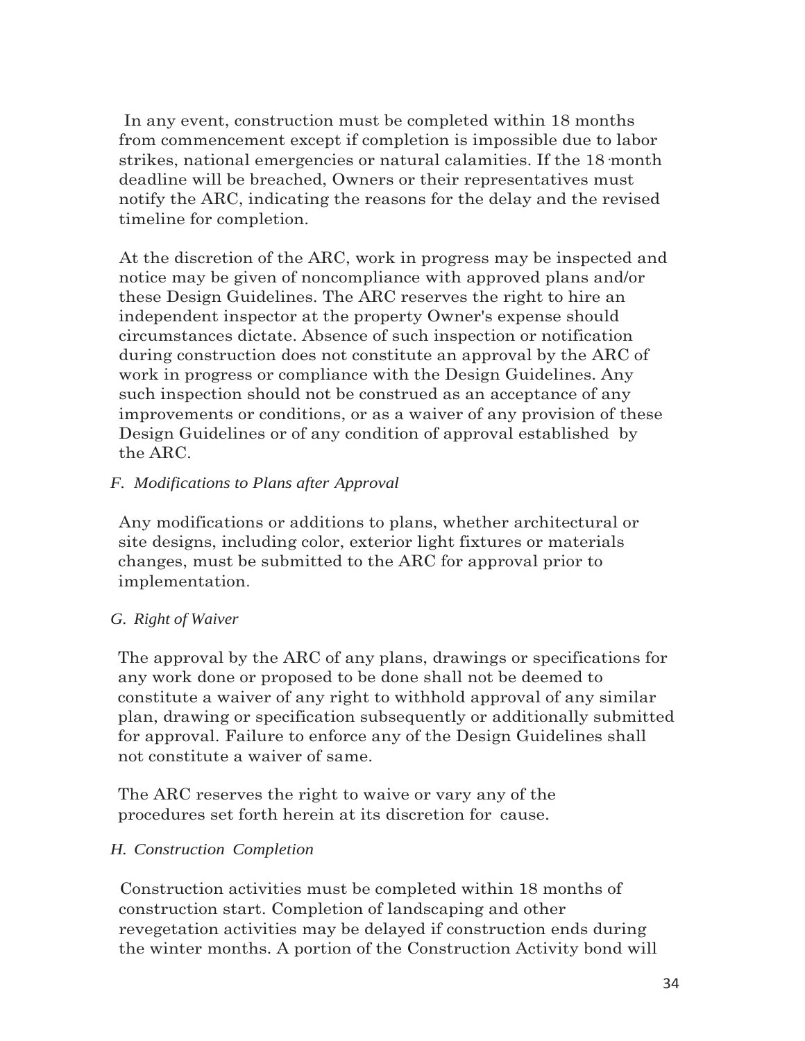In any event, construction must be completed within 18 months from commencement except if completion is impossible due to labor strikes, national emergencies or natural calamities. If the 18-month deadline will be breached, Owners or their representatives must notify the ARC, indicating the reasons for the delay and the revised timeline for completion.

At the discretion of the ARC, work in progress may be inspected and notice may be given of noncompliance with approved plans and/or these Design Guidelines. The ARC reserves the right to hire an independent inspector at the property Owner's expense should circumstances dictate. Absence of such inspection or notification during construction does not constitute an approval by the ARC of work in progress or compliance with the Design Guidelines. Any such inspection should not be construed as an acceptance of any improvements or conditions, or as a waiver of any provision of these Design Guidelines or of any condition of approval established by the ARC.

*F. Modifications to Plans after Approval*

Any modifications or additions to plans, whether architectural or site designs, including color, exterior light fixtures or materials changes, must be submitted to the ARC for approval prior to implementation.

*G. Right of Waiver*

The approval by the ARC of any plans, drawings or specifications for any work done or proposed to be done shall not be deemed to constitute a waiver of any right to withhold approval of any similar plan, drawing or specification subsequently or additionally submitted for approval. Failure to enforce any of the Design Guidelines shall not constitute a waiver of same.

The ARC reserves the right to waive or vary any of the procedures set forth herein at its discretion for cause.

*H. Construction Completion*

Construction activities must be completed within 18 months of construction start. Completion of landscaping and other revegetation activities may be delayed if construction ends during the winter months. A portion of the Construction Activity bond will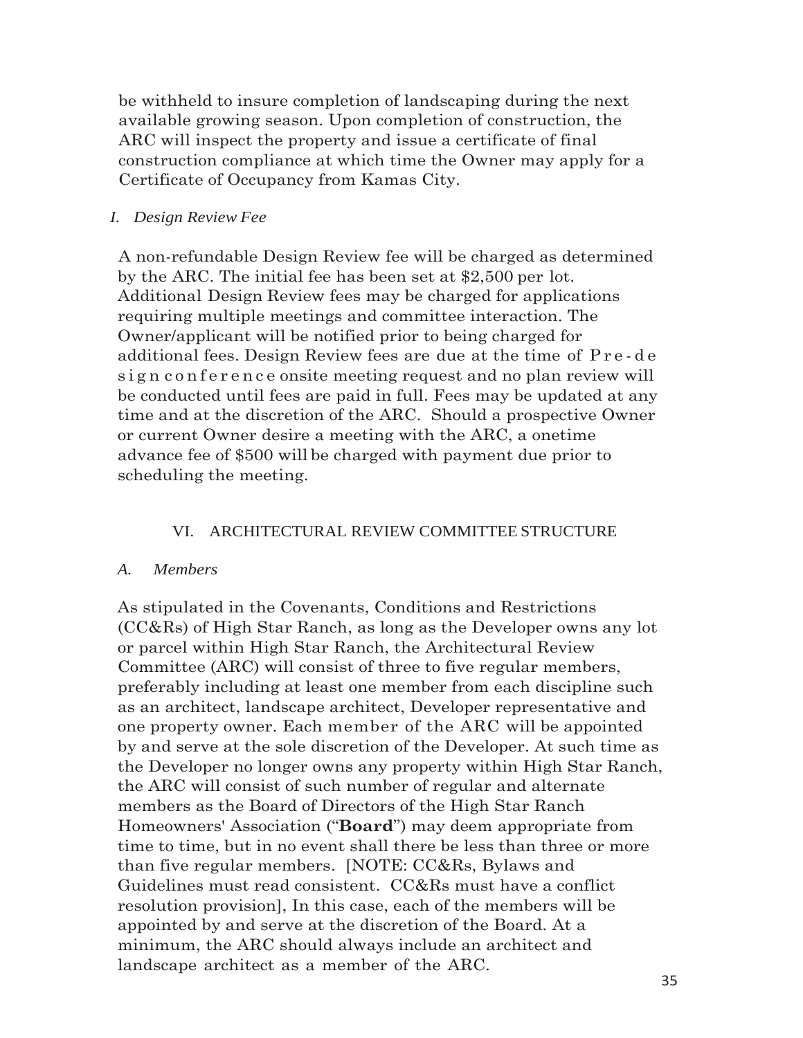be withheld to insure completion of landscaping during the next available growing season. Upon completion of construction, the ARC will inspect the property and issue a certificate of final construction compliance at which time the Owner may apply for a Certificate of Occupancy from Kamas City.

### *I. Design Review Fee*

A non-refundable Design Review fee will be charged as determined by the ARC. The initial fee has been set at $2,500 per lot. Additional Design Review fees may be charged for applications requiring multiple meetings and committee interaction. The Owner/applicant will be notified prior to being charged for additional fees. Design Review fees are due at the time of Pre-design conference onsite meeting request and no plan review will be conducted until fees are paid in full. Fees may be updated at any time and at the discretion of the ARC. Should a prospective Owner or current Owner desire a meeting with the ARC, a onetime advance fee of $500 will be charged with payment due prior to scheduling the meeting.

## VI. ARCHITECTURAL REVIEW COMMITTEE STRUCTURE

### *A. Members*

As stipulated in the Covenants, Conditions and Restrictions (CC&Rs) of High Star Ranch, as long as the Developer owns any lot or parcel within High Star Ranch, the Architectural Review Committee (ARC) will consist of three to five regular members, preferably including at least one member from each discipline such as an architect, landscape architect, Developer representative and one property owner. Each member of the ARC will be appointed by and serve at the sole discretion of the Developer. At such time as the Developer no longer owns any property within High Star Ranch, the ARC will consist of such number of regular and alternate members as the Board of Directors of the High Star Ranch Homeowners' Association ("**Board**") may deem appropriate from time to time, but in no event shall there be less than three or more than five regular members. [NOTE: CC&Rs, Bylaws and Guidelines must read consistent. CC&Rs must have a conflict resolution provision], In this case, each of the members will be appointed by and serve at the discretion of the Board. At a minimum, the ARC should always include an architect and landscape architect as a member of the ARC.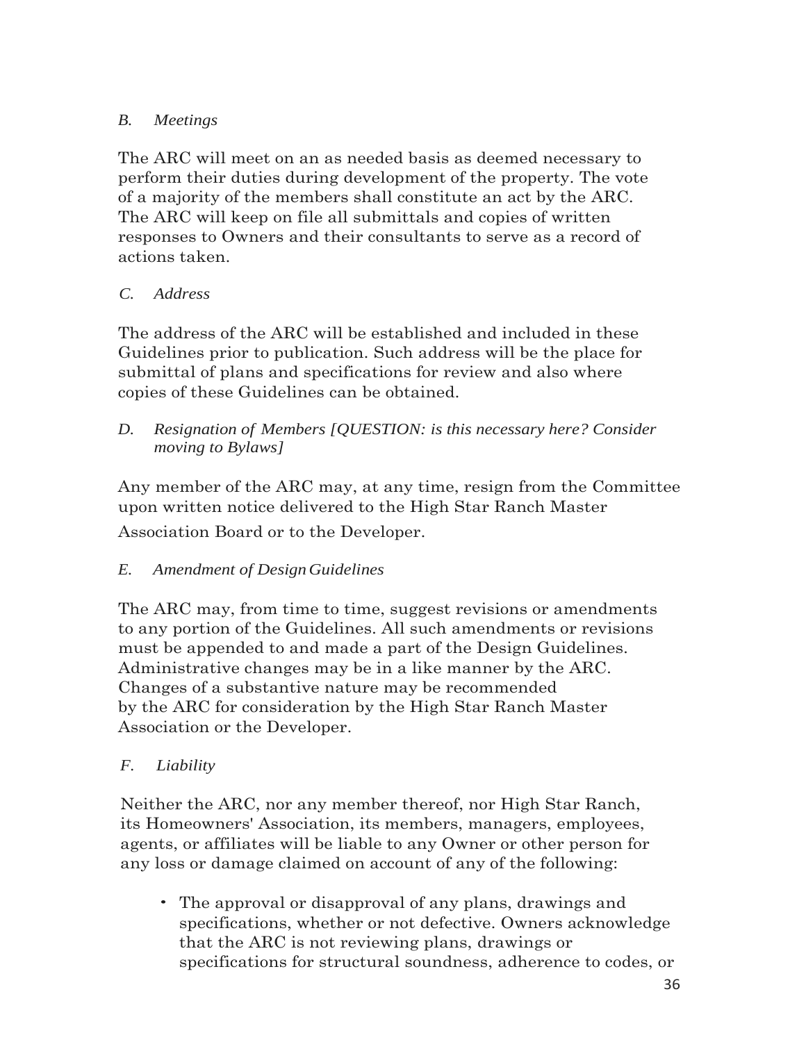*B. Meetings*

The ARC will meet on an as needed basis as deemed necessary to perform their duties during development of the property. The vote of a majority of the members shall constitute an act by the ARC. The ARC will keep on file all submittals and copies of written responses to Owners and their consultants to serve as a record of actions taken.

*C. Address*

The address of the ARC will be established and included in these Guidelines prior to publication. Such address will be the place for submittal of plans and specifications for review and also where copies of these Guidelines can be obtained.

*D. Resignation of Members [QUESTION: is this necessary here? Consider moving to Bylaws]*

Any member of the ARC may, at any time, resign from the Committee upon written notice delivered to the High Star Ranch Master Association Board or to the Developer.

*E. Amendment of Design Guidelines*

The ARC may, from time to time, suggest revisions or amendments to any portion of the Guidelines. All such amendments or revisions must be appended to and made a part of the Design Guidelines. Administrative changes may be in a like manner by the ARC. Changes of a substantive nature may be recommended by the ARC for consideration by the High Star Ranch Master Association or the Developer.

*F. Liability*

Neither the ARC, nor any member thereof, nor High Star Ranch, its Homeowners' Association, its members, managers, employees, agents, or affiliates will be liable to any Owner or other person for any loss or damage claimed on account of any of the following:

- The approval or disapproval of any plans, drawings and specifications, whether or not defective. Owners acknowledge that the ARC is not reviewing plans, drawings or specifications for structural soundness, adherence to codes, or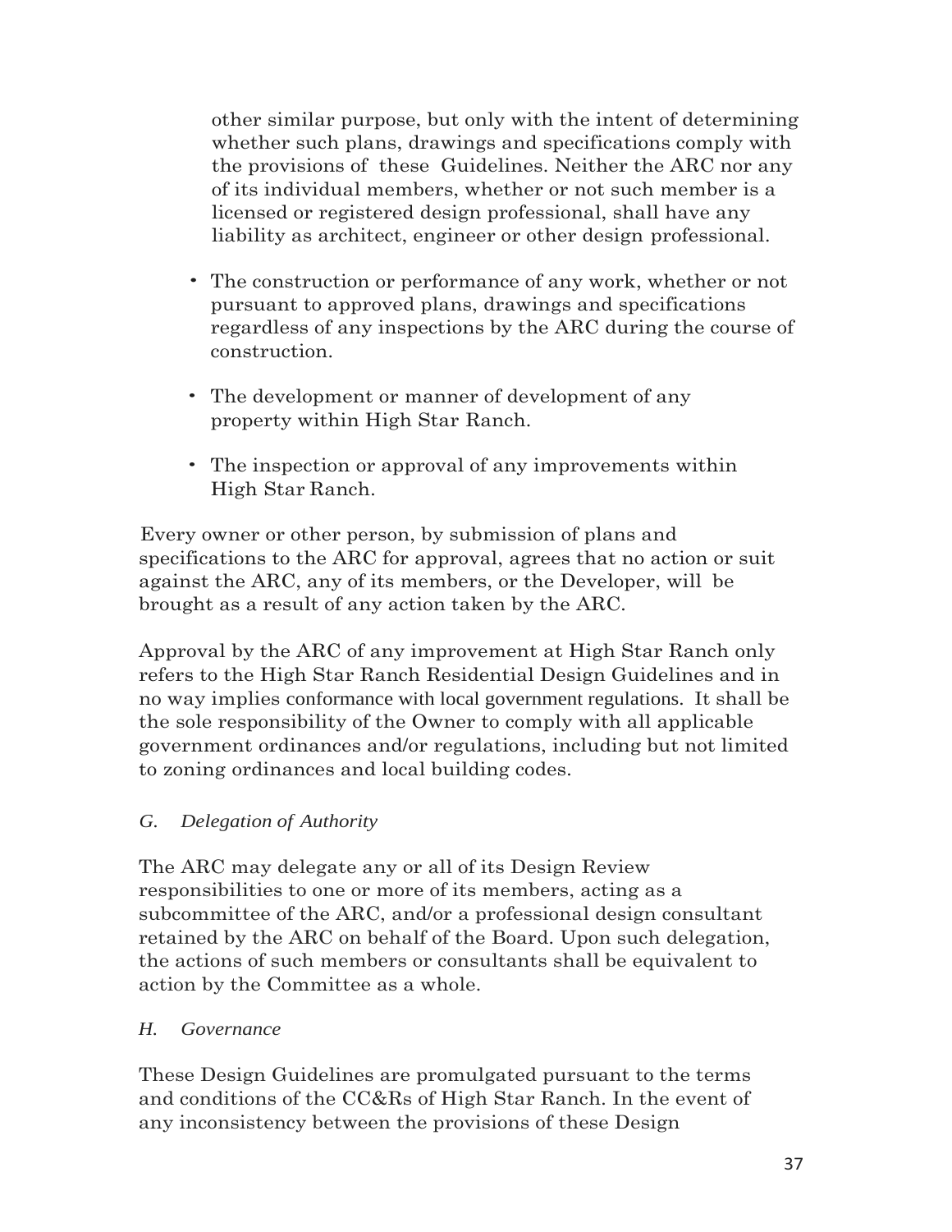other similar purpose, but only with the intent of determining whether such plans, drawings and specifications comply with the provisions of these Guidelines. Neither the ARC nor any of its individual members, whether or not such member is a licensed or registered design professional, shall have any liability as architect, engineer or other design professional.

- The construction or performance of any work, whether or not pursuant to approved plans, drawings and specifications regardless of any inspections by the ARC during the course of construction.
- The development or manner of development of any property within High Star Ranch.
- The inspection or approval of any improvements within High Star Ranch.

Every owner or other person, by submission of plans and specifications to the ARC for approval, agrees that no action or suit against the ARC, any of its members, or the Developer, will be brought as a result of any action taken by the ARC.

Approval by the ARC of any improvement at High Star Ranch only refers to the High Star Ranch Residential Design Guidelines and in no way implies conformance with local government regulations. It shall be the sole responsibility of the Owner to comply with all applicable government ordinances and/or regulations, including but not limited to zoning ordinances and local building codes.

*G. Delegation of Authority*

The ARC may delegate any or all of its Design Review responsibilities to one or more of its members, acting as a subcommittee of the ARC, and/or a professional design consultant retained by the ARC on behalf of the Board. Upon such delegation, the actions of such members or consultants shall be equivalent to action by the Committee as a whole.

*H. Governance*

These Design Guidelines are promulgated pursuant to the terms and conditions of the CC&Rs of High Star Ranch. In the event of any inconsistency between the provisions of these Design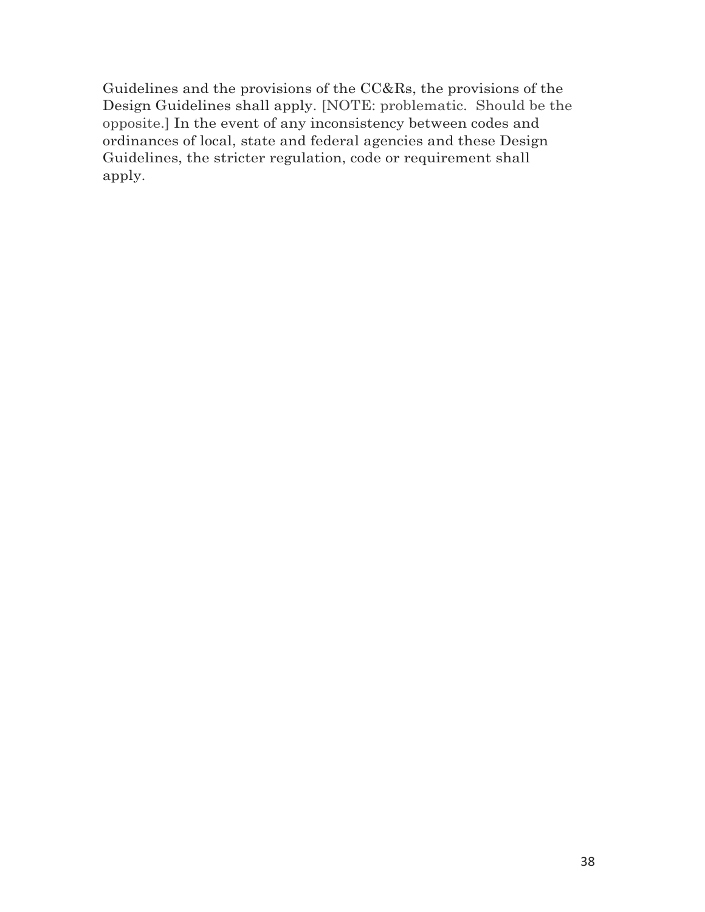Guidelines and the provisions of the CC&Rs, the provisions of the Design Guidelines shall apply. [NOTE: problematic. Should be the opposite.] In the event of any inconsistency between codes and ordinances of local, state and federal agencies and these Design Guidelines, the stricter regulation, code or requirement shall apply.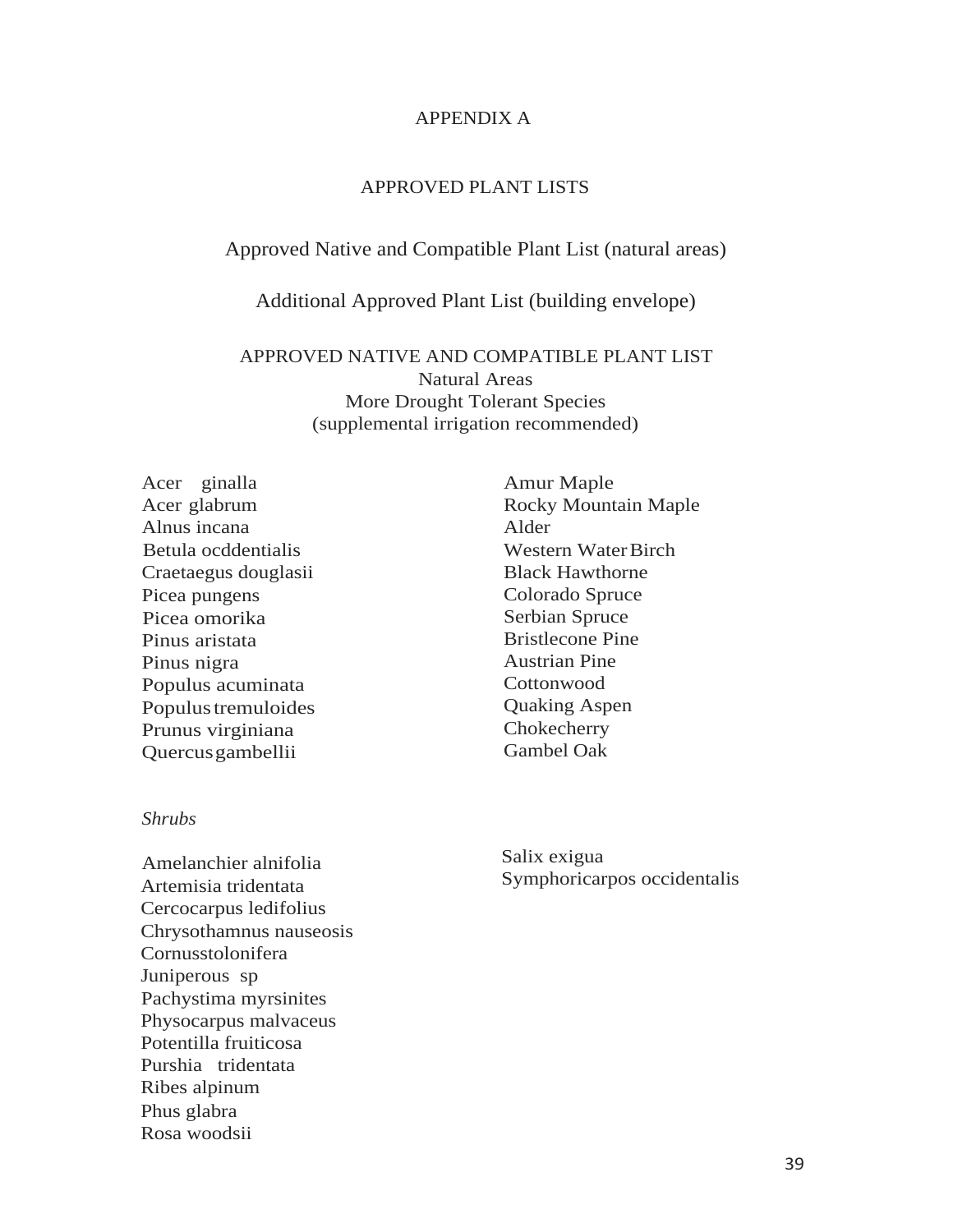APPENDIX A

APPROVED PLANT LISTS

Approved Native and Compatible Plant List (natural areas)

Additional Approved Plant List (building envelope)

APPROVED NATIVE AND COMPATIBLE PLANT LIST
Natural Areas
More Drought Tolerant Species
(supplemental irrigation recommended)

| | |
|---|---|
| Acer ginalla | Amur Maple |
| Acer glabrum | Rocky Mountain Maple |
| Alnus incana | Alder |
| Betula ocddentialis | Western Water Birch |
| Craetaegus douglasii | Black Hawthorne |
| Picea pungens | Colorado Spruce |
| Picea omorika | Serbian Spruce |
| Pinus aristata | Bristlecone Pine |
| Pinus nigra | Austrian Pine |
| Populus acuminata | Cottonwood |
| Populus tremuloides | Quaking Aspen |
| Prunus virginiana | Chokecherry |
| Quercus gambellii | Gambel Oak |

*Shrubs*

Amelanchier alnifolia
Artemisia tridentata
Cercocarpus ledifolius
Chrysothamnus nauseosis
Cornusstolonifera
Juniperous sp
Pachystima myrsinites
Physocarpus malvaceus
Potentilla fruiticosa
Purshia tridentata
Ribes alpinum
Phus glabra
Rosa woodsii
Salix exigua
Symphoricarpos occidentalis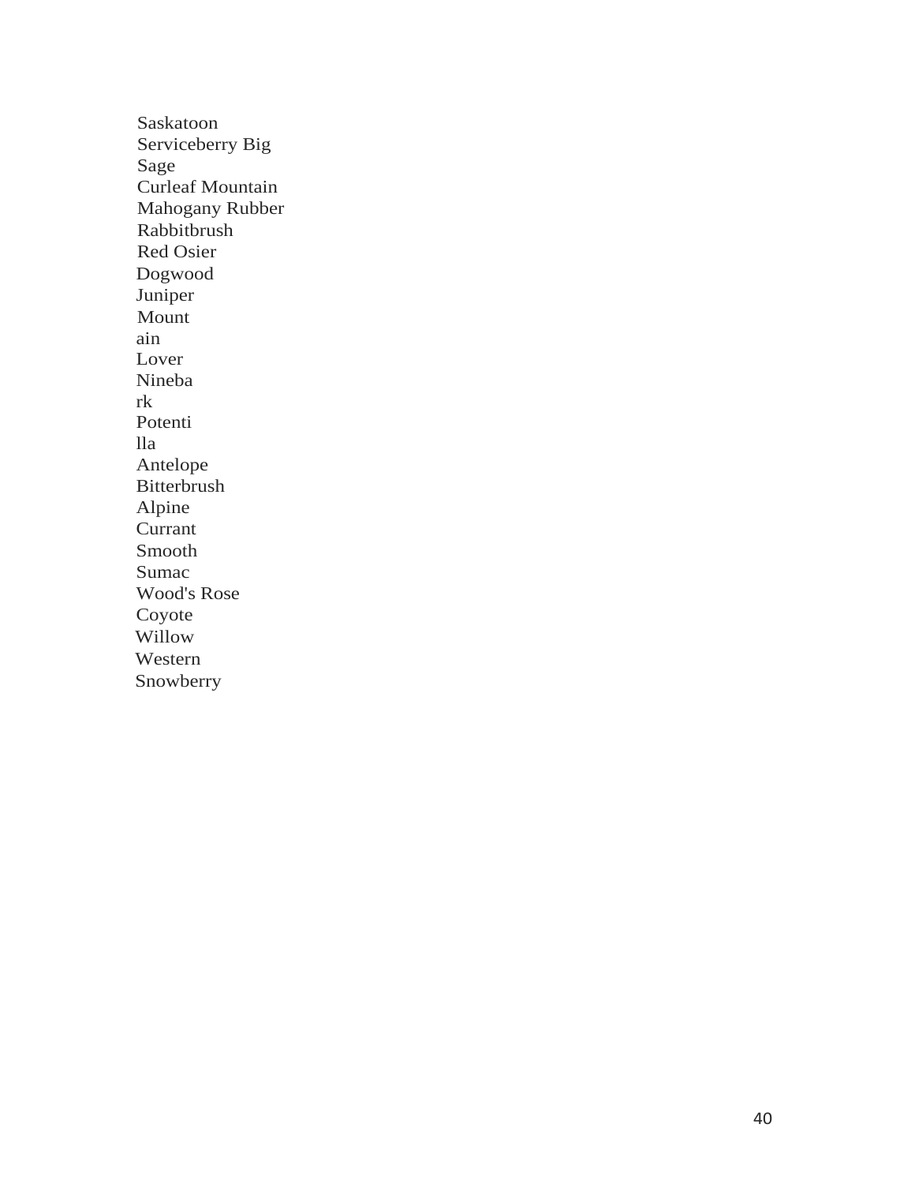Saskatoon
Serviceberry Big
Sage
Curleaf Mountain
Mahogany Rubber
Rabbitbrush
Red Osier
Dogwood
Juniper
Mount
ain
Lover
Nineba
rk
Potenti
lla
Antelope
Bitterbrush
Alpine
Currant
Smooth
Sumac
Wood's Rose
Coyote
Willow
Western
Snowberry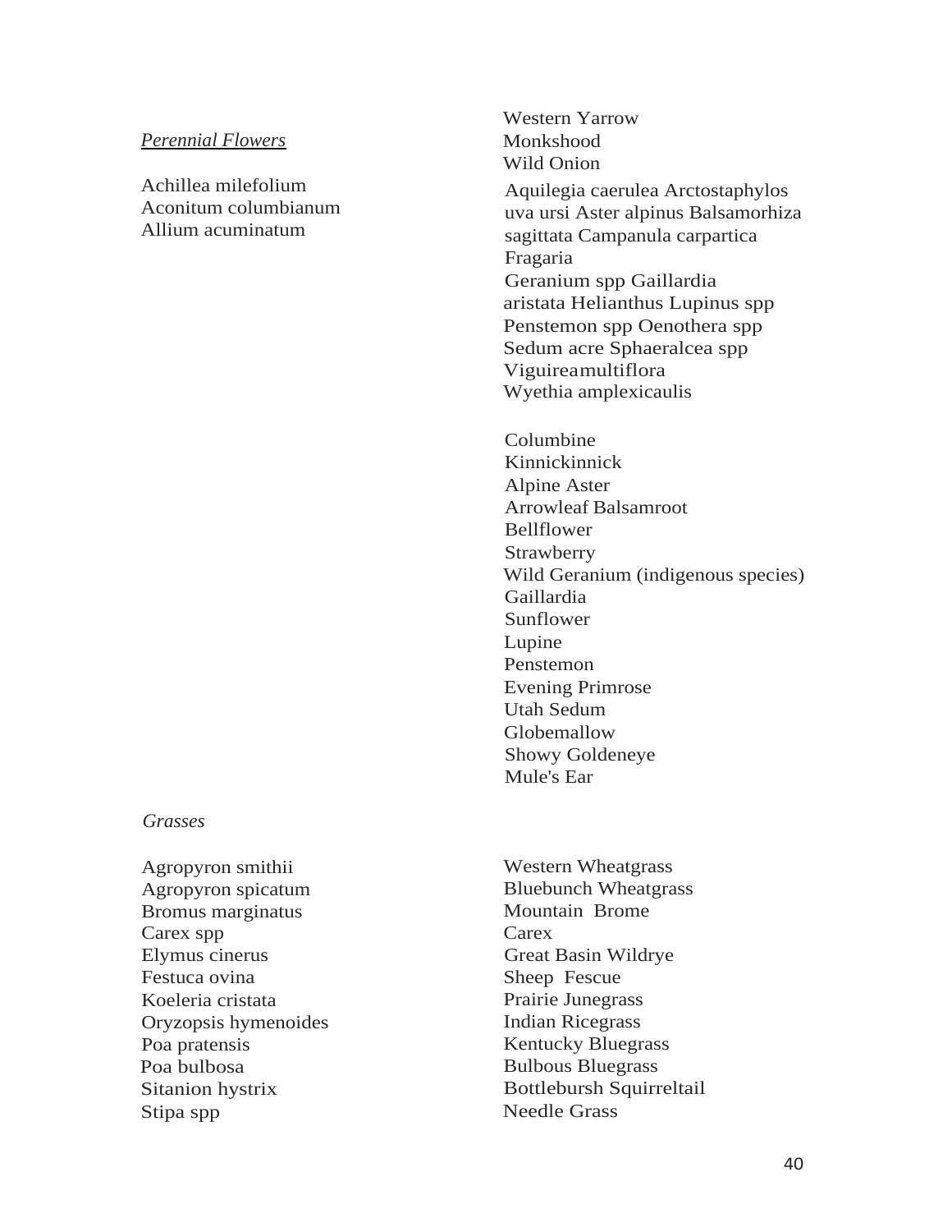*Perennial Flowers*

| Scientific Name | Common Name |
|---|---|
| Achillea milefolium | Western Yarrow |
| Aconitum columbianum | Monkshood |
| Allium acuminatum | Wild Onion |
| Aquilegia caerulea | Columbine |
| Arctostaphylos uva ursi | Kinnickinnick |
| Aster alpinus | Alpine Aster |
| Balsamorhiza sagittata | Arrowleaf Balsamroot |
| Campanula carpartica | Bellflower |
| Fragaria | Strawberry |
| Geranium spp | Wild Geranium (indigenous species) |
| Gaillardia aristata | Gaillardia |
| Helianthus | Sunflower |
| Lupinus spp | Lupine |
| Penstemon spp | Penstemon |
| Oenothera spp | Evening Primrose |
| Sedum acre | Utah Sedum |
| Sphaeralcea spp | Globemallow |
| Viguireamultiflora | Showy Goldeneye |
| Wyethia amplexicaulis | Mule's Ear |

*Grasses*

| Scientific Name | Common Name |
|---|---|
| Agropyron smithii | Western Wheatgrass |
| Agropyron spicatum | Bluebunch Wheatgrass |
| Bromus marginatus | Mountain Brome |
| Carex spp | Carex |
| Elymus cinerus | Great Basin Wildrye |
| Festuca ovina | Sheep Fescue |
| Koeleria cristata | Prairie Junegrass |
| Oryzopsis hymenoides | Indian Ricegrass |
| Poa pratensis | Kentucky Bluegrass |
| Poa bulbosa | Bulbous Bluegrass |
| Sitanion hystrix | Bottlebursh Squirreltail |
| Stipa spp | Needle Grass |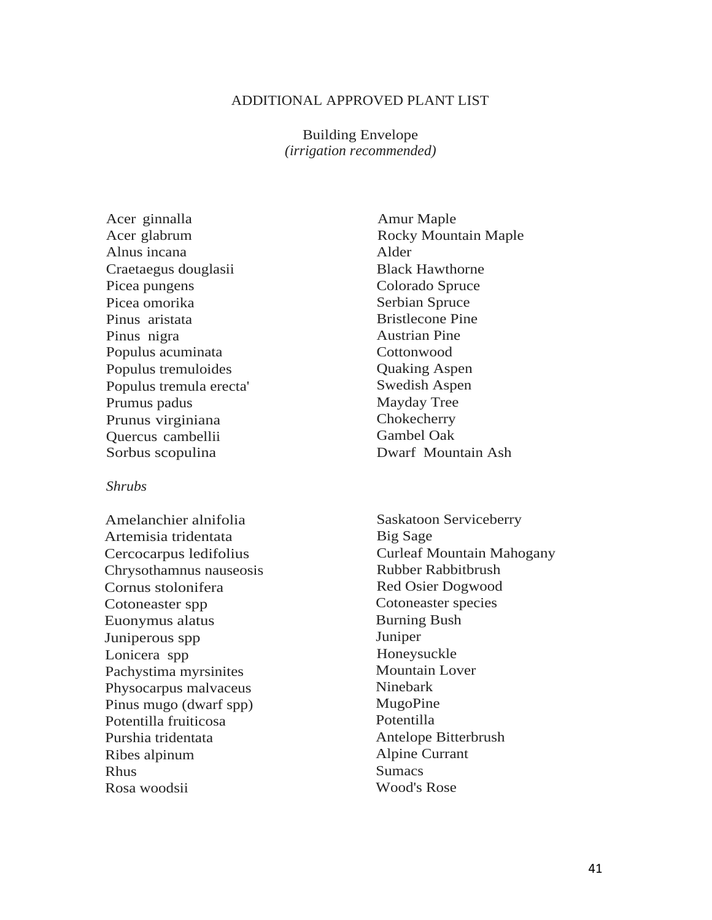# ADDITIONAL APPROVED PLANT LIST

## Building Envelope
*(irrigation recommended)*

| | |
|---|---|
| Acer ginnalla | Amur Maple |
| Acer glabrum | Rocky Mountain Maple |
| Alnus incana | Alder |
| Craetaegus douglasii | Black Hawthorne |
| Picea pungens | Colorado Spruce |
| Picea omorika | Serbian Spruce |
| Pinus aristata | Bristlecone Pine |
| Pinus nigra | Austrian Pine |
| Populus acuminata | Cottonwood |
| Populus tremuloides | Quaking Aspen |
| Populus tremula erecta' | Swedish Aspen |
| Prumus padus | Mayday Tree |
| Prunus virginiana | Chokecherry |
| Quercus cambellii | Gambel Oak |
| Sorbus scopulina | Dwarf Mountain Ash |

*Shrubs*

| | |
|---|---|
| Amelanchier alnifolia | Saskatoon Serviceberry |
| Artemisia tridentata | Big Sage |
| Cercocarpus ledifolius | Curleaf Mountain Mahogany |
| Chrysothamnus nauseosis | Rubber Rabbitbrush |
| Cornus stolonifera | Red Osier Dogwood |
| Cotoneaster spp | Cotoneaster species |
| Euonymus alatus | Burning Bush |
| Juniperous spp | Juniper |
| Lonicera spp | Honeysuckle |
| Pachystima myrsinites | Mountain Lover |
| Physocarpus malvaceus | Ninebark |
| Pinus mugo (dwarf spp) | MugoPine |
| Potentilla fruiticosa | Potentilla |
| Purshia tridentata | Antelope Bitterbrush |
| Ribes alpinum | Alpine Currant |
| Rhus | Sumacs |
| Rosa woodsii | Wood's Rose |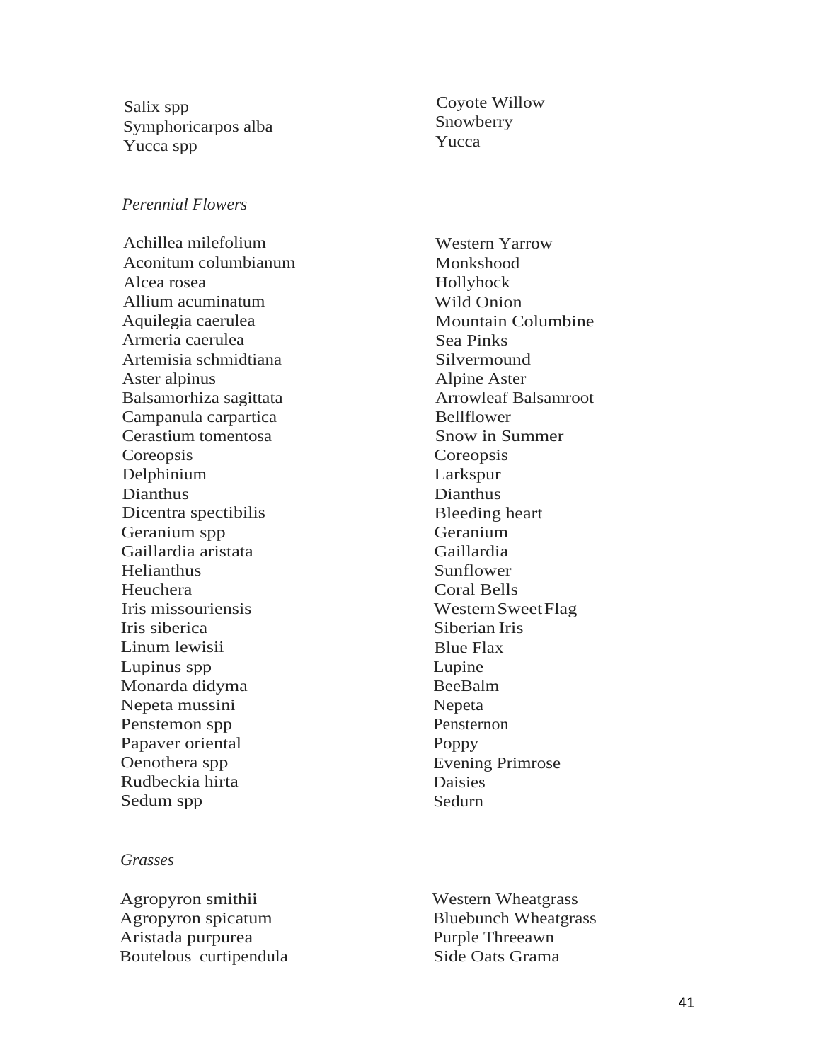| | |
|---|---|
| Salix spp | Coyote Willow |
| Symphoricarpos alba | Snowberry |
| Yucca spp | Yucca |

*Perennial Flowers*

| | |
|---|---|
| Achillea milefolium | Western Yarrow |
| Aconitum columbianum | Monkshood |
| Alcea rosea | Hollyhock |
| Allium acuminatum | Wild Onion |
| Aquilegia caerulea | Mountain Columbine |
| Armeria caerulea | Sea Pinks |
| Artemisia schmidtiana | Silvermound |
| Aster alpinus | Alpine Aster |
| Balsamorhiza sagittata | Arrowleaf Balsamroot |
| Campanula carpartica | Bellflower |
| Cerastium tomentosa | Snow in Summer |
| Coreopsis | Coreopsis |
| Delphinium | Larkspur |
| Dianthus | Dianthus |
| Dicentra spectibilis | Bleeding heart |
| Geranium spp | Geranium |
| Gaillardia aristata | Gaillardia |
| Helianthus | Sunflower |
| Heuchera | Coral Bells |
| Iris missouriensis | Western Sweet Flag |
| Iris siberica | Siberian Iris |
| Linum lewisii | Blue Flax |
| Lupinus spp | Lupine |
| Monarda didyma | BeeBalm |
| Nepeta mussini | Nepeta |
| Penstemon spp | Pensternon |
| Papaver oriental | Poppy |
| Oenothera spp | Evening Primrose |
| Rudbeckia hirta | Daisies |
| Sedum spp | Sedurn |

*Grasses*

| | |
|---|---|
| Agropyron smithii | Western Wheatgrass |
| Agropyron spicatum | Bluebunch Wheatgrass |
| Aristada purpurea | Purple Threeawn |
| Boutelous curtipendula | Side Oats Grama |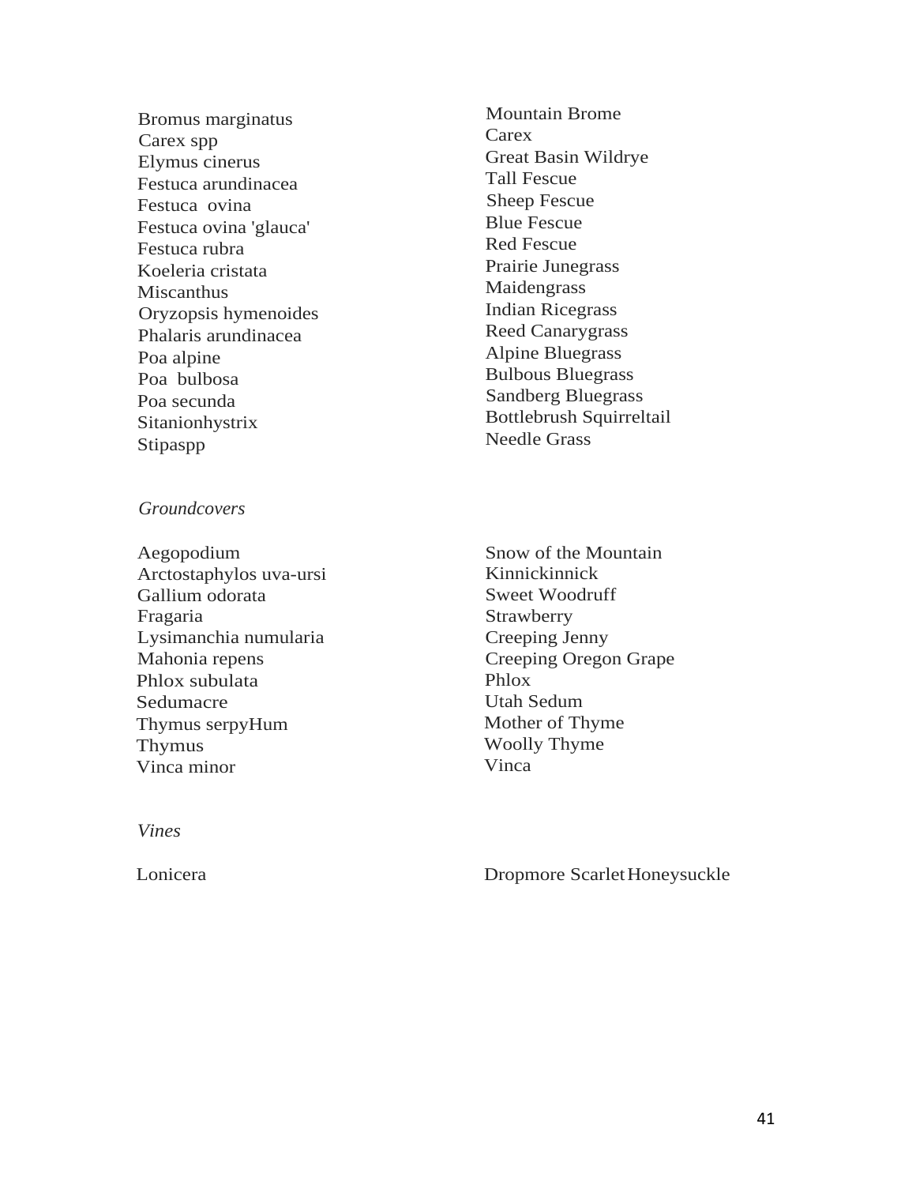| | |
|---|---|
| Bromus marginatus | Mountain Brome |
| Carex spp | Carex |
| Elymus cinerus | Great Basin Wildrye |
| Festuca arundinacea | Tall Fescue |
| Festuca ovina | Sheep Fescue |
| Festuca ovina 'glauca' | Blue Fescue |
| Festuca rubra | Red Fescue |
| Koeleria cristata | Prairie Junegrass |
| Miscanthus | Maidengrass |
| Oryzopsis hymenoides | Indian Ricegrass |
| Phalaris arundinacea | Reed Canarygrass |
| Poa alpine | Alpine Bluegrass |
| Poa bulbosa | Bulbous Bluegrass |
| Poa secunda | Sandberg Bluegrass |
| Sitanionhystrix | Bottlebrush Squirreltail |
| Stipaspp | Needle Grass |

*Groundcovers*

| | |
|---|---|
| Aegopodium | Snow of the Mountain |
| Arctostaphylos uva-ursi | Kinnickinnick |
| Gallium odorata | Sweet Woodruff |
| Fragaria | Strawberry |
| Lysimanchia numularia | Creeping Jenny |
| Mahonia repens | Creeping Oregon Grape |
| Phlox subulata | Phlox |
| Sedumacre | Utah Sedum |
| Thymus serpyHum | Mother of Thyme |
| Thymus | Woolly Thyme |
| Vinca minor | Vinca |

*Vines*

| | |
|---|---|
| Lonicera | Dropmore Scarlet Honeysuckle |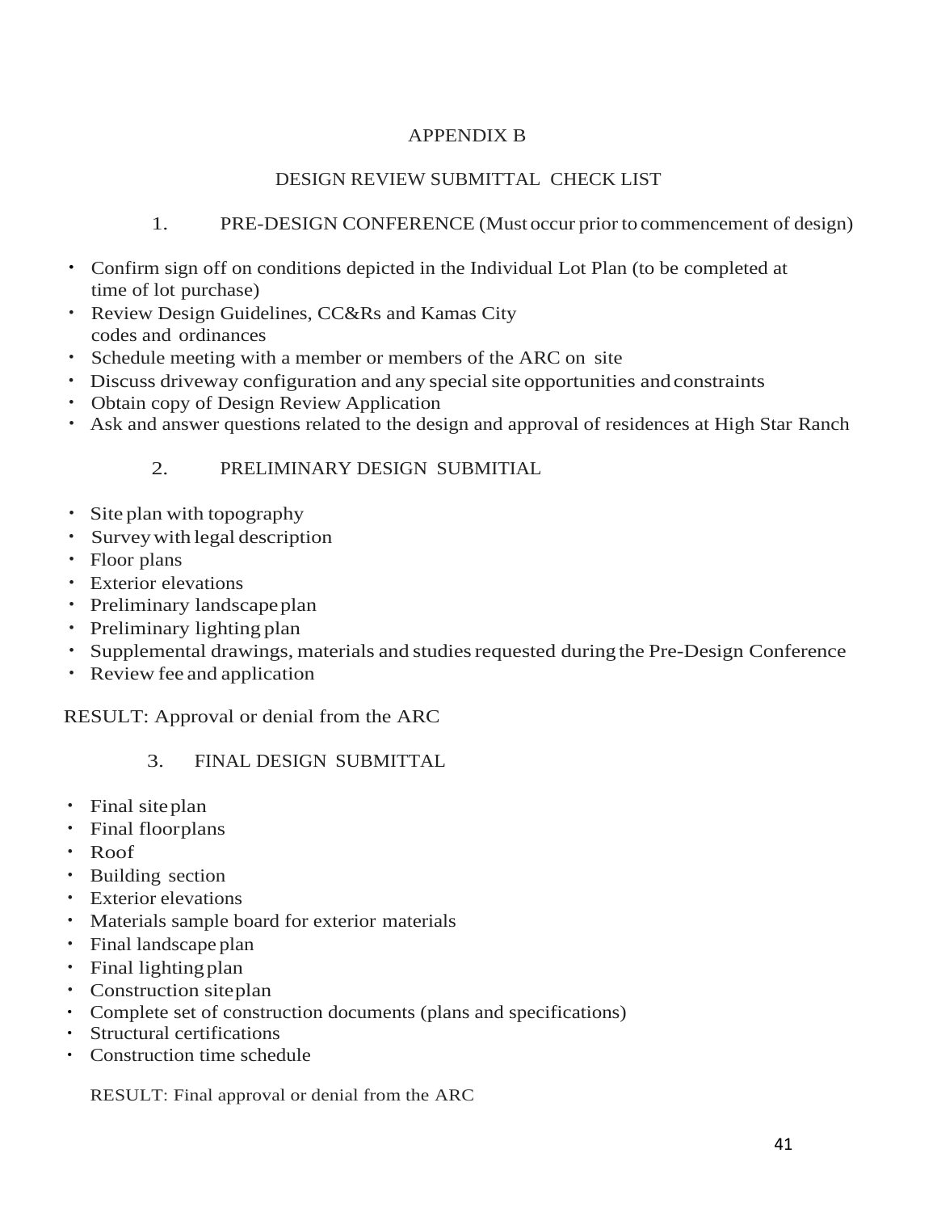# APPENDIX B

## DESIGN REVIEW SUBMITTAL CHECK LIST

### 1. PRE-DESIGN CONFERENCE (Must occur prior to commencement of design)

- Confirm sign off on conditions depicted in the Individual Lot Plan (to be completed at time of lot purchase)
- Review Design Guidelines, CC&Rs and Kamas City codes and ordinances
- Schedule meeting with a member or members of the ARC on site
- Discuss driveway configuration and any special site opportunities and constraints
- Obtain copy of Design Review Application
- Ask and answer questions related to the design and approval of residences at High Star Ranch

### 2. PRELIMINARY DESIGN SUBMITIAL

- Site plan with topography
- Survey with legal description
- Floor plans
- Exterior elevations
- Preliminary landscape plan
- Preliminary lighting plan
- Supplemental drawings, materials and studies requested during the Pre-Design Conference
- Review fee and application

RESULT: Approval or denial from the ARC

### 3. FINAL DESIGN SUBMITTAL

- Final site plan
- Final floorplans
- Roof
- Building section
- Exterior elevations
- Materials sample board for exterior materials
- Final landscape plan
- Final lighting plan
- Construction site plan
- Complete set of construction documents (plans and specifications)
- Structural certifications
- Construction time schedule

RESULT: Final approval or denial from the ARC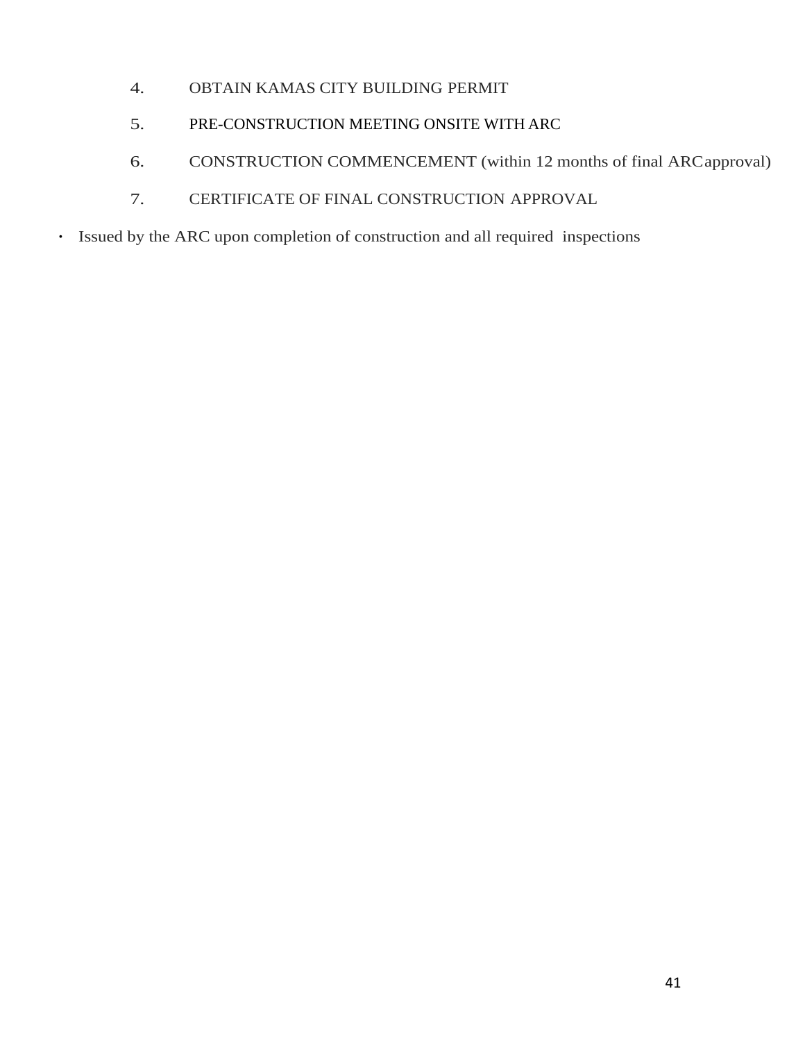4. OBTAIN KAMAS CITY BUILDING PERMIT
5. PRE-CONSTRUCTION MEETING ONSITE WITH ARC
6. CONSTRUCTION COMMENCEMENT (within 12 months of final ARC approval)
7. CERTIFICATE OF FINAL CONSTRUCTION APPROVAL

- Issued by the ARC upon completion of construction and all required inspections